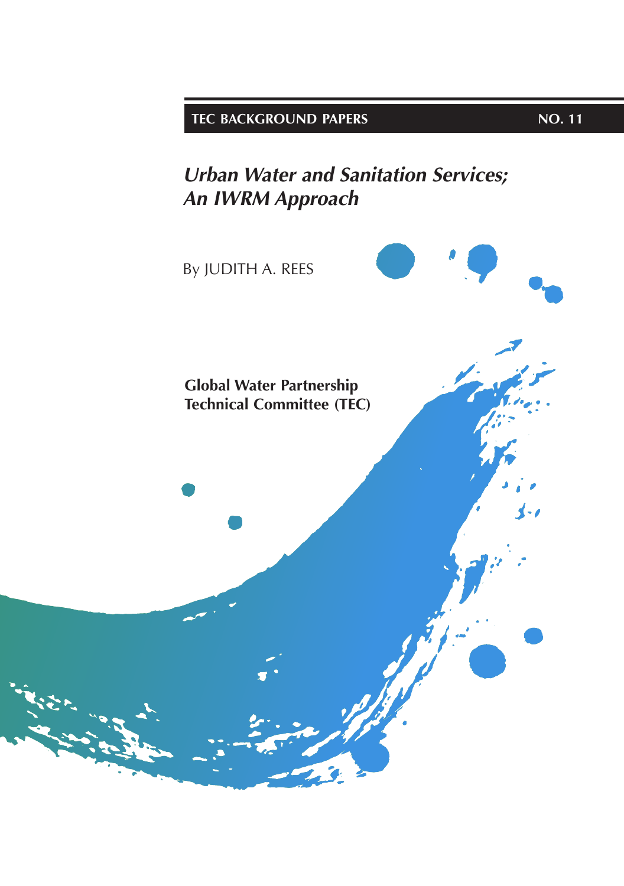TEC BACKGROUND PAPERS NO. 11

# *Urban Water and Sanitation Services; An IWRM Approach*

By JUDITH A. REES

**Global Water Partnership Technical Committee (TEC)**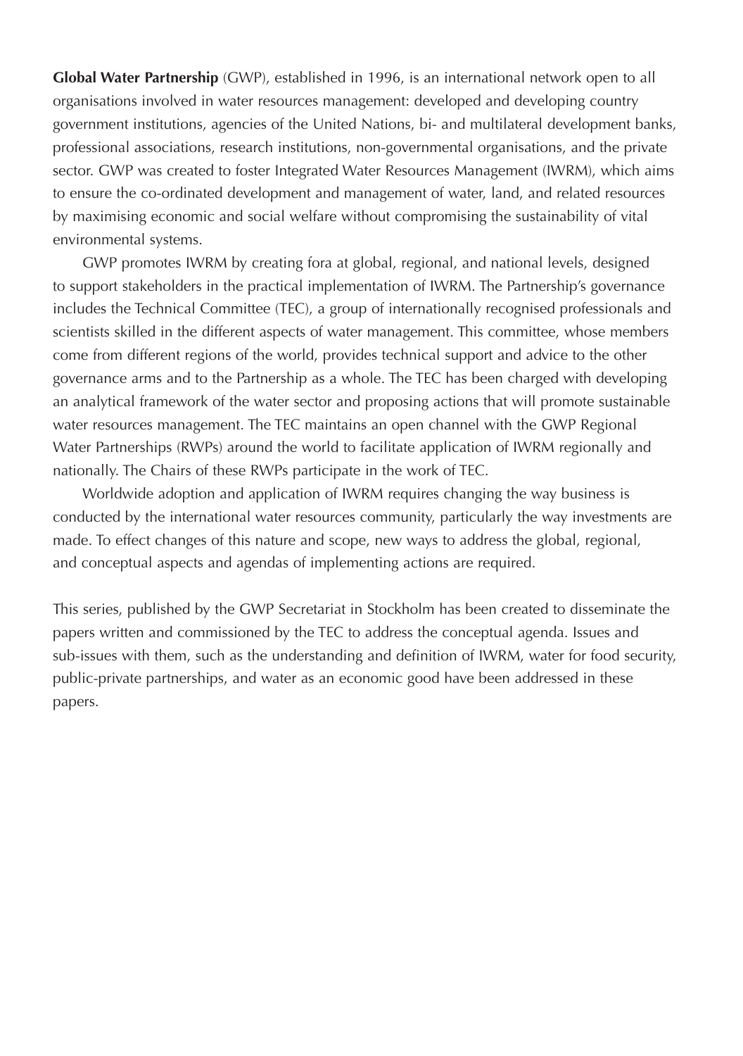**Global Water Partnership** (GWP), established in 1996, is an international network open to all organisations involved in water resources management: developed and developing country government institutions, agencies of the United Nations, bi- and multilateral development banks, professional associations, research institutions, non-governmental organisations, and the private sector. GWP was created to foster Integrated Water Resources Management (IWRM), which aims to ensure the co-ordinated development and management of water, land, and related resources by maximising economic and social welfare without compromising the sustainability of vital environmental systems.

GWP promotes IWRM by creating fora at global, regional, and national levels, designed to support stakeholders in the practical implementation of IWRM. The Partnership's governance includes the Technical Committee (TEC), a group of internationally recognised professionals and scientists skilled in the different aspects of water management. This committee, whose members come from different regions of the world, provides technical support and advice to the other governance arms and to the Partnership as a whole. The TEC has been charged with developing an analytical framework of the water sector and proposing actions that will promote sustainable water resources management. The TEC maintains an open channel with the GWP Regional Water Partnerships (RWPs) around the world to facilitate application of IWRM regionally and nationally. The Chairs of these RWPs participate in the work of TEC.

Worldwide adoption and application of IWRM requires changing the way business is conducted by the international water resources community, particularly the way investments are made. To effect changes of this nature and scope, new ways to address the global, regional, and conceptual aspects and agendas of implementing actions are required.

This series, published by the GWP Secretariat in Stockholm has been created to disseminate the papers written and commissioned by the TEC to address the conceptual agenda. Issues and sub-issues with them, such as the understanding and definition of IWRM, water for food security, public-private partnerships, and water as an economic good have been addressed in these papers.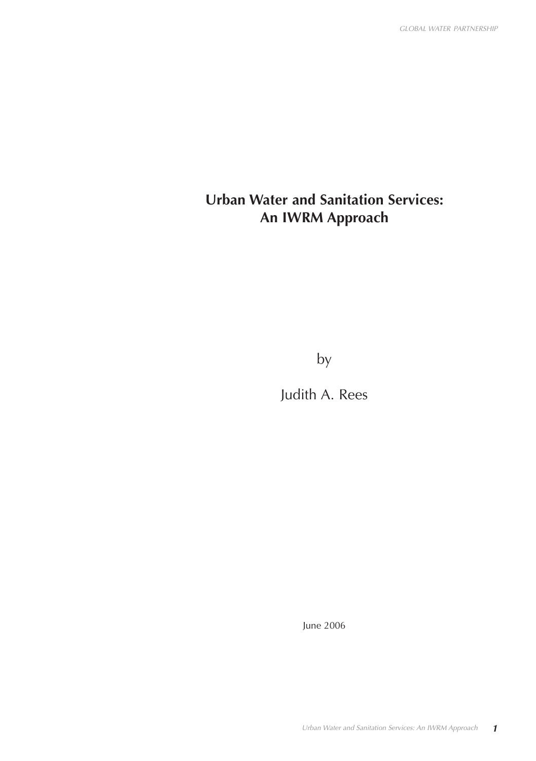# Urban Water and Sanitation Services: An IWRM Approach

by

Judith A. Rees

June 2006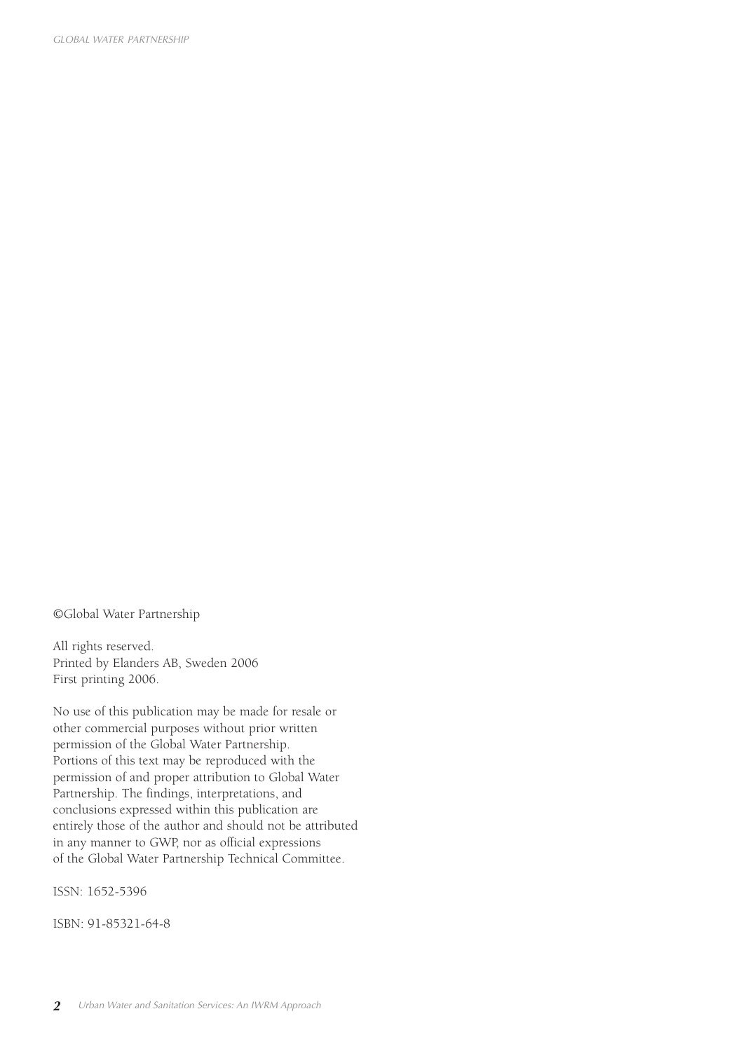©Global Water Partnership

All rights reserved.
Printed by Elanders AB, Sweden 2006
First printing 2006.

No use of this publication may be made for resale or other commercial purposes without prior written permission of the Global Water Partnership. Portions of this text may be reproduced with the permission of and proper attribution to Global Water Partnership. The findings, interpretations, and conclusions expressed within this publication are entirely those of the author and should not be attributed in any manner to GWP, nor as official expressions of the Global Water Partnership Technical Committee.

ISSN: 1652-5396

ISBN: 91-85321-64-8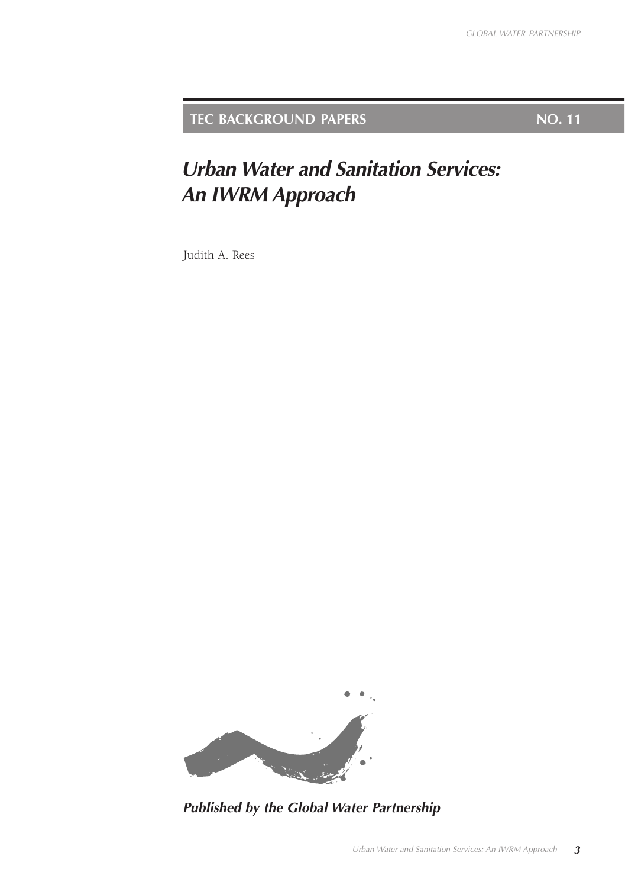**TEC BACKGROUND PAPERS** **NO. 11**

# *Urban Water and Sanitation Services: An IWRM Approach*

Judith A. Rees

***Published by the Global Water Partnership***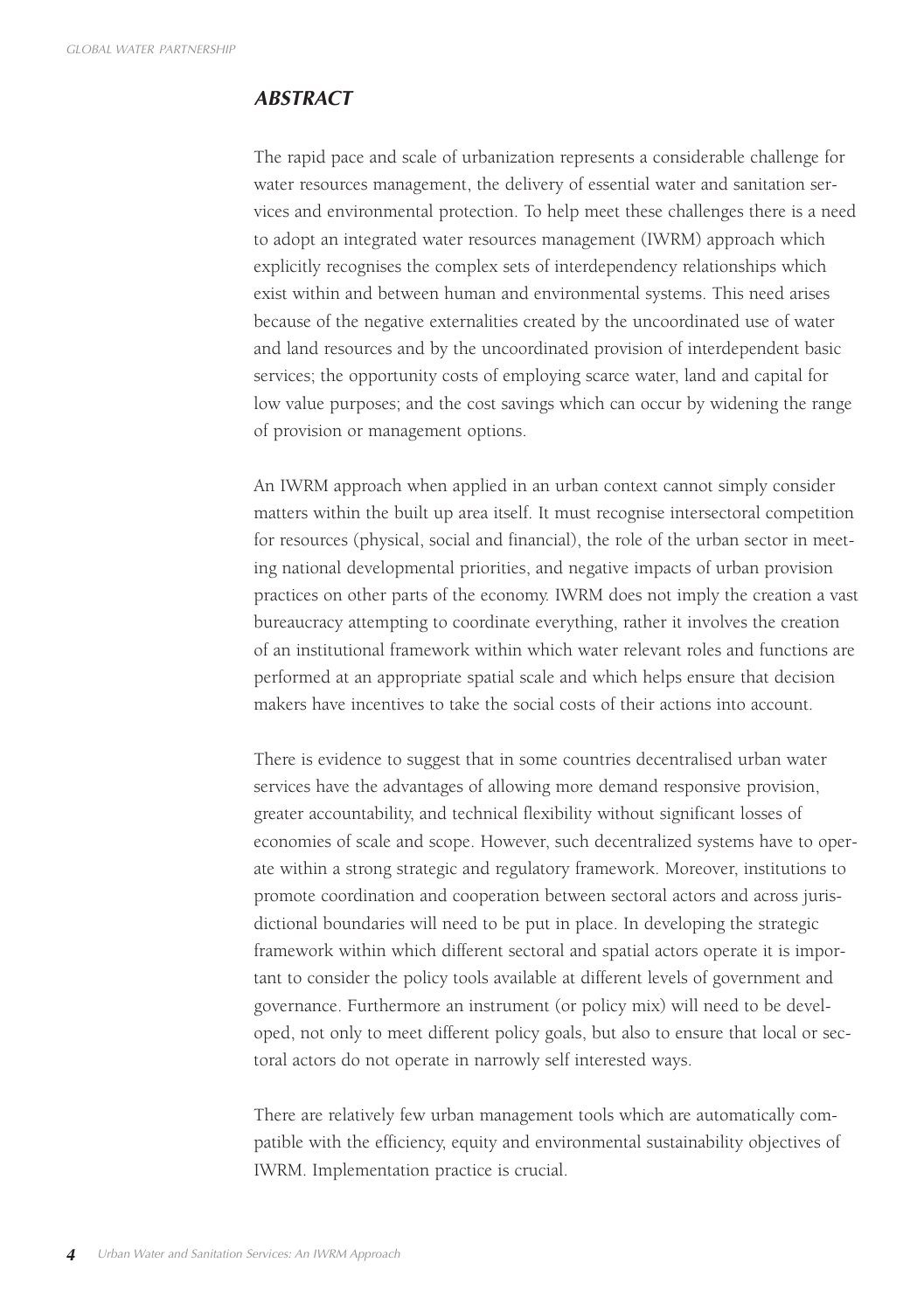## *ABSTRACT*

The rapid pace and scale of urbanization represents a considerable challenge for water resources management, the delivery of essential water and sanitation services and environmental protection. To help meet these challenges there is a need to adopt an integrated water resources management (IWRM) approach which explicitly recognises the complex sets of interdependency relationships which exist within and between human and environmental systems. This need arises because of the negative externalities created by the uncoordinated use of water and land resources and by the uncoordinated provision of interdependent basic services; the opportunity costs of employing scarce water, land and capital for low value purposes; and the cost savings which can occur by widening the range of provision or management options.

An IWRM approach when applied in an urban context cannot simply consider matters within the built up area itself. It must recognise intersectoral competition for resources (physical, social and financial), the role of the urban sector in meeting national developmental priorities, and negative impacts of urban provision practices on other parts of the economy. IWRM does not imply the creation a vast bureaucracy attempting to coordinate everything, rather it involves the creation of an institutional framework within which water relevant roles and functions are performed at an appropriate spatial scale and which helps ensure that decision makers have incentives to take the social costs of their actions into account.

There is evidence to suggest that in some countries decentralised urban water services have the advantages of allowing more demand responsive provision, greater accountability, and technical flexibility without significant losses of economies of scale and scope. However, such decentralized systems have to operate within a strong strategic and regulatory framework. Moreover, institutions to promote coordination and cooperation between sectoral actors and across jurisdictional boundaries will need to be put in place. In developing the strategic framework within which different sectoral and spatial actors operate it is important to consider the policy tools available at different levels of government and governance. Furthermore an instrument (or policy mix) will need to be developed, not only to meet different policy goals, but also to ensure that local or sectoral actors do not operate in narrowly self interested ways.

There are relatively few urban management tools which are automatically compatible with the efficiency, equity and environmental sustainability objectives of IWRM. Implementation practice is crucial.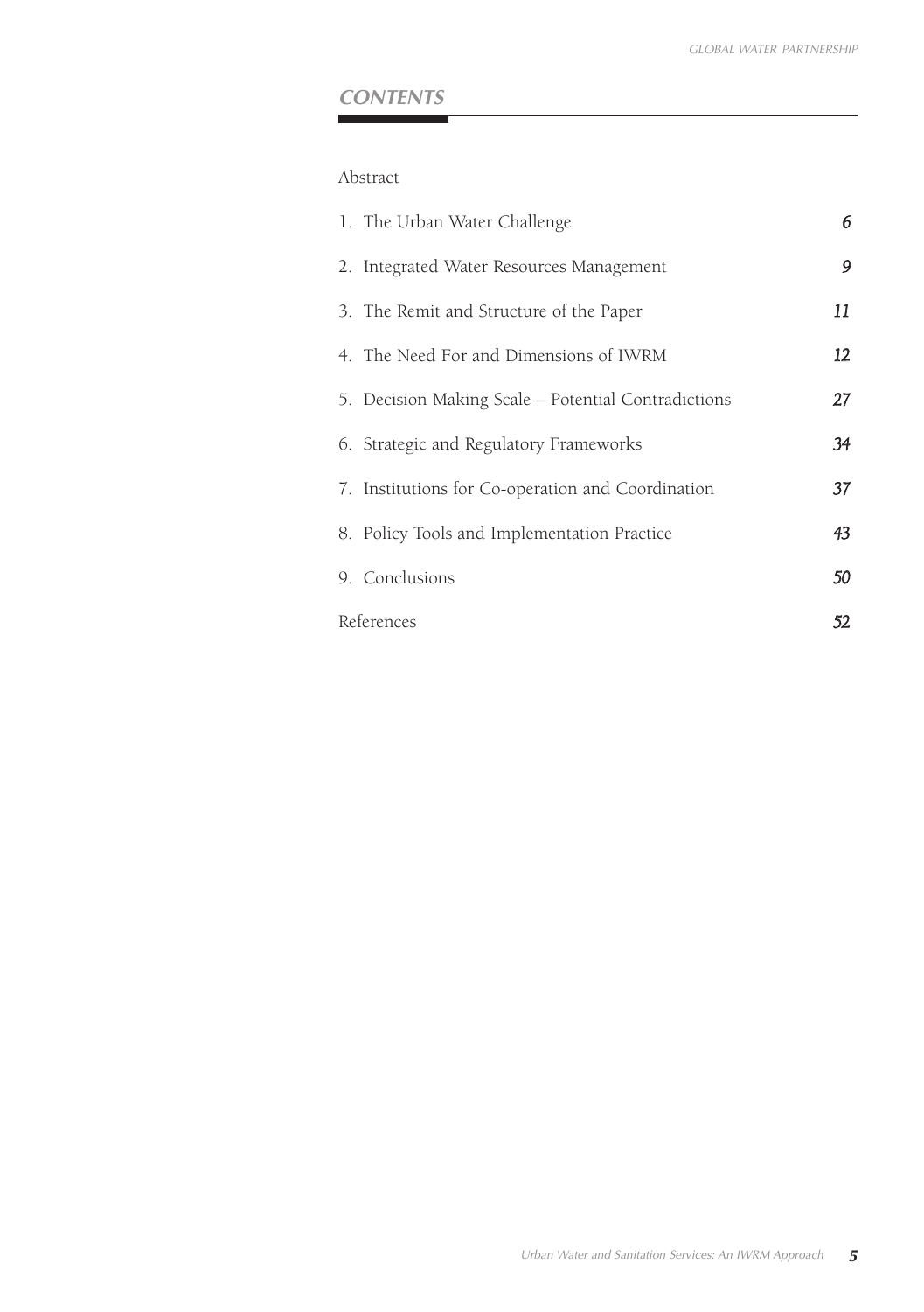## CONTENTS

Abstract

| | |
|---|---|
| 1. The Urban Water Challenge | 6 |
| 2. Integrated Water Resources Management | 9 |
| 3. The Remit and Structure of the Paper | 11 |
| 4. The Need For and Dimensions of IWRM | 12 |
| 5. Decision Making Scale – Potential Contradictions | 27 |
| 6. Strategic and Regulatory Frameworks | 34 |
| 7. Institutions for Co-operation and Coordination | 37 |
| 8. Policy Tools and Implementation Practice | 43 |
| 9. Conclusions | 50 |
| References | 52 |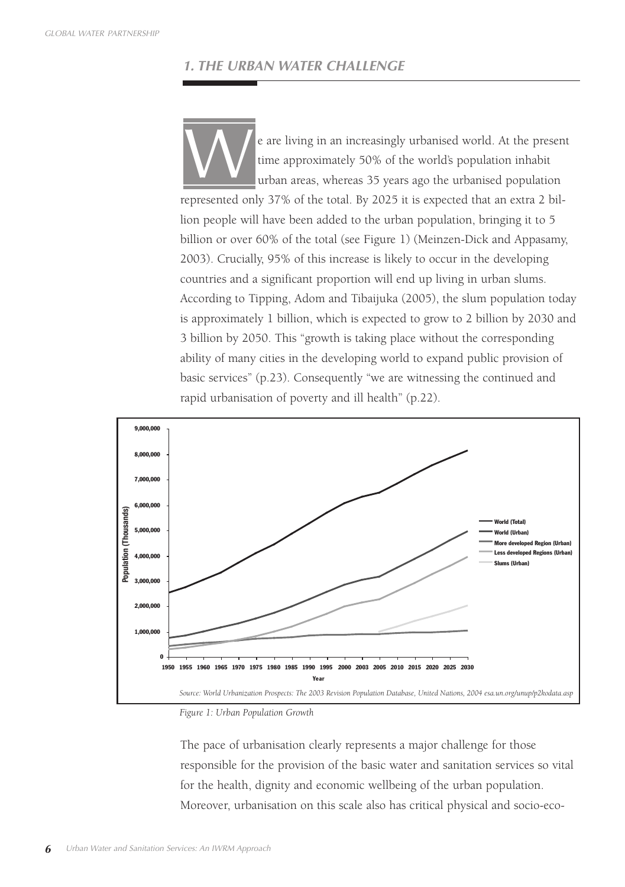## 1. THE URBAN WATER CHALLENGE

We are living in an increasingly urbanised world. At the present time approximately 50% of the world's population inhabit urban areas, whereas 35 years ago the urbanised population represented only 37% of the total. By 2025 it is expected that an extra 2 billion people will have been added to the urban population, bringing it to 5 billion or over 60% of the total (see Figure 1) (Meinzen-Dick and Appasamy, 2003). Crucially, 95% of this increase is likely to occur in the developing countries and a significant proportion will end up living in urban slums. According to Tipping, Adom and Tibaijuka (2005), the slum population today is approximately 1 billion, which is expected to grow to 2 billion by 2030 and 3 billion by 2050. This "growth is taking place without the corresponding ability of many cities in the developing world to expand public provision of basic services" (p.23). Consequently "we are witnessing the continued and rapid urbanisation of poverty and ill health" (p.22).

*Source: World Urbanization Prospects: The 2003 Revision Population Database, United Nations, 2004 esa.un.org/unup/p2kodata.asp*

*Figure 1: Urban Population Growth*

The pace of urbanisation clearly represents a major challenge for those responsible for the provision of the basic water and sanitation services so vital for the health, dignity and economic wellbeing of the urban population. Moreover, urbanisation on this scale also has critical physical and socio-eco-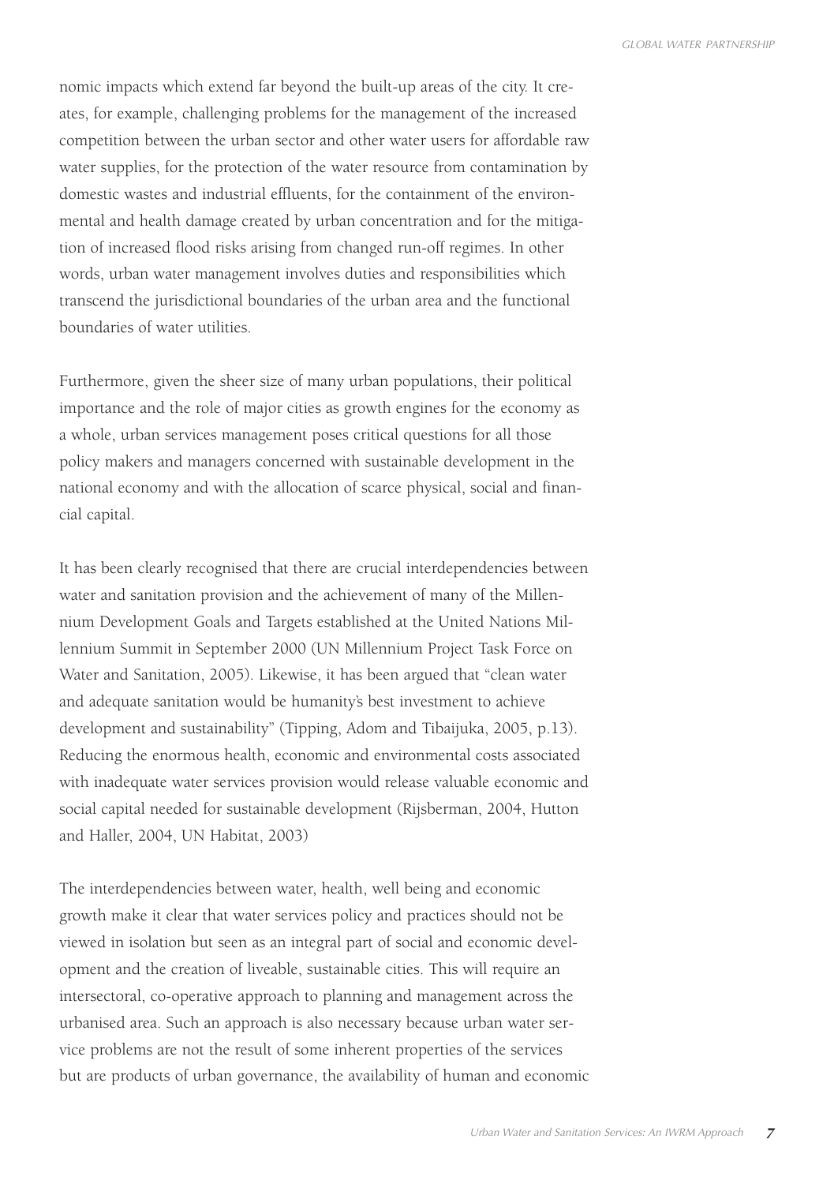nomic impacts which extend far beyond the built-up areas of the city. It creates, for example, challenging problems for the management of the increased competition between the urban sector and other water users for affordable raw water supplies, for the protection of the water resource from contamination by domestic wastes and industrial effluents, for the containment of the environmental and health damage created by urban concentration and for the mitigation of increased flood risks arising from changed run-off regimes. In other words, urban water management involves duties and responsibilities which transcend the jurisdictional boundaries of the urban area and the functional boundaries of water utilities.

Furthermore, given the sheer size of many urban populations, their political importance and the role of major cities as growth engines for the economy as a whole, urban services management poses critical questions for all those policy makers and managers concerned with sustainable development in the national economy and with the allocation of scarce physical, social and financial capital.

It has been clearly recognised that there are crucial interdependencies between water and sanitation provision and the achievement of many of the Millennium Development Goals and Targets established at the United Nations Millennium Summit in September 2000 (UN Millennium Project Task Force on Water and Sanitation, 2005). Likewise, it has been argued that "clean water and adequate sanitation would be humanity's best investment to achieve development and sustainability" (Tipping, Adom and Tibaijuka, 2005, p.13). Reducing the enormous health, economic and environmental costs associated with inadequate water services provision would release valuable economic and social capital needed for sustainable development (Rijsberman, 2004, Hutton and Haller, 2004, UN Habitat, 2003)

The interdependencies between water, health, well being and economic growth make it clear that water services policy and practices should not be viewed in isolation but seen as an integral part of social and economic development and the creation of liveable, sustainable cities. This will require an intersectoral, co-operative approach to planning and management across the urbanised area. Such an approach is also necessary because urban water service problems are not the result of some inherent properties of the services but are products of urban governance, the availability of human and economic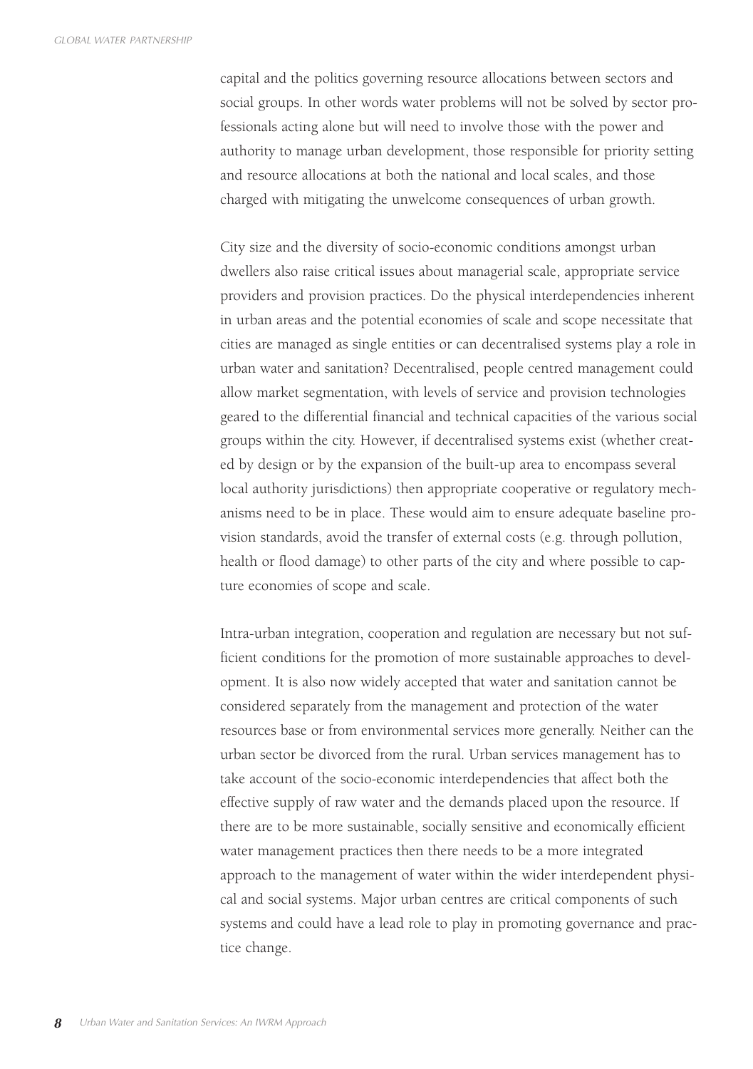capital and the politics governing resource allocations between sectors and social groups. In other words water problems will not be solved by sector professionals acting alone but will need to involve those with the power and authority to manage urban development, those responsible for priority setting and resource allocations at both the national and local scales, and those charged with mitigating the unwelcome consequences of urban growth.

City size and the diversity of socio-economic conditions amongst urban dwellers also raise critical issues about managerial scale, appropriate service providers and provision practices. Do the physical interdependencies inherent in urban areas and the potential economies of scale and scope necessitate that cities are managed as single entities or can decentralised systems play a role in urban water and sanitation? Decentralised, people centred management could allow market segmentation, with levels of service and provision technologies geared to the differential financial and technical capacities of the various social groups within the city. However, if decentralised systems exist (whether created by design or by the expansion of the built-up area to encompass several local authority jurisdictions) then appropriate cooperative or regulatory mechanisms need to be in place. These would aim to ensure adequate baseline provision standards, avoid the transfer of external costs (e.g. through pollution, health or flood damage) to other parts of the city and where possible to capture economies of scope and scale.

Intra-urban integration, cooperation and regulation are necessary but not sufficient conditions for the promotion of more sustainable approaches to development. It is also now widely accepted that water and sanitation cannot be considered separately from the management and protection of the water resources base or from environmental services more generally. Neither can the urban sector be divorced from the rural. Urban services management has to take account of the socio-economic interdependencies that affect both the effective supply of raw water and the demands placed upon the resource. If there are to be more sustainable, socially sensitive and economically efficient water management practices then there needs to be a more integrated approach to the management of water within the wider interdependent physical and social systems. Major urban centres are critical components of such systems and could have a lead role to play in promoting governance and practice change.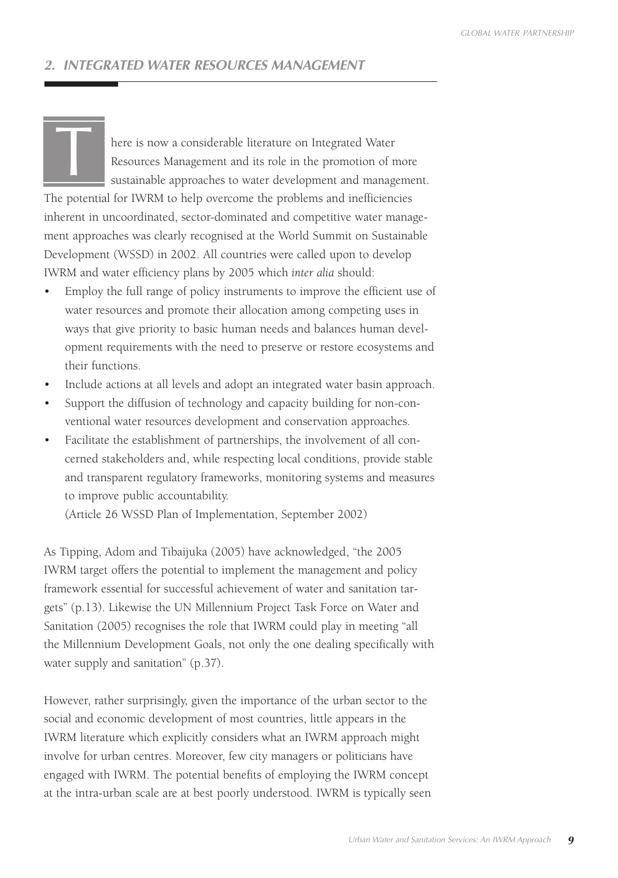## 2. INTEGRATED WATER RESOURCES MANAGEMENT

There is now a considerable literature on Integrated Water Resources Management and its role in the promotion of more sustainable approaches to water development and management. The potential for IWRM to help overcome the problems and inefficiencies inherent in uncoordinated, sector-dominated and competitive water management approaches was clearly recognised at the World Summit on Sustainable Development (WSSD) in 2002. All countries were called upon to develop IWRM and water efficiency plans by 2005 which *inter alia* should:

- Employ the full range of policy instruments to improve the efficient use of water resources and promote their allocation among competing uses in ways that give priority to basic human needs and balances human development requirements with the need to preserve or restore ecosystems and their functions.
- Include actions at all levels and adopt an integrated water basin approach.
- Support the diffusion of technology and capacity building for non-conventional water resources development and conservation approaches.
- Facilitate the establishment of partnerships, the involvement of all concerned stakeholders and, while respecting local conditions, provide stable and transparent regulatory frameworks, monitoring systems and measures to improve public accountability.

  (Article 26 WSSD Plan of Implementation, September 2002)

As Tipping, Adom and Tibaijuka (2005) have acknowledged, "the 2005 IWRM target offers the potential to implement the management and policy framework essential for successful achievement of water and sanitation targets" (p.13). Likewise the UN Millennium Project Task Force on Water and Sanitation (2005) recognises the role that IWRM could play in meeting "all the Millennium Development Goals, not only the one dealing specifically with water supply and sanitation" (p.37).

However, rather surprisingly, given the importance of the urban sector to the social and economic development of most countries, little appears in the IWRM literature which explicitly considers what an IWRM approach might involve for urban centres. Moreover, few city managers or politicians have engaged with IWRM. The potential benefits of employing the IWRM concept at the intra-urban scale are at best poorly understood. IWRM is typically seen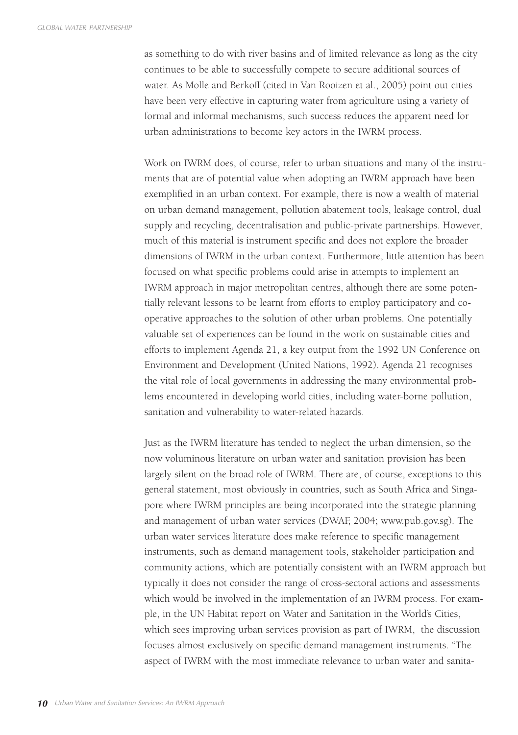as something to do with river basins and of limited relevance as long as the city continues to be able to successfully compete to secure additional sources of water. As Molle and Berkoff (cited in Van Rooizen et al., 2005) point out cities have been very effective in capturing water from agriculture using a variety of formal and informal mechanisms, such success reduces the apparent need for urban administrations to become key actors in the IWRM process.

Work on IWRM does, of course, refer to urban situations and many of the instruments that are of potential value when adopting an IWRM approach have been exemplified in an urban context. For example, there is now a wealth of material on urban demand management, pollution abatement tools, leakage control, dual supply and recycling, decentralisation and public-private partnerships. However, much of this material is instrument specific and does not explore the broader dimensions of IWRM in the urban context. Furthermore, little attention has been focused on what specific problems could arise in attempts to implement an IWRM approach in major metropolitan centres, although there are some potentially relevant lessons to be learnt from efforts to employ participatory and co-operative approaches to the solution of other urban problems. One potentially valuable set of experiences can be found in the work on sustainable cities and efforts to implement Agenda 21, a key output from the 1992 UN Conference on Environment and Development (United Nations, 1992). Agenda 21 recognises the vital role of local governments in addressing the many environmental problems encountered in developing world cities, including water-borne pollution, sanitation and vulnerability to water-related hazards.

Just as the IWRM literature has tended to neglect the urban dimension, so the now voluminous literature on urban water and sanitation provision has been largely silent on the broad role of IWRM. There are, of course, exceptions to this general statement, most obviously in countries, such as South Africa and Singapore where IWRM principles are being incorporated into the strategic planning and management of urban water services (DWAF, 2004; www.pub.gov.sg). The urban water services literature does make reference to specific management instruments, such as demand management tools, stakeholder participation and community actions, which are potentially consistent with an IWRM approach but typically it does not consider the range of cross-sectoral actions and assessments which would be involved in the implementation of an IWRM process. For example, in the UN Habitat report on Water and Sanitation in the World's Cities, which sees improving urban services provision as part of IWRM, the discussion focuses almost exclusively on specific demand management instruments. "The aspect of IWRM with the most immediate relevance to urban water and sanita-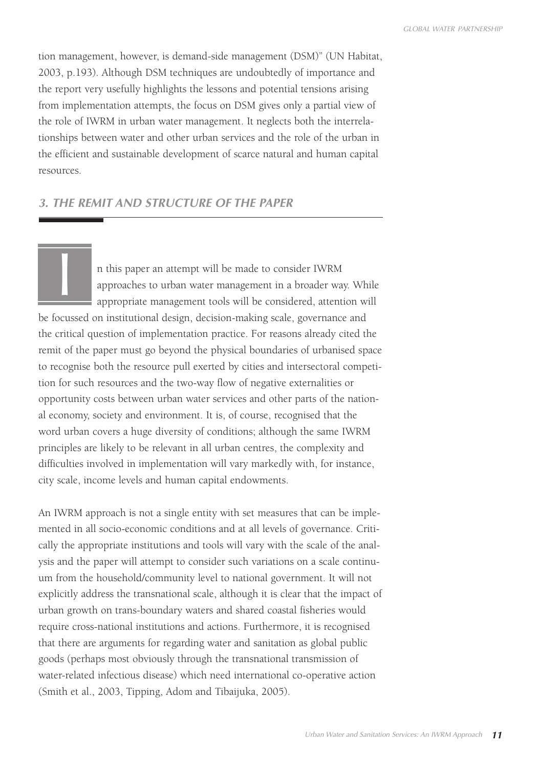tion management, however, is demand-side management (DSM)" (UN Habitat, 2003, p.193). Although DSM techniques are undoubtedly of importance and the report very usefully highlights the lessons and potential tensions arising from implementation attempts, the focus on DSM gives only a partial view of the role of IWRM in urban water management. It neglects both the interrelationships between water and other urban services and the role of the urban in the efficient and sustainable development of scarce natural and human capital resources.

## *3. THE REMIT AND STRUCTURE OF THE PAPER*

In this paper an attempt will be made to consider IWRM approaches to urban water management in a broader way. While appropriate management tools will be considered, attention will be focussed on institutional design, decision-making scale, governance and the critical question of implementation practice. For reasons already cited the remit of the paper must go beyond the physical boundaries of urbanised space to recognise both the resource pull exerted by cities and intersectoral competition for such resources and the two-way flow of negative externalities or opportunity costs between urban water services and other parts of the national economy, society and environment. It is, of course, recognised that the word urban covers a huge diversity of conditions; although the same IWRM principles are likely to be relevant in all urban centres, the complexity and difficulties involved in implementation will vary markedly with, for instance, city scale, income levels and human capital endowments.

An IWRM approach is not a single entity with set measures that can be implemented in all socio-economic conditions and at all levels of governance. Critically the appropriate institutions and tools will vary with the scale of the analysis and the paper will attempt to consider such variations on a scale continuum from the household/community level to national government. It will not explicitly address the transnational scale, although it is clear that the impact of urban growth on trans-boundary waters and shared coastal fisheries would require cross-national institutions and actions. Furthermore, it is recognised that there are arguments for regarding water and sanitation as global public goods (perhaps most obviously through the transnational transmission of water-related infectious disease) which need international co-operative action (Smith et al., 2003, Tipping, Adom and Tibaijuka, 2005).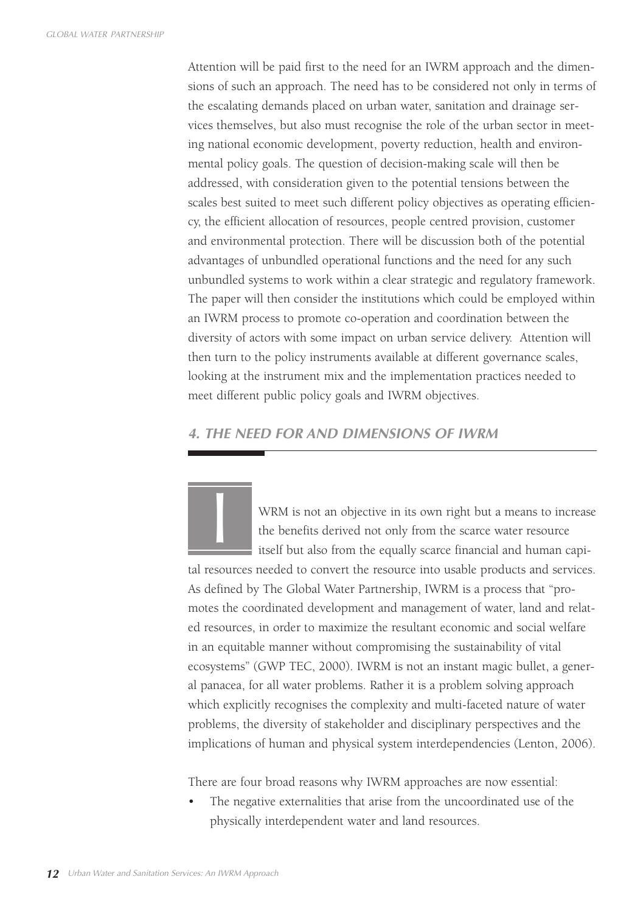Attention will be paid first to the need for an IWRM approach and the dimensions of such an approach. The need has to be considered not only in terms of the escalating demands placed on urban water, sanitation and drainage services themselves, but also must recognise the role of the urban sector in meeting national economic development, poverty reduction, health and environmental policy goals. The question of decision-making scale will then be addressed, with consideration given to the potential tensions between the scales best suited to meet such different policy objectives as operating efficiency, the efficient allocation of resources, people centred provision, customer and environmental protection. There will be discussion both of the potential advantages of unbundled operational functions and the need for any such unbundled systems to work within a clear strategic and regulatory framework. The paper will then consider the institutions which could be employed within an IWRM process to promote co-operation and coordination between the diversity of actors with some impact on urban service delivery. Attention will then turn to the policy instruments available at different governance scales, looking at the instrument mix and the implementation practices needed to meet different public policy goals and IWRM objectives.

## *4. THE NEED FOR AND DIMENSIONS OF IWRM*

IWRM is not an objective in its own right but a means to increase the benefits derived not only from the scarce water resource itself but also from the equally scarce financial and human capital resources needed to convert the resource into usable products and services. As defined by The Global Water Partnership, IWRM is a process that "promotes the coordinated development and management of water, land and related resources, in order to maximize the resultant economic and social welfare in an equitable manner without compromising the sustainability of vital ecosystems" (GWP TEC, 2000). IWRM is not an instant magic bullet, a general panacea, for all water problems. Rather it is a problem solving approach which explicitly recognises the complexity and multi-faceted nature of water problems, the diversity of stakeholder and disciplinary perspectives and the implications of human and physical system interdependencies (Lenton, 2006).

There are four broad reasons why IWRM approaches are now essential:

- The negative externalities that arise from the uncoordinated use of the physically interdependent water and land resources.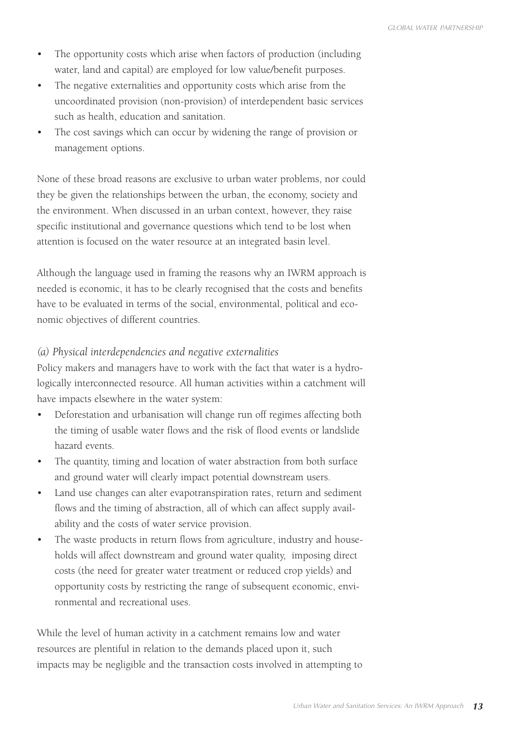- The opportunity costs which arise when factors of production (including water, land and capital) are employed for low value/benefit purposes.
- The negative externalities and opportunity costs which arise from the uncoordinated provision (non-provision) of interdependent basic services such as health, education and sanitation.
- The cost savings which can occur by widening the range of provision or management options.

None of these broad reasons are exclusive to urban water problems, nor could they be given the relationships between the urban, the economy, society and the environment. When discussed in an urban context, however, they raise specific institutional and governance questions which tend to be lost when attention is focused on the water resource at an integrated basin level.

Although the language used in framing the reasons why an IWRM approach is needed is economic, it has to be clearly recognised that the costs and benefits have to be evaluated in terms of the social, environmental, political and economic objectives of different countries.

*(a) Physical interdependencies and negative externalities*

Policy makers and managers have to work with the fact that water is a hydrologically interconnected resource. All human activities within a catchment will have impacts elsewhere in the water system:

- Deforestation and urbanisation will change run off regimes affecting both the timing of usable water flows and the risk of flood events or landslide hazard events.
- The quantity, timing and location of water abstraction from both surface and ground water will clearly impact potential downstream users.
- Land use changes can alter evapotranspiration rates, return and sediment flows and the timing of abstraction, all of which can affect supply availability and the costs of water service provision.
- The waste products in return flows from agriculture, industry and households will affect downstream and ground water quality, imposing direct costs (the need for greater water treatment or reduced crop yields) and opportunity costs by restricting the range of subsequent economic, environmental and recreational uses.

While the level of human activity in a catchment remains low and water resources are plentiful in relation to the demands placed upon it, such impacts may be negligible and the transaction costs involved in attempting to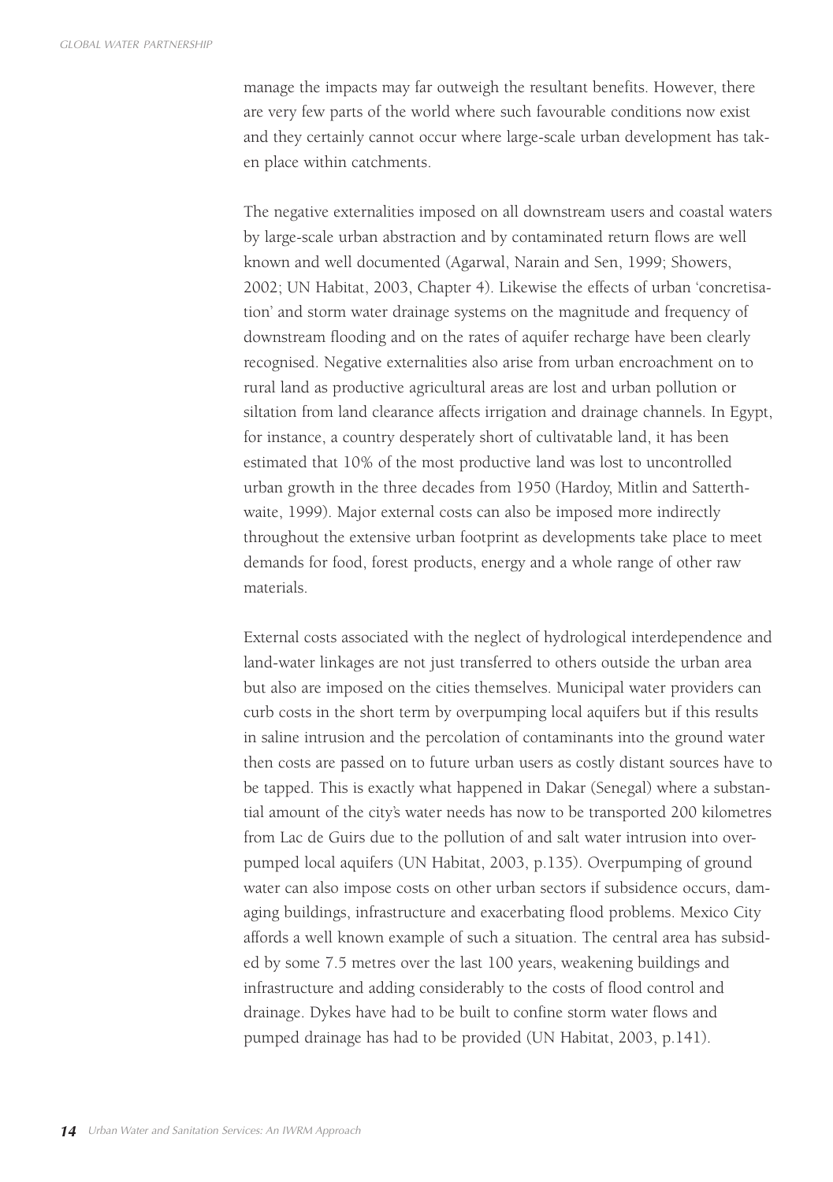manage the impacts may far outweigh the resultant benefits. However, there are very few parts of the world where such favourable conditions now exist and they certainly cannot occur where large-scale urban development has taken place within catchments.

The negative externalities imposed on all downstream users and coastal waters by large-scale urban abstraction and by contaminated return flows are well known and well documented (Agarwal, Narain and Sen, 1999; Showers, 2002; UN Habitat, 2003, Chapter 4). Likewise the effects of urban 'concretisation' and storm water drainage systems on the magnitude and frequency of downstream flooding and on the rates of aquifer recharge have been clearly recognised. Negative externalities also arise from urban encroachment on to rural land as productive agricultural areas are lost and urban pollution or siltation from land clearance affects irrigation and drainage channels. In Egypt, for instance, a country desperately short of cultivatable land, it has been estimated that 10% of the most productive land was lost to uncontrolled urban growth in the three decades from 1950 (Hardoy, Mitlin and Satterthwaite, 1999). Major external costs can also be imposed more indirectly throughout the extensive urban footprint as developments take place to meet demands for food, forest products, energy and a whole range of other raw materials.

External costs associated with the neglect of hydrological interdependence and land-water linkages are not just transferred to others outside the urban area but also are imposed on the cities themselves. Municipal water providers can curb costs in the short term by overpumping local aquifers but if this results in saline intrusion and the percolation of contaminants into the ground water then costs are passed on to future urban users as costly distant sources have to be tapped. This is exactly what happened in Dakar (Senegal) where a substantial amount of the city's water needs has now to be transported 200 kilometres from Lac de Guirs due to the pollution of and salt water intrusion into overpumped local aquifers (UN Habitat, 2003, p.135). Overpumping of ground water can also impose costs on other urban sectors if subsidence occurs, damaging buildings, infrastructure and exacerbating flood problems. Mexico City affords a well known example of such a situation. The central area has subsided by some 7.5 metres over the last 100 years, weakening buildings and infrastructure and adding considerably to the costs of flood control and drainage. Dykes have had to be built to confine storm water flows and pumped drainage has had to be provided (UN Habitat, 2003, p.141).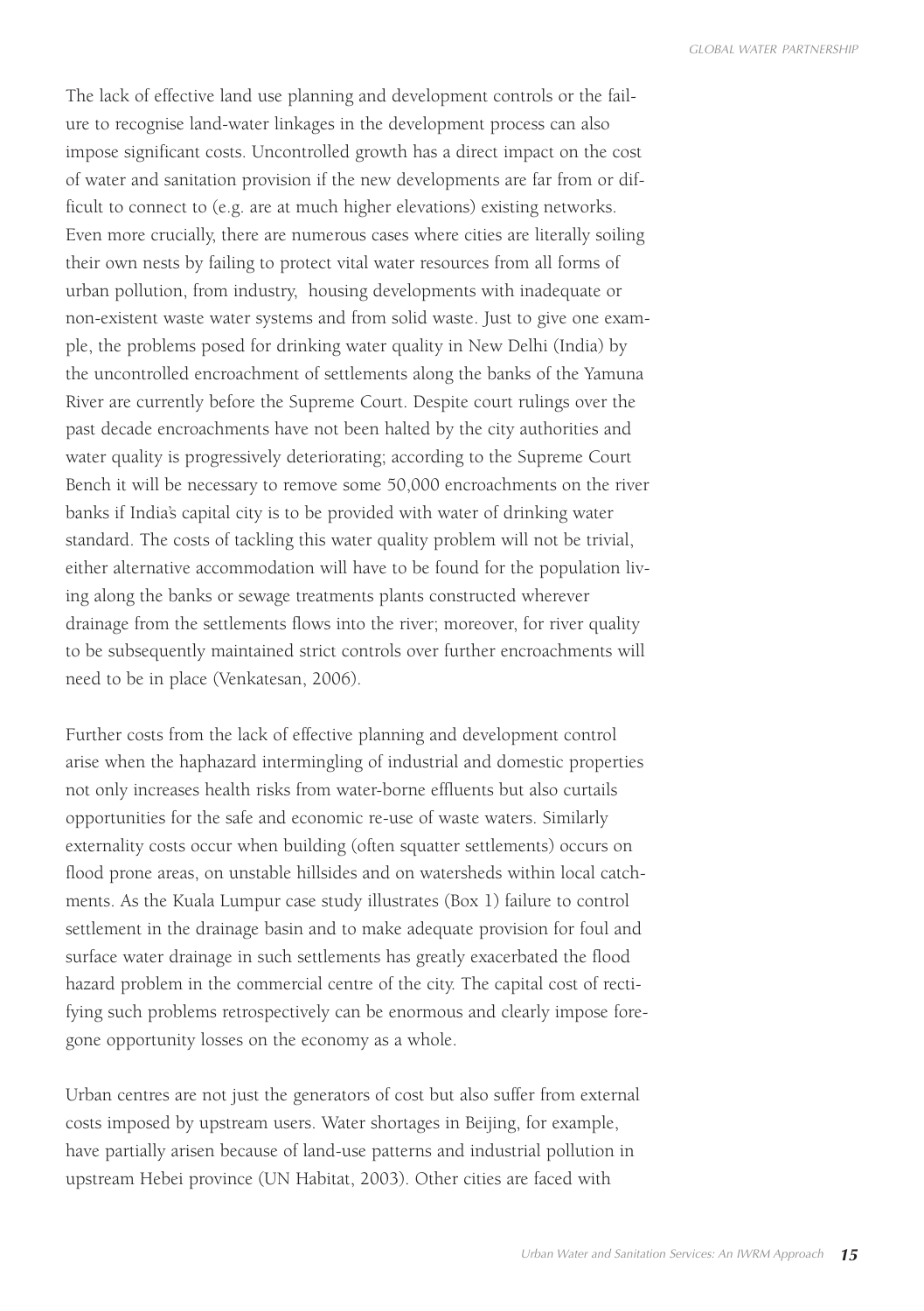The lack of effective land use planning and development controls or the failure to recognise land-water linkages in the development process can also impose significant costs. Uncontrolled growth has a direct impact on the cost of water and sanitation provision if the new developments are far from or difficult to connect to (e.g. are at much higher elevations) existing networks. Even more crucially, there are numerous cases where cities are literally soiling their own nests by failing to protect vital water resources from all forms of urban pollution, from industry, housing developments with inadequate or non-existent waste water systems and from solid waste. Just to give one example, the problems posed for drinking water quality in New Delhi (India) by the uncontrolled encroachment of settlements along the banks of the Yamuna River are currently before the Supreme Court. Despite court rulings over the past decade encroachments have not been halted by the city authorities and water quality is progressively deteriorating; according to the Supreme Court Bench it will be necessary to remove some 50,000 encroachments on the river banks if India's capital city is to be provided with water of drinking water standard. The costs of tackling this water quality problem will not be trivial, either alternative accommodation will have to be found for the population living along the banks or sewage treatments plants constructed wherever drainage from the settlements flows into the river; moreover, for river quality to be subsequently maintained strict controls over further encroachments will need to be in place (Venkatesan, 2006).

Further costs from the lack of effective planning and development control arise when the haphazard intermingling of industrial and domestic properties not only increases health risks from water-borne effluents but also curtails opportunities for the safe and economic re-use of waste waters. Similarly externality costs occur when building (often squatter settlements) occurs on flood prone areas, on unstable hillsides and on watersheds within local catchments. As the Kuala Lumpur case study illustrates (Box 1) failure to control settlement in the drainage basin and to make adequate provision for foul and surface water drainage in such settlements has greatly exacerbated the flood hazard problem in the commercial centre of the city. The capital cost of rectifying such problems retrospectively can be enormous and clearly impose foregone opportunity losses on the economy as a whole.

Urban centres are not just the generators of cost but also suffer from external costs imposed by upstream users. Water shortages in Beijing, for example, have partially arisen because of land-use patterns and industrial pollution in upstream Hebei province (UN Habitat, 2003). Other cities are faced with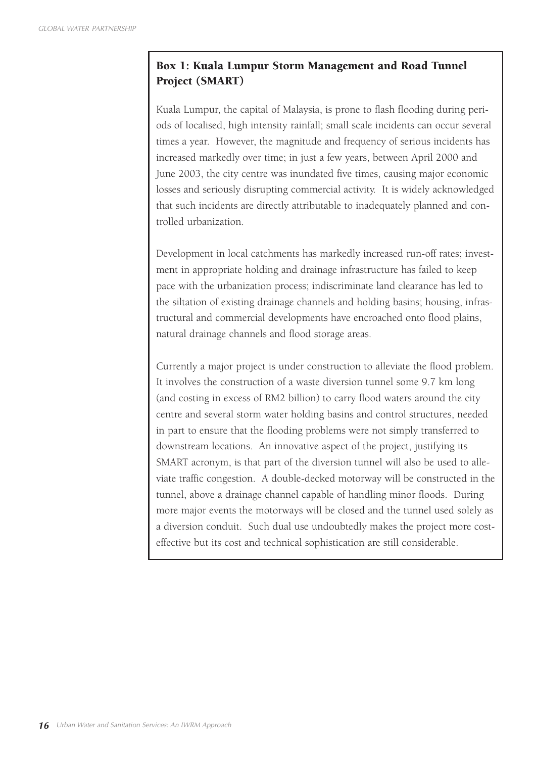### Box 1: Kuala Lumpur Storm Management and Road Tunnel Project (SMART)

Kuala Lumpur, the capital of Malaysia, is prone to flash flooding during periods of localised, high intensity rainfall; small scale incidents can occur several times a year. However, the magnitude and frequency of serious incidents has increased markedly over time; in just a few years, between April 2000 and June 2003, the city centre was inundated five times, causing major economic losses and seriously disrupting commercial activity. It is widely acknowledged that such incidents are directly attributable to inadequately planned and controlled urbanization.

Development in local catchments has markedly increased run-off rates; investment in appropriate holding and drainage infrastructure has failed to keep pace with the urbanization process; indiscriminate land clearance has led to the siltation of existing drainage channels and holding basins; housing, infrastructural and commercial developments have encroached onto flood plains, natural drainage channels and flood storage areas.

Currently a major project is under construction to alleviate the flood problem. It involves the construction of a waste diversion tunnel some 9.7 km long (and costing in excess of RM2 billion) to carry flood waters around the city centre and several storm water holding basins and control structures, needed in part to ensure that the flooding problems were not simply transferred to downstream locations. An innovative aspect of the project, justifying its SMART acronym, is that part of the diversion tunnel will also be used to alleviate traffic congestion. A double-decked motorway will be constructed in the tunnel, above a drainage channel capable of handling minor floods. During more major events the motorways will be closed and the tunnel used solely as a diversion conduit. Such dual use undoubtedly makes the project more cost-effective but its cost and technical sophistication are still considerable.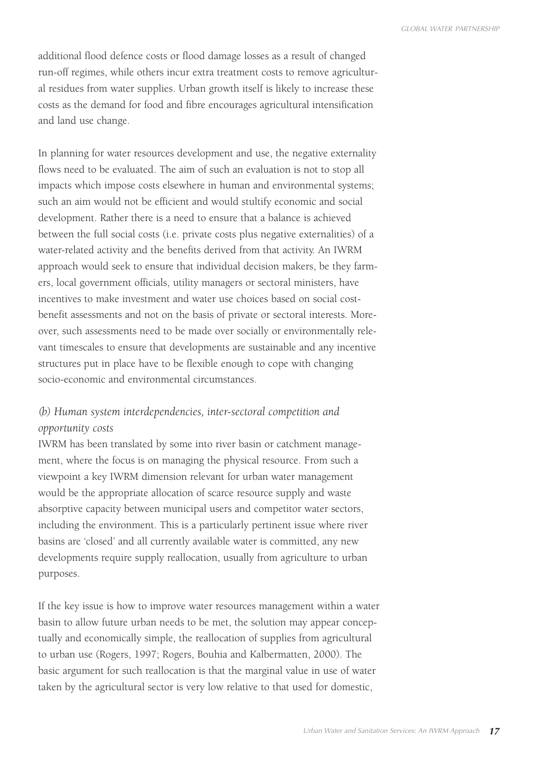additional flood defence costs or flood damage losses as a result of changed run-off regimes, while others incur extra treatment costs to remove agricultural residues from water supplies. Urban growth itself is likely to increase these costs as the demand for food and fibre encourages agricultural intensification and land use change.

In planning for water resources development and use, the negative externality flows need to be evaluated. The aim of such an evaluation is not to stop all impacts which impose costs elsewhere in human and environmental systems; such an aim would not be efficient and would stultify economic and social development. Rather there is a need to ensure that a balance is achieved between the full social costs (i.e. private costs plus negative externalities) of a water-related activity and the benefits derived from that activity. An IWRM approach would seek to ensure that individual decision makers, be they farmers, local government officials, utility managers or sectoral ministers, have incentives to make investment and water use choices based on social cost-benefit assessments and not on the basis of private or sectoral interests. Moreover, such assessments need to be made over socially or environmentally relevant timescales to ensure that developments are sustainable and any incentive structures put in place have to be flexible enough to cope with changing socio-economic and environmental circumstances.

*(b) Human system interdependencies, inter-sectoral competition and opportunity costs*

IWRM has been translated by some into river basin or catchment management, where the focus is on managing the physical resource. From such a viewpoint a key IWRM dimension relevant for urban water management would be the appropriate allocation of scarce resource supply and waste absorptive capacity between municipal users and competitor water sectors, including the environment. This is a particularly pertinent issue where river basins are 'closed' and all currently available water is committed, any new developments require supply reallocation, usually from agriculture to urban purposes.

If the key issue is how to improve water resources management within a water basin to allow future urban needs to be met, the solution may appear conceptually and economically simple, the reallocation of supplies from agricultural to urban use (Rogers, 1997; Rogers, Bouhia and Kalbermatten, 2000). The basic argument for such reallocation is that the marginal value in use of water taken by the agricultural sector is very low relative to that used for domestic,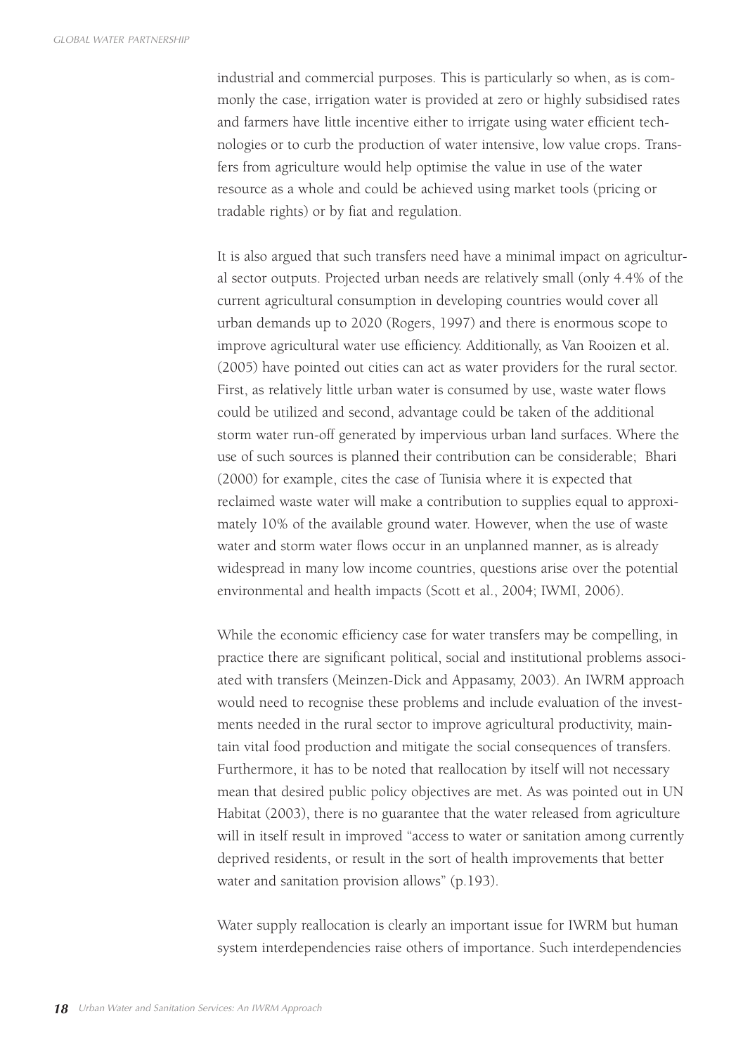industrial and commercial purposes. This is particularly so when, as is commonly the case, irrigation water is provided at zero or highly subsidised rates and farmers have little incentive either to irrigate using water efficient technologies or to curb the production of water intensive, low value crops. Transfers from agriculture would help optimise the value in use of the water resource as a whole and could be achieved using market tools (pricing or tradable rights) or by fiat and regulation.

It is also argued that such transfers need have a minimal impact on agricultural sector outputs. Projected urban needs are relatively small (only 4.4% of the current agricultural consumption in developing countries would cover all urban demands up to 2020 (Rogers, 1997) and there is enormous scope to improve agricultural water use efficiency. Additionally, as Van Rooizen et al. (2005) have pointed out cities can act as water providers for the rural sector. First, as relatively little urban water is consumed by use, waste water flows could be utilized and second, advantage could be taken of the additional storm water run-off generated by impervious urban land surfaces. Where the use of such sources is planned their contribution can be considerable; Bhari (2000) for example, cites the case of Tunisia where it is expected that reclaimed waste water will make a contribution to supplies equal to approximately 10% of the available ground water. However, when the use of waste water and storm water flows occur in an unplanned manner, as is already widespread in many low income countries, questions arise over the potential environmental and health impacts (Scott et al., 2004; IWMI, 2006).

While the economic efficiency case for water transfers may be compelling, in practice there are significant political, social and institutional problems associated with transfers (Meinzen-Dick and Appasamy, 2003). An IWRM approach would need to recognise these problems and include evaluation of the investments needed in the rural sector to improve agricultural productivity, maintain vital food production and mitigate the social consequences of transfers. Furthermore, it has to be noted that reallocation by itself will not necessary mean that desired public policy objectives are met. As was pointed out in UN Habitat (2003), there is no guarantee that the water released from agriculture will in itself result in improved "access to water or sanitation among currently deprived residents, or result in the sort of health improvements that better water and sanitation provision allows" (p.193).

Water supply reallocation is clearly an important issue for IWRM but human system interdependencies raise others of importance. Such interdependencies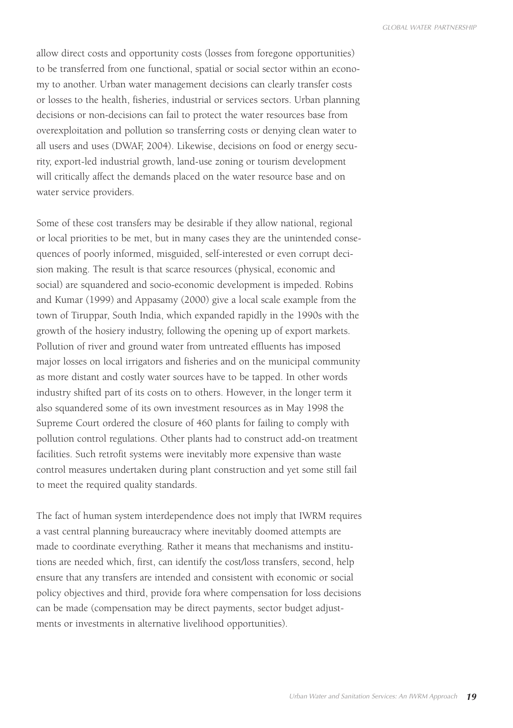allow direct costs and opportunity costs (losses from foregone opportunities) to be transferred from one functional, spatial or social sector within an economy to another. Urban water management decisions can clearly transfer costs or losses to the health, fisheries, industrial or services sectors. Urban planning decisions or non-decisions can fail to protect the water resources base from overexploitation and pollution so transferring costs or denying clean water to all users and uses (DWAF, 2004). Likewise, decisions on food or energy security, export-led industrial growth, land-use zoning or tourism development will critically affect the demands placed on the water resource base and on water service providers.

Some of these cost transfers may be desirable if they allow national, regional or local priorities to be met, but in many cases they are the unintended consequences of poorly informed, misguided, self-interested or even corrupt decision making. The result is that scarce resources (physical, economic and social) are squandered and socio-economic development is impeded. Robins and Kumar (1999) and Appasamy (2000) give a local scale example from the town of Tiruppar, South India, which expanded rapidly in the 1990s with the growth of the hosiery industry, following the opening up of export markets. Pollution of river and ground water from untreated effluents has imposed major losses on local irrigators and fisheries and on the municipal community as more distant and costly water sources have to be tapped. In other words industry shifted part of its costs on to others. However, in the longer term it also squandered some of its own investment resources as in May 1998 the Supreme Court ordered the closure of 460 plants for failing to comply with pollution control regulations. Other plants had to construct add-on treatment facilities. Such retrofit systems were inevitably more expensive than waste control measures undertaken during plant construction and yet some still fail to meet the required quality standards.

The fact of human system interdependence does not imply that IWRM requires a vast central planning bureaucracy where inevitably doomed attempts are made to coordinate everything. Rather it means that mechanisms and institutions are needed which, first, can identify the cost/loss transfers, second, help ensure that any transfers are intended and consistent with economic or social policy objectives and third, provide fora where compensation for loss decisions can be made (compensation may be direct payments, sector budget adjustments or investments in alternative livelihood opportunities).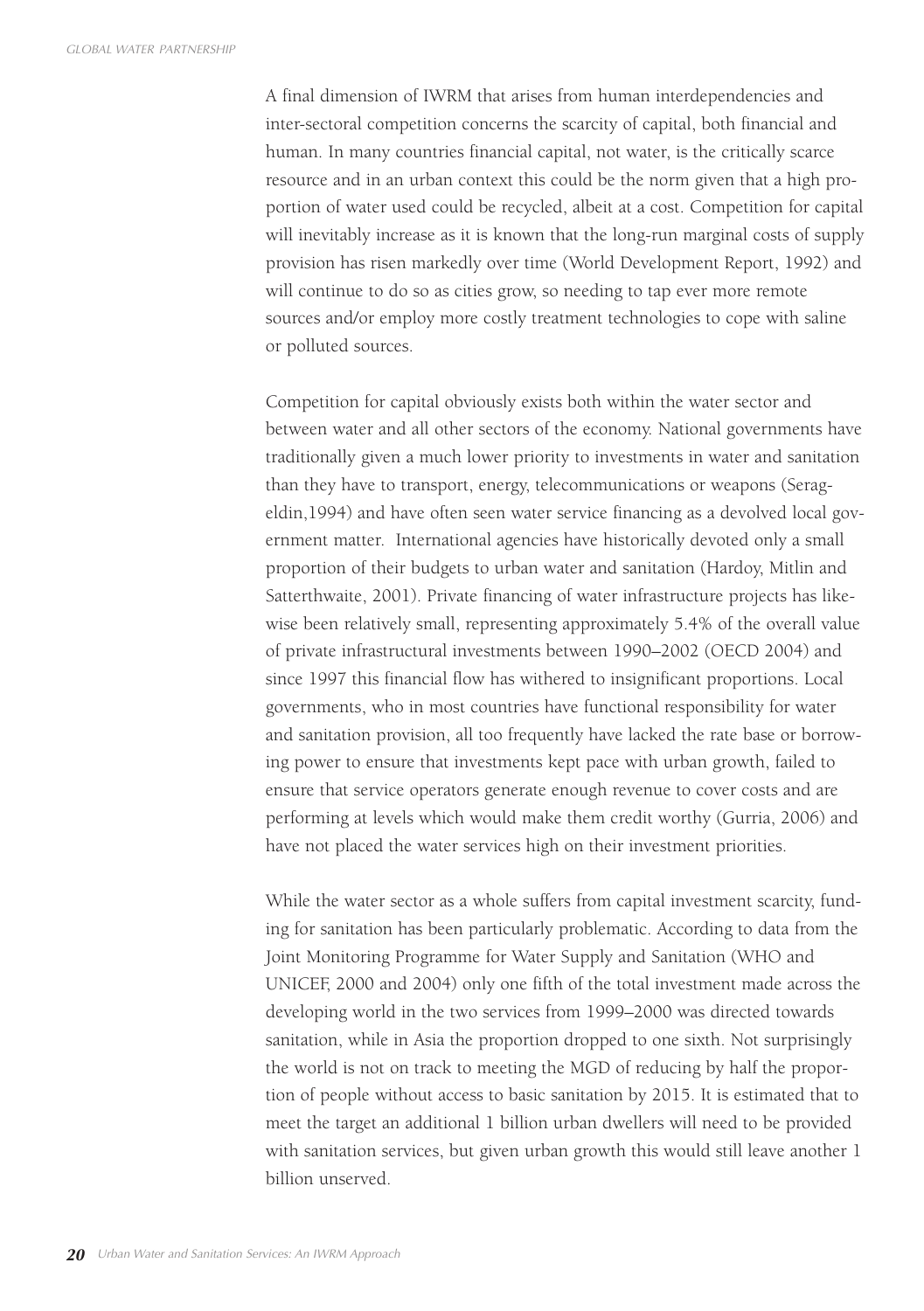A final dimension of IWRM that arises from human interdependencies and inter-sectoral competition concerns the scarcity of capital, both financial and human. In many countries financial capital, not water, is the critically scarce resource and in an urban context this could be the norm given that a high proportion of water used could be recycled, albeit at a cost. Competition for capital will inevitably increase as it is known that the long-run marginal costs of supply provision has risen markedly over time (World Development Report, 1992) and will continue to do so as cities grow, so needing to tap ever more remote sources and/or employ more costly treatment technologies to cope with saline or polluted sources.

Competition for capital obviously exists both within the water sector and between water and all other sectors of the economy. National governments have traditionally given a much lower priority to investments in water and sanitation than they have to transport, energy, telecommunications or weapons (Serageldin,1994) and have often seen water service financing as a devolved local government matter. International agencies have historically devoted only a small proportion of their budgets to urban water and sanitation (Hardoy, Mitlin and Satterthwaite, 2001). Private financing of water infrastructure projects has likewise been relatively small, representing approximately 5.4% of the overall value of private infrastructural investments between 1990–2002 (OECD 2004) and since 1997 this financial flow has withered to insignificant proportions. Local governments, who in most countries have functional responsibility for water and sanitation provision, all too frequently have lacked the rate base or borrowing power to ensure that investments kept pace with urban growth, failed to ensure that service operators generate enough revenue to cover costs and are performing at levels which would make them credit worthy (Gurria, 2006) and have not placed the water services high on their investment priorities.

While the water sector as a whole suffers from capital investment scarcity, funding for sanitation has been particularly problematic. According to data from the Joint Monitoring Programme for Water Supply and Sanitation (WHO and UNICEF, 2000 and 2004) only one fifth of the total investment made across the developing world in the two services from 1999–2000 was directed towards sanitation, while in Asia the proportion dropped to one sixth. Not surprisingly the world is not on track to meeting the MGD of reducing by half the proportion of people without access to basic sanitation by 2015. It is estimated that to meet the target an additional 1 billion urban dwellers will need to be provided with sanitation services, but given urban growth this would still leave another 1 billion unserved.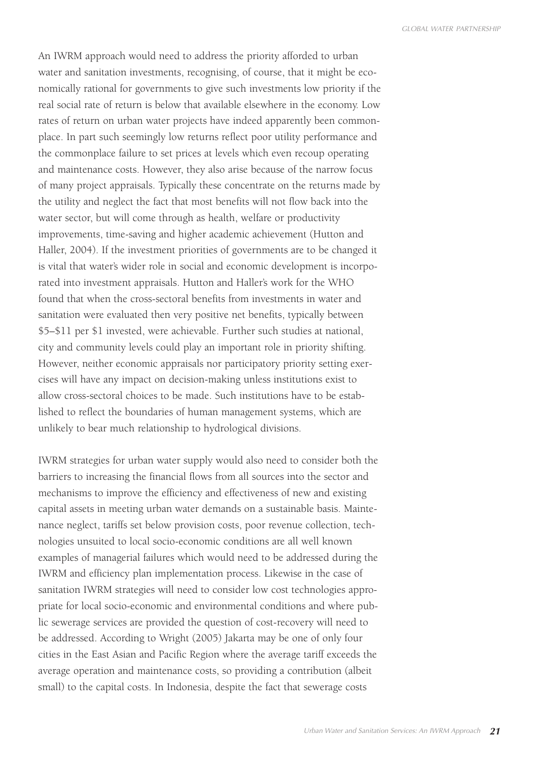An IWRM approach would need to address the priority afforded to urban water and sanitation investments, recognising, of course, that it might be economically rational for governments to give such investments low priority if the real social rate of return is below that available elsewhere in the economy. Low rates of return on urban water projects have indeed apparently been commonplace. In part such seemingly low returns reflect poor utility performance and the commonplace failure to set prices at levels which even recoup operating and maintenance costs. However, they also arise because of the narrow focus of many project appraisals. Typically these concentrate on the returns made by the utility and neglect the fact that most benefits will not flow back into the water sector, but will come through as health, welfare or productivity improvements, time-saving and higher academic achievement (Hutton and Haller, 2004). If the investment priorities of governments are to be changed it is vital that water's wider role in social and economic development is incorporated into investment appraisals. Hutton and Haller's work for the WHO found that when the cross-sectoral benefits from investments in water and sanitation were evaluated then very positive net benefits, typically between \$5–\$11 per \$1 invested, were achievable. Further such studies at national, city and community levels could play an important role in priority shifting. However, neither economic appraisals nor participatory priority setting exercises will have any impact on decision-making unless institutions exist to allow cross-sectoral choices to be made. Such institutions have to be established to reflect the boundaries of human management systems, which are unlikely to bear much relationship to hydrological divisions.

IWRM strategies for urban water supply would also need to consider both the barriers to increasing the financial flows from all sources into the sector and mechanisms to improve the efficiency and effectiveness of new and existing capital assets in meeting urban water demands on a sustainable basis. Maintenance neglect, tariffs set below provision costs, poor revenue collection, technologies unsuited to local socio-economic conditions are all well known examples of managerial failures which would need to be addressed during the IWRM and efficiency plan implementation process. Likewise in the case of sanitation IWRM strategies will need to consider low cost technologies appropriate for local socio-economic and environmental conditions and where public sewerage services are provided the question of cost-recovery will need to be addressed. According to Wright (2005) Jakarta may be one of only four cities in the East Asian and Pacific Region where the average tariff exceeds the average operation and maintenance costs, so providing a contribution (albeit small) to the capital costs. In Indonesia, despite the fact that sewerage costs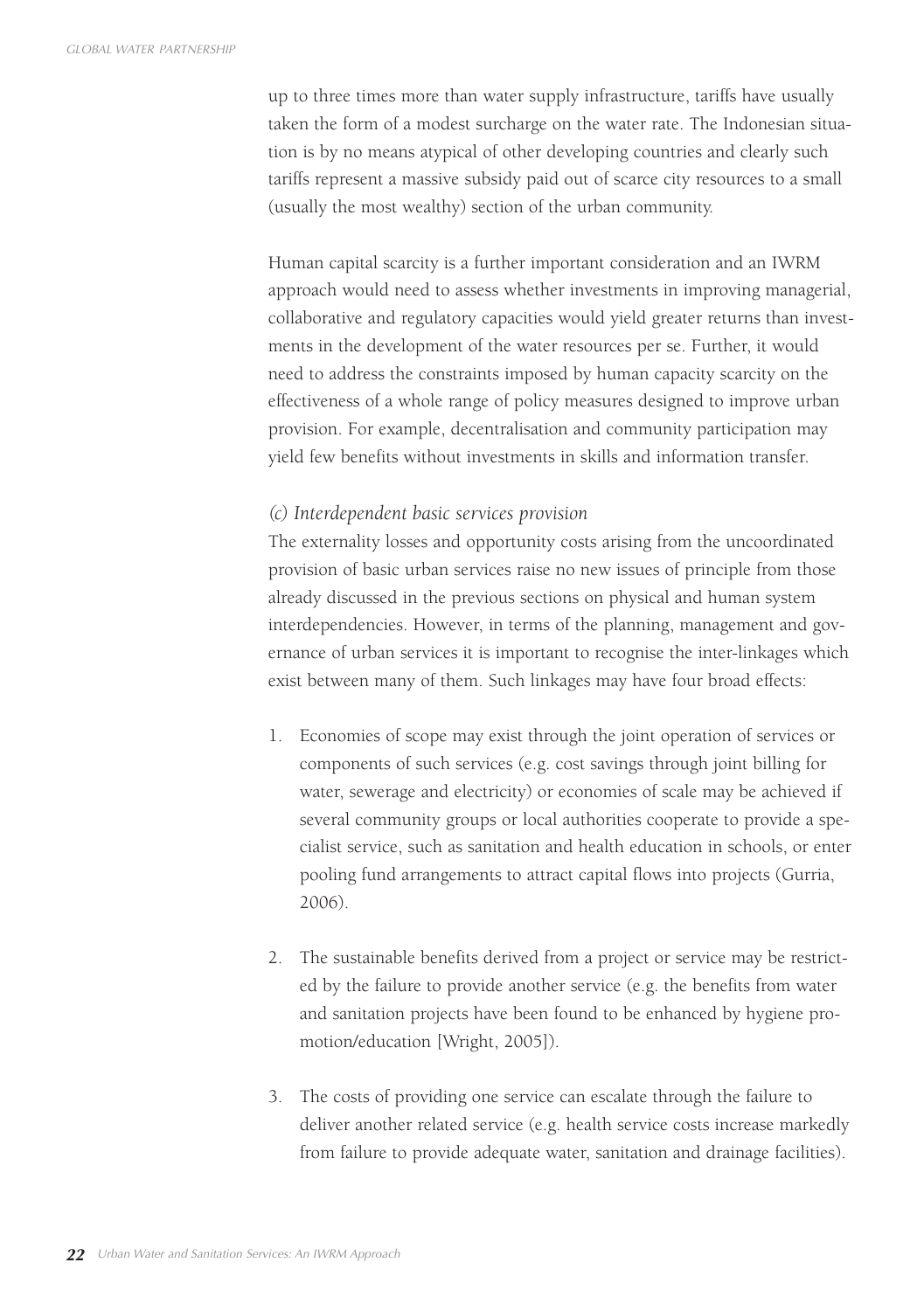up to three times more than water supply infrastructure, tariffs have usually taken the form of a modest surcharge on the water rate. The Indonesian situation is by no means atypical of other developing countries and clearly such tariffs represent a massive subsidy paid out of scarce city resources to a small (usually the most wealthy) section of the urban community.

Human capital scarcity is a further important consideration and an IWRM approach would need to assess whether investments in improving managerial, collaborative and regulatory capacities would yield greater returns than investments in the development of the water resources per se. Further, it would need to address the constraints imposed by human capacity scarcity on the effectiveness of a whole range of policy measures designed to improve urban provision. For example, decentralisation and community participation may yield few benefits without investments in skills and information transfer.

*(c) Interdependent basic services provision*

The externality losses and opportunity costs arising from the uncoordinated provision of basic urban services raise no new issues of principle from those already discussed in the previous sections on physical and human system interdependencies. However, in terms of the planning, management and governance of urban services it is important to recognise the inter-linkages which exist between many of them. Such linkages may have four broad effects:

1. Economies of scope may exist through the joint operation of services or components of such services (e.g. cost savings through joint billing for water, sewerage and electricity) or economies of scale may be achieved if several community groups or local authorities cooperate to provide a specialist service, such as sanitation and health education in schools, or enter pooling fund arrangements to attract capital flows into projects (Gurria, 2006).

2. The sustainable benefits derived from a project or service may be restricted by the failure to provide another service (e.g. the benefits from water and sanitation projects have been found to be enhanced by hygiene promotion/education [Wright, 2005]).

3. The costs of providing one service can escalate through the failure to deliver another related service (e.g. health service costs increase markedly from failure to provide adequate water, sanitation and drainage facilities).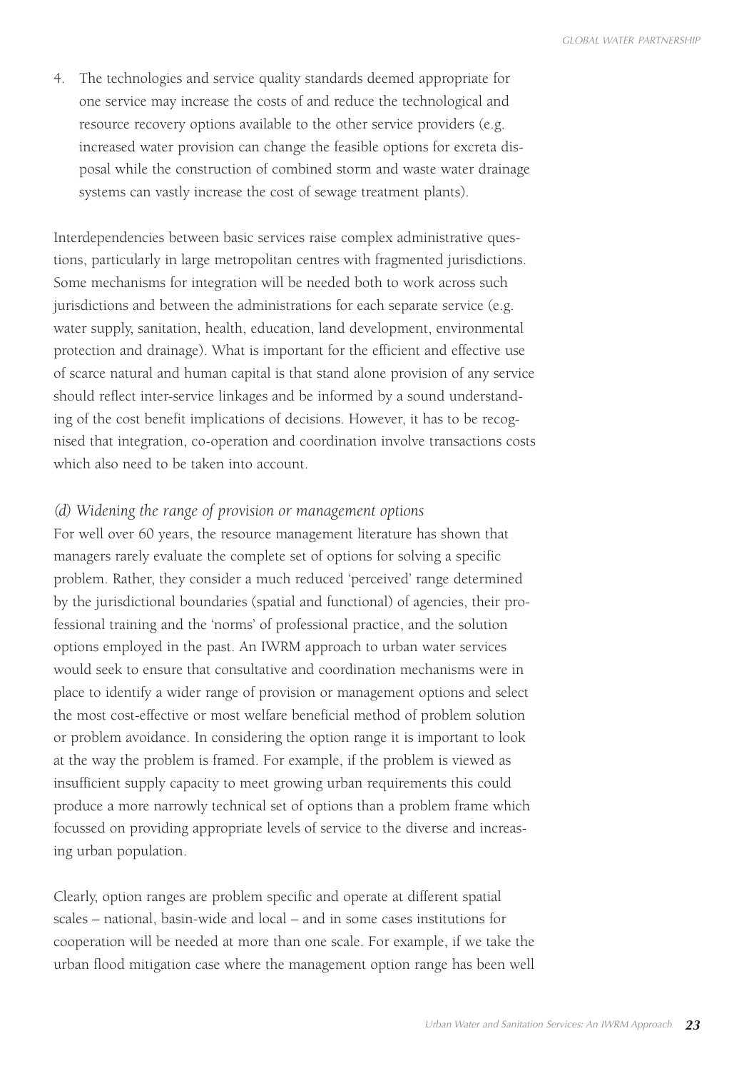4. The technologies and service quality standards deemed appropriate for one service may increase the costs of and reduce the technological and resource recovery options available to the other service providers (e.g. increased water provision can change the feasible options for excreta disposal while the construction of combined storm and waste water drainage systems can vastly increase the cost of sewage treatment plants).

Interdependencies between basic services raise complex administrative questions, particularly in large metropolitan centres with fragmented jurisdictions. Some mechanisms for integration will be needed both to work across such jurisdictions and between the administrations for each separate service (e.g. water supply, sanitation, health, education, land development, environmental protection and drainage). What is important for the efficient and effective use of scarce natural and human capital is that stand alone provision of any service should reflect inter-service linkages and be informed by a sound understanding of the cost benefit implications of decisions. However, it has to be recognised that integration, co-operation and coordination involve transactions costs which also need to be taken into account.

*(d) Widening the range of provision or management options*

For well over 60 years, the resource management literature has shown that managers rarely evaluate the complete set of options for solving a specific problem. Rather, they consider a much reduced 'perceived' range determined by the jurisdictional boundaries (spatial and functional) of agencies, their professional training and the 'norms' of professional practice, and the solution options employed in the past. An IWRM approach to urban water services would seek to ensure that consultative and coordination mechanisms were in place to identify a wider range of provision or management options and select the most cost-effective or most welfare beneficial method of problem solution or problem avoidance. In considering the option range it is important to look at the way the problem is framed. For example, if the problem is viewed as insufficient supply capacity to meet growing urban requirements this could produce a more narrowly technical set of options than a problem frame which focussed on providing appropriate levels of service to the diverse and increasing urban population.

Clearly, option ranges are problem specific and operate at different spatial scales – national, basin-wide and local – and in some cases institutions for cooperation will be needed at more than one scale. For example, if we take the urban flood mitigation case where the management option range has been well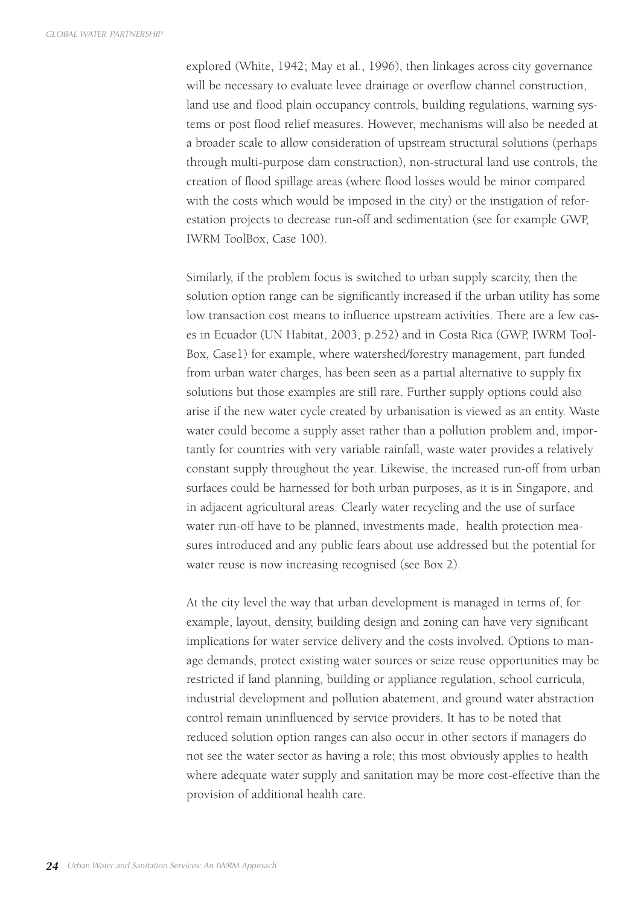explored (White, 1942; May et al., 1996), then linkages across city governance will be necessary to evaluate levee drainage or overflow channel construction, land use and flood plain occupancy controls, building regulations, warning systems or post flood relief measures. However, mechanisms will also be needed at a broader scale to allow consideration of upstream structural solutions (perhaps through multi-purpose dam construction), non-structural land use controls, the creation of flood spillage areas (where flood losses would be minor compared with the costs which would be imposed in the city) or the instigation of reforestation projects to decrease run-off and sedimentation (see for example GWP, IWRM ToolBox, Case 100).

Similarly, if the problem focus is switched to urban supply scarcity, then the solution option range can be significantly increased if the urban utility has some low transaction cost means to influence upstream activities. There are a few cases in Ecuador (UN Habitat, 2003, p.252) and in Costa Rica (GWP, IWRM ToolBox, Case1) for example, where watershed/forestry management, part funded from urban water charges, has been seen as a partial alternative to supply fix solutions but those examples are still rare. Further supply options could also arise if the new water cycle created by urbanisation is viewed as an entity. Waste water could become a supply asset rather than a pollution problem and, importantly for countries with very variable rainfall, waste water provides a relatively constant supply throughout the year. Likewise, the increased run-off from urban surfaces could be harnessed for both urban purposes, as it is in Singapore, and in adjacent agricultural areas. Clearly water recycling and the use of surface water run-off have to be planned, investments made, health protection measures introduced and any public fears about use addressed but the potential for water reuse is now increasing recognised (see Box 2).

At the city level the way that urban development is managed in terms of, for example, layout, density, building design and zoning can have very significant implications for water service delivery and the costs involved. Options to manage demands, protect existing water sources or seize reuse opportunities may be restricted if land planning, building or appliance regulation, school curricula, industrial development and pollution abatement, and ground water abstraction control remain uninfluenced by service providers. It has to be noted that reduced solution option ranges can also occur in other sectors if managers do not see the water sector as having a role; this most obviously applies to health where adequate water supply and sanitation may be more cost-effective than the provision of additional health care.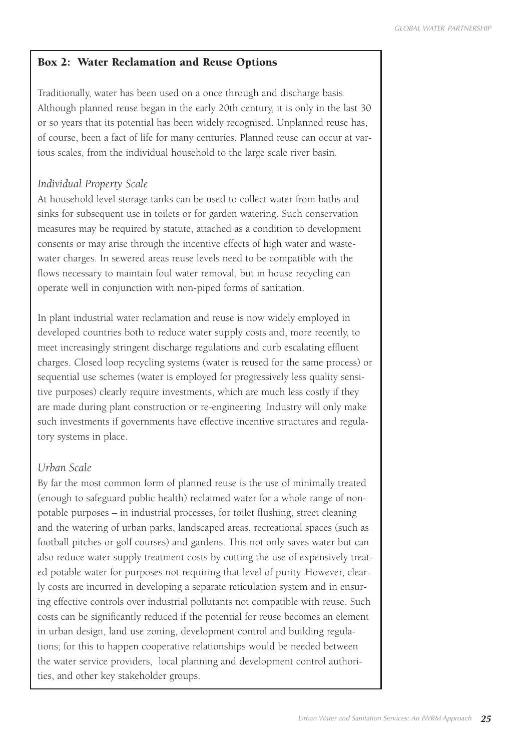## Box 2: Water Reclamation and Reuse Options

Traditionally, water has been used on a once through and discharge basis. Although planned reuse began in the early 20th century, it is only in the last 30 or so years that its potential has been widely recognised. Unplanned reuse has, of course, been a fact of life for many centuries. Planned reuse can occur at various scales, from the individual household to the large scale river basin.

### *Individual Property Scale*

At household level storage tanks can be used to collect water from baths and sinks for subsequent use in toilets or for garden watering. Such conservation measures may be required by statute, attached as a condition to development consents or may arise through the incentive effects of high water and wastewater charges. In sewered areas reuse levels need to be compatible with the flows necessary to maintain foul water removal, but in house recycling can operate well in conjunction with non-piped forms of sanitation.

In plant industrial water reclamation and reuse is now widely employed in developed countries both to reduce water supply costs and, more recently, to meet increasingly stringent discharge regulations and curb escalating effluent charges. Closed loop recycling systems (water is reused for the same process) or sequential use schemes (water is employed for progressively less quality sensitive purposes) clearly require investments, which are much less costly if they are made during plant construction or re-engineering. Industry will only make such investments if governments have effective incentive structures and regulatory systems in place.

### *Urban Scale*

By far the most common form of planned reuse is the use of minimally treated (enough to safeguard public health) reclaimed water for a whole range of non-potable purposes – in industrial processes, for toilet flushing, street cleaning and the watering of urban parks, landscaped areas, recreational spaces (such as football pitches or golf courses) and gardens. This not only saves water but can also reduce water supply treatment costs by cutting the use of expensively treated potable water for purposes not requiring that level of purity. However, clearly costs are incurred in developing a separate reticulation system and in ensuring effective controls over industrial pollutants not compatible with reuse. Such costs can be significantly reduced if the potential for reuse becomes an element in urban design, land use zoning, development control and building regulations; for this to happen cooperative relationships would be needed between the water service providers, local planning and development control authorities, and other key stakeholder groups.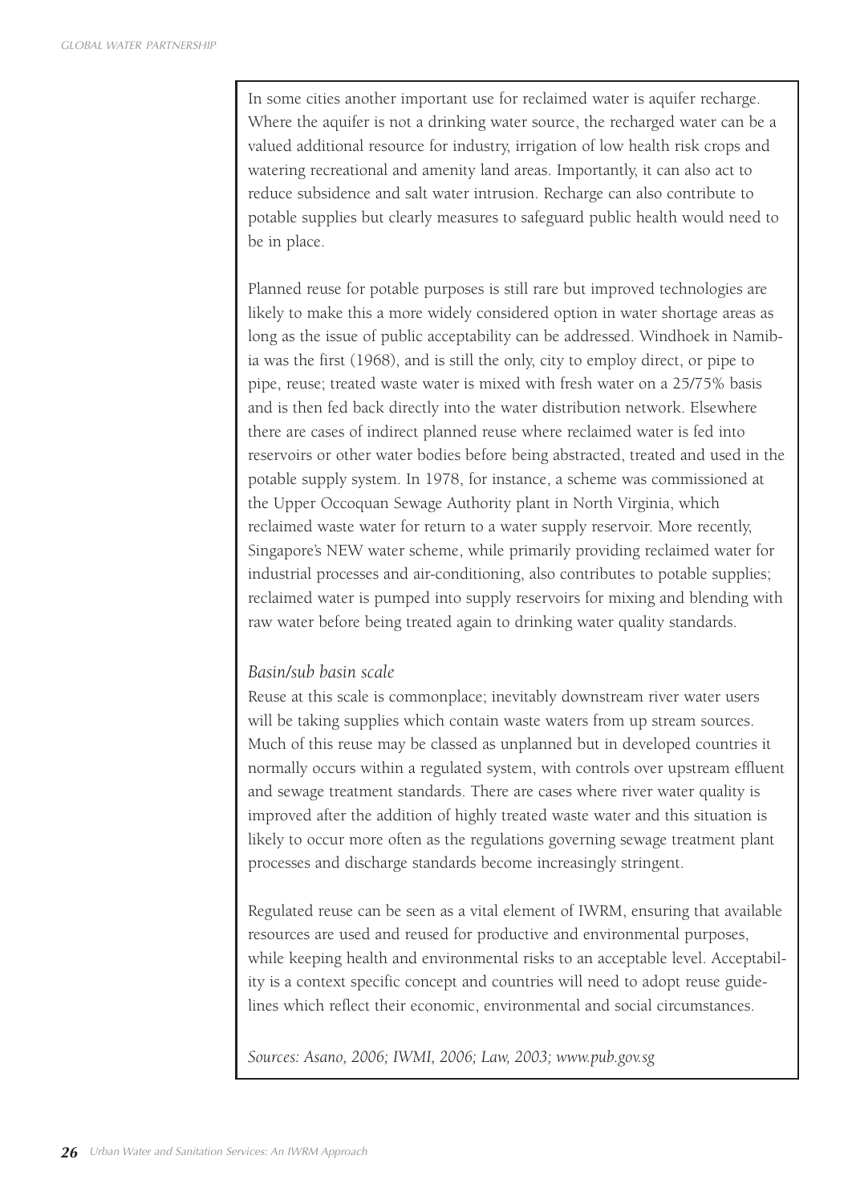In some cities another important use for reclaimed water is aquifer recharge. Where the aquifer is not a drinking water source, the recharged water can be a valued additional resource for industry, irrigation of low health risk crops and watering recreational and amenity land areas. Importantly, it can also act to reduce subsidence and salt water intrusion. Recharge can also contribute to potable supplies but clearly measures to safeguard public health would need to be in place.

Planned reuse for potable purposes is still rare but improved technologies are likely to make this a more widely considered option in water shortage areas as long as the issue of public acceptability can be addressed. Windhoek in Namibia was the first (1968), and is still the only, city to employ direct, or pipe to pipe, reuse; treated waste water is mixed with fresh water on a 25/75% basis and is then fed back directly into the water distribution network. Elsewhere there are cases of indirect planned reuse where reclaimed water is fed into reservoirs or other water bodies before being abstracted, treated and used in the potable supply system. In 1978, for instance, a scheme was commissioned at the Upper Occoquan Sewage Authority plant in North Virginia, which reclaimed waste water for return to a water supply reservoir. More recently, Singapore's NEW water scheme, while primarily providing reclaimed water for industrial processes and air-conditioning, also contributes to potable supplies; reclaimed water is pumped into supply reservoirs for mixing and blending with raw water before being treated again to drinking water quality standards.

*Basin/sub basin scale*

Reuse at this scale is commonplace; inevitably downstream river water users will be taking supplies which contain waste waters from up stream sources. Much of this reuse may be classed as unplanned but in developed countries it normally occurs within a regulated system, with controls over upstream effluent and sewage treatment standards. There are cases where river water quality is improved after the addition of highly treated waste water and this situation is likely to occur more often as the regulations governing sewage treatment plant processes and discharge standards become increasingly stringent.

Regulated reuse can be seen as a vital element of IWRM, ensuring that available resources are used and reused for productive and environmental purposes, while keeping health and environmental risks to an acceptable level. Acceptability is a context specific concept and countries will need to adopt reuse guidelines which reflect their economic, environmental and social circumstances.

*Sources: Asano, 2006; IWMI, 2006; Law, 2003; www.pub.gov.sg*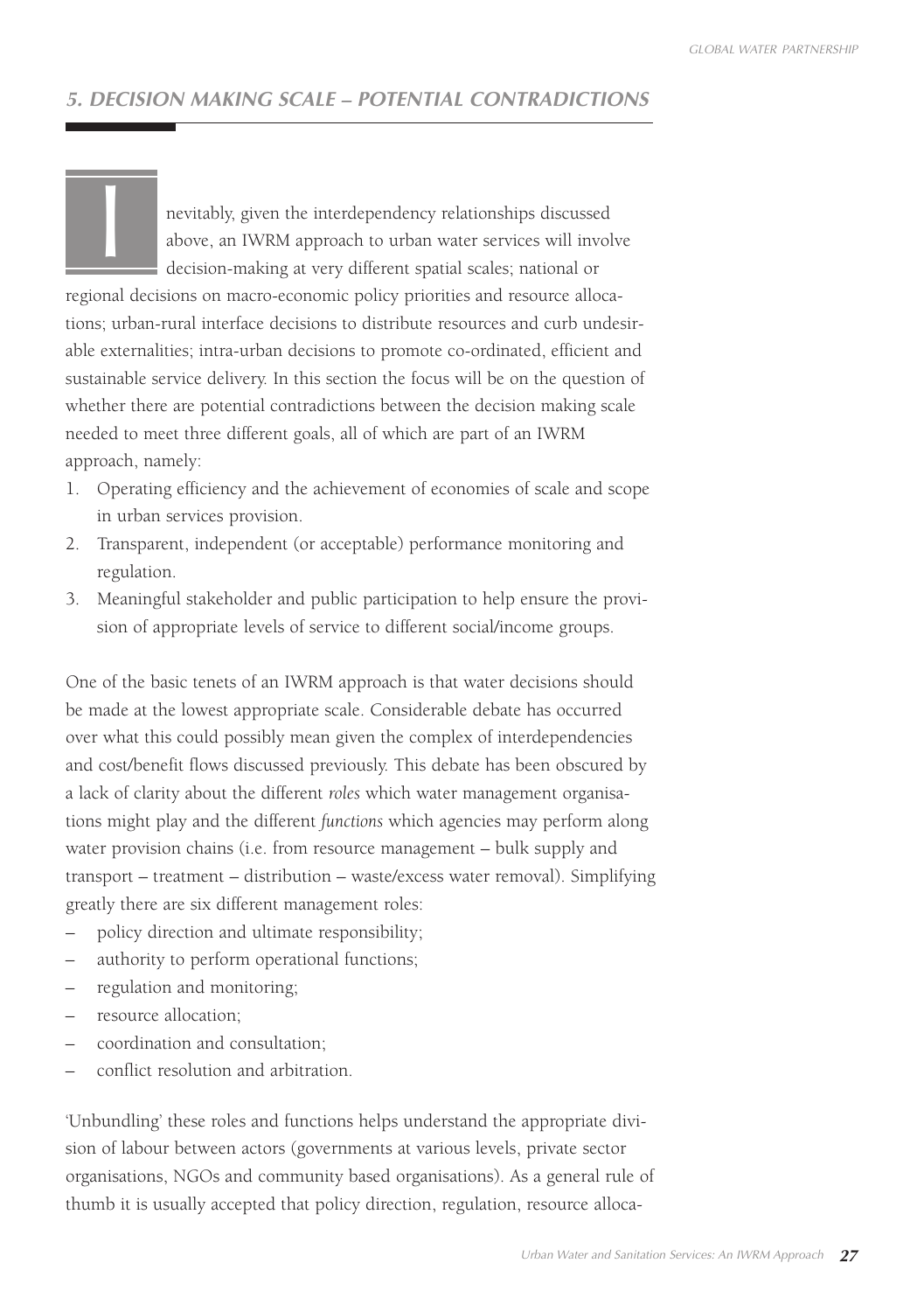## 5. DECISION MAKING SCALE – POTENTIAL CONTRADICTIONS

Inevitably, given the interdependency relationships discussed above, an IWRM approach to urban water services will involve decision-making at very different spatial scales; national or regional decisions on macro-economic policy priorities and resource allocations; urban-rural interface decisions to distribute resources and curb undesirable externalities; intra-urban decisions to promote co-ordinated, efficient and sustainable service delivery. In this section the focus will be on the question of whether there are potential contradictions between the decision making scale needed to meet three different goals, all of which are part of an IWRM approach, namely:

1. Operating efficiency and the achievement of economies of scale and scope in urban services provision.
2. Transparent, independent (or acceptable) performance monitoring and regulation.
3. Meaningful stakeholder and public participation to help ensure the provision of appropriate levels of service to different social/income groups.

One of the basic tenets of an IWRM approach is that water decisions should be made at the lowest appropriate scale. Considerable debate has occurred over what this could possibly mean given the complex of interdependencies and cost/benefit flows discussed previously. This debate has been obscured by a lack of clarity about the different *roles* which water management organisations might play and the different *functions* which agencies may perform along water provision chains (i.e. from resource management – bulk supply and transport – treatment – distribution – waste/excess water removal). Simplifying greatly there are six different management roles:

- policy direction and ultimate responsibility;
- authority to perform operational functions;
- regulation and monitoring;
- resource allocation;
- coordination and consultation;
- conflict resolution and arbitration.

'Unbundling' these roles and functions helps understand the appropriate division of labour between actors (governments at various levels, private sector organisations, NGOs and community based organisations). As a general rule of thumb it is usually accepted that policy direction, regulation, resource alloca-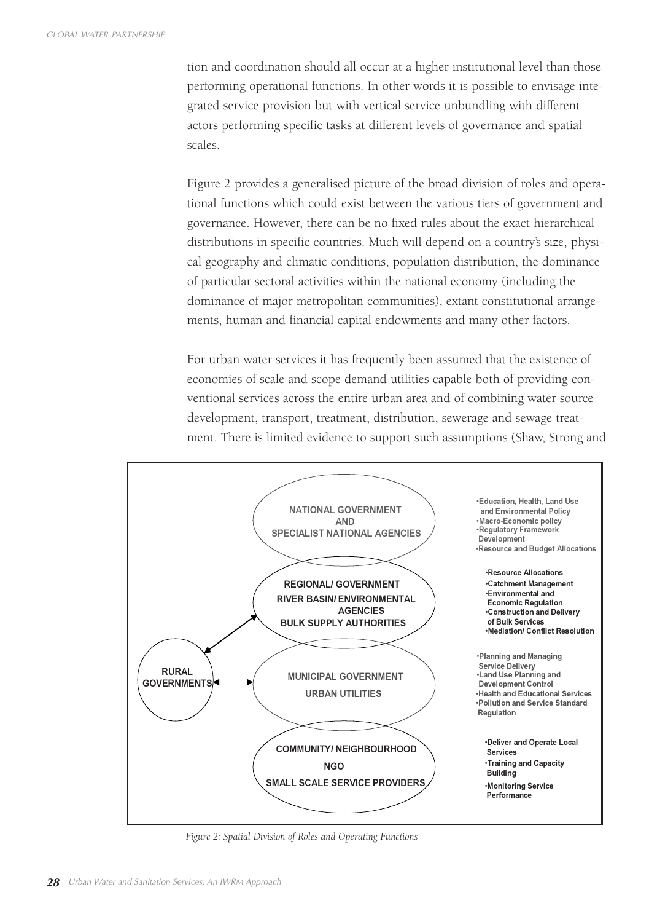tion and coordination should all occur at a higher institutional level than those performing operational functions. In other words it is possible to envisage integrated service provision but with vertical service unbundling with different actors performing specific tasks at different levels of governance and spatial scales.

Figure 2 provides a generalised picture of the broad division of roles and operational functions which could exist between the various tiers of government and governance. However, there can be no fixed rules about the exact hierarchical distributions in specific countries. Much will depend on a country's size, physical geography and climatic conditions, population distribution, the dominance of particular sectoral activities within the national economy (including the dominance of major metropolitan communities), extant constitutional arrangements, human and financial capital endowments and many other factors.

For urban water services it has frequently been assumed that the existence of economies of scale and scope demand utilities capable both of providing conventional services across the entire urban area and of combining water source development, transport, treatment, distribution, sewerage and sewage treatment. There is limited evidence to support such assumptions (Shaw, Strong and

**NATIONAL GOVERNMENT AND SPECIALIST NATIONAL AGENCIES**
- Education, Health, Land Use and Environmental Policy
- Macro-Economic policy
- Regulatory Framework Development
- Resource and Budget Allocations

**REGIONAL/ GOVERNMENT, RIVER BASIN/ ENVIRONMENTAL AGENCIES, BULK SUPPLY AUTHORITIES**
- Resource Allocations
- Catchment Management
- Environmental and Economic Regulation
- Construction and Delivery of Bulk Services
- Mediation/ Conflict Resolution

**MUNICIPAL GOVERNMENT, URBAN UTILITIES**
- Planning and Managing Service Delivery
- Land Use Planning and Development Control
- Health and Educational Services
- Pollution and Service Standard Regulation

**COMMUNITY/ NEIGHBOURHOOD, NGO, SMALL SCALE SERVICE PROVIDERS**
- Deliver and Operate Local Services
- Training and Capacity Building
- Monitoring Service Performance

**RURAL GOVERNMENTS** (linked to Regional and Municipal levels)

*Figure 2: Spatial Division of Roles and Operating Functions*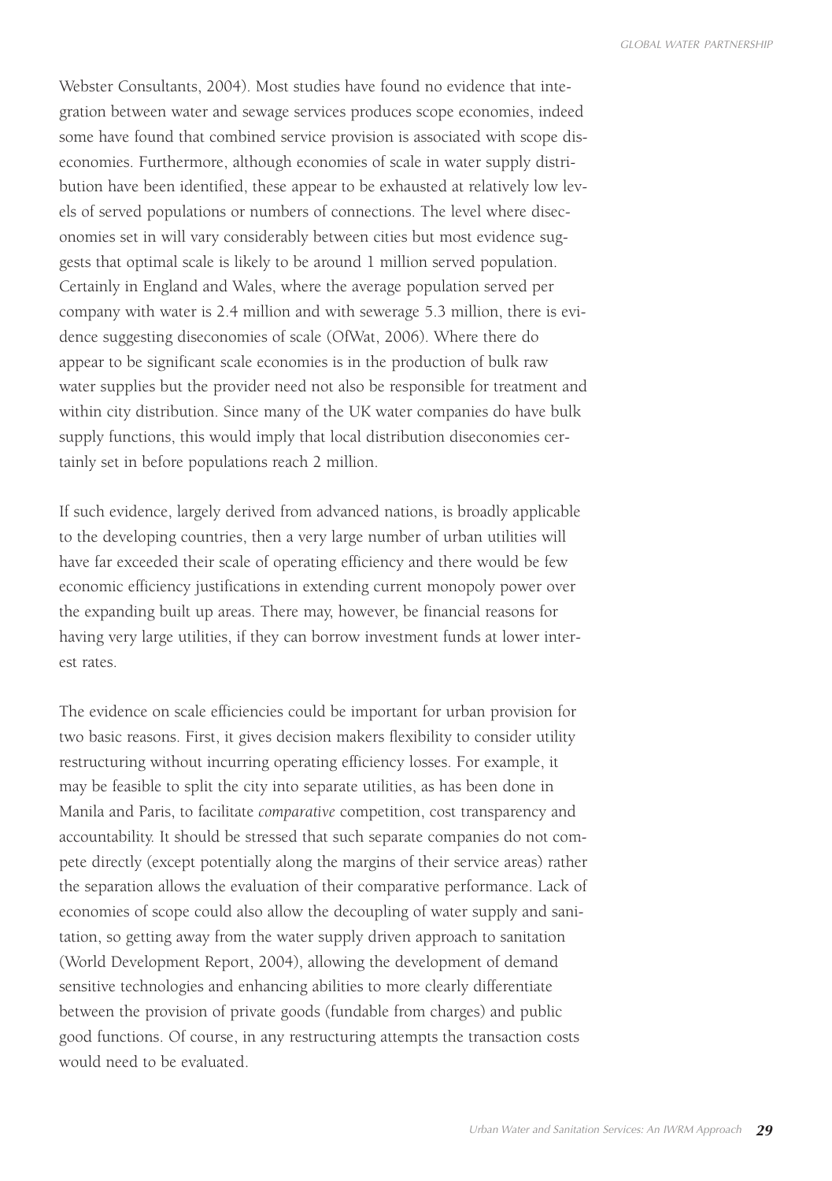Webster Consultants, 2004). Most studies have found no evidence that integration between water and sewage services produces scope economies, indeed some have found that combined service provision is associated with scope diseconomies. Furthermore, although economies of scale in water supply distribution have been identified, these appear to be exhausted at relatively low levels of served populations or numbers of connections. The level where diseconomies set in will vary considerably between cities but most evidence suggests that optimal scale is likely to be around 1 million served population. Certainly in England and Wales, where the average population served per company with water is 2.4 million and with sewerage 5.3 million, there is evidence suggesting diseconomies of scale (OfWat, 2006). Where there do appear to be significant scale economies is in the production of bulk raw water supplies but the provider need not also be responsible for treatment and within city distribution. Since many of the UK water companies do have bulk supply functions, this would imply that local distribution diseconomies certainly set in before populations reach 2 million.

If such evidence, largely derived from advanced nations, is broadly applicable to the developing countries, then a very large number of urban utilities will have far exceeded their scale of operating efficiency and there would be few economic efficiency justifications in extending current monopoly power over the expanding built up areas. There may, however, be financial reasons for having very large utilities, if they can borrow investment funds at lower interest rates.

The evidence on scale efficiencies could be important for urban provision for two basic reasons. First, it gives decision makers flexibility to consider utility restructuring without incurring operating efficiency losses. For example, it may be feasible to split the city into separate utilities, as has been done in Manila and Paris, to facilitate *comparative* competition, cost transparency and accountability. It should be stressed that such separate companies do not compete directly (except potentially along the margins of their service areas) rather the separation allows the evaluation of their comparative performance. Lack of economies of scope could also allow the decoupling of water supply and sanitation, so getting away from the water supply driven approach to sanitation (World Development Report, 2004), allowing the development of demand sensitive technologies and enhancing abilities to more clearly differentiate between the provision of private goods (fundable from charges) and public good functions. Of course, in any restructuring attempts the transaction costs would need to be evaluated.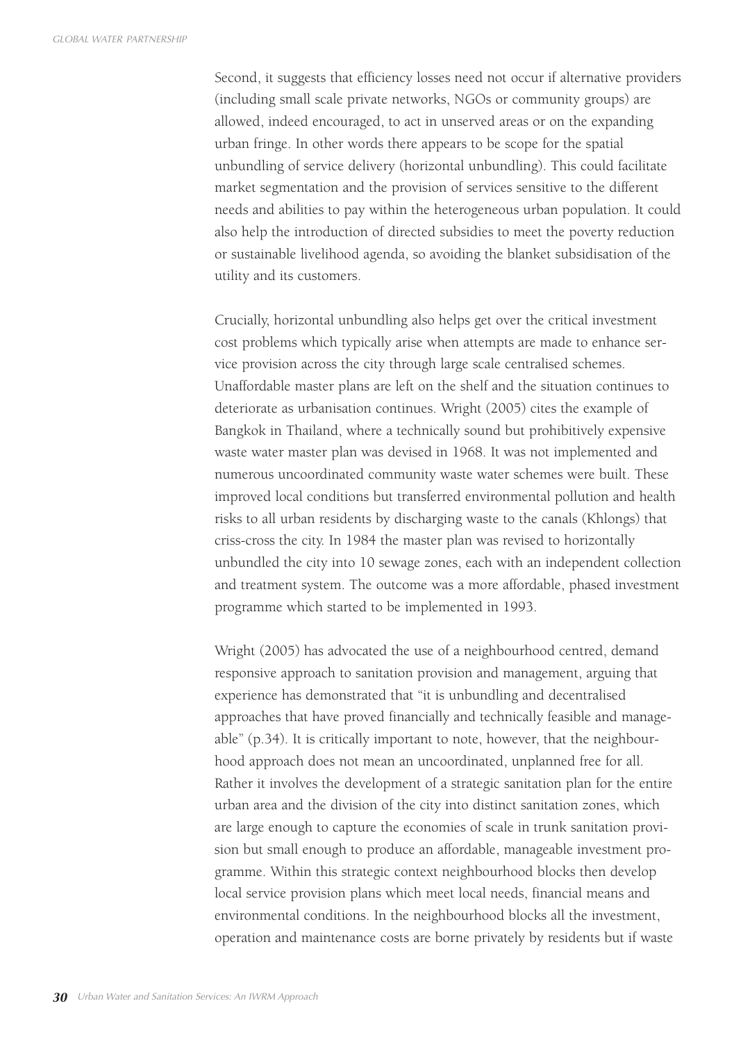Second, it suggests that efficiency losses need not occur if alternative providers (including small scale private networks, NGOs or community groups) are allowed, indeed encouraged, to act in unserved areas or on the expanding urban fringe. In other words there appears to be scope for the spatial unbundling of service delivery (horizontal unbundling). This could facilitate market segmentation and the provision of services sensitive to the different needs and abilities to pay within the heterogeneous urban population. It could also help the introduction of directed subsidies to meet the poverty reduction or sustainable livelihood agenda, so avoiding the blanket subsidisation of the utility and its customers.

Crucially, horizontal unbundling also helps get over the critical investment cost problems which typically arise when attempts are made to enhance service provision across the city through large scale centralised schemes. Unaffordable master plans are left on the shelf and the situation continues to deteriorate as urbanisation continues. Wright (2005) cites the example of Bangkok in Thailand, where a technically sound but prohibitively expensive waste water master plan was devised in 1968. It was not implemented and numerous uncoordinated community waste water schemes were built. These improved local conditions but transferred environmental pollution and health risks to all urban residents by discharging waste to the canals (Khlongs) that criss-cross the city. In 1984 the master plan was revised to horizontally unbundled the city into 10 sewage zones, each with an independent collection and treatment system. The outcome was a more affordable, phased investment programme which started to be implemented in 1993.

Wright (2005) has advocated the use of a neighbourhood centred, demand responsive approach to sanitation provision and management, arguing that experience has demonstrated that "it is unbundling and decentralised approaches that have proved financially and technically feasible and manageable" (p.34). It is critically important to note, however, that the neighbourhood approach does not mean an uncoordinated, unplanned free for all. Rather it involves the development of a strategic sanitation plan for the entire urban area and the division of the city into distinct sanitation zones, which are large enough to capture the economies of scale in trunk sanitation provision but small enough to produce an affordable, manageable investment programme. Within this strategic context neighbourhood blocks then develop local service provision plans which meet local needs, financial means and environmental conditions. In the neighbourhood blocks all the investment, operation and maintenance costs are borne privately by residents but if waste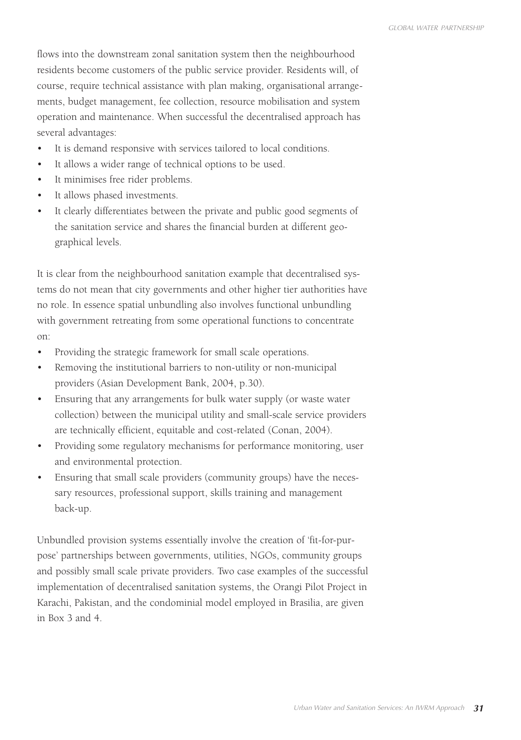flows into the downstream zonal sanitation system then the neighbourhood residents become customers of the public service provider. Residents will, of course, require technical assistance with plan making, organisational arrangements, budget management, fee collection, resource mobilisation and system operation and maintenance. When successful the decentralised approach has several advantages:

- It is demand responsive with services tailored to local conditions.
- It allows a wider range of technical options to be used.
- It minimises free rider problems.
- It allows phased investments.
- It clearly differentiates between the private and public good segments of the sanitation service and shares the financial burden at different geographical levels.

It is clear from the neighbourhood sanitation example that decentralised systems do not mean that city governments and other higher tier authorities have no role. In essence spatial unbundling also involves functional unbundling with government retreating from some operational functions to concentrate on:

- Providing the strategic framework for small scale operations.
- Removing the institutional barriers to non-utility or non-municipal providers (Asian Development Bank, 2004, p.30).
- Ensuring that any arrangements for bulk water supply (or waste water collection) between the municipal utility and small-scale service providers are technically efficient, equitable and cost-related (Conan, 2004).
- Providing some regulatory mechanisms for performance monitoring, user and environmental protection.
- Ensuring that small scale providers (community groups) have the necessary resources, professional support, skills training and management back-up.

Unbundled provision systems essentially involve the creation of 'fit-for-purpose' partnerships between governments, utilities, NGOs, community groups and possibly small scale private providers. Two case examples of the successful implementation of decentralised sanitation systems, the Orangi Pilot Project in Karachi, Pakistan, and the condominial model employed in Brasilia, are given in Box 3 and 4.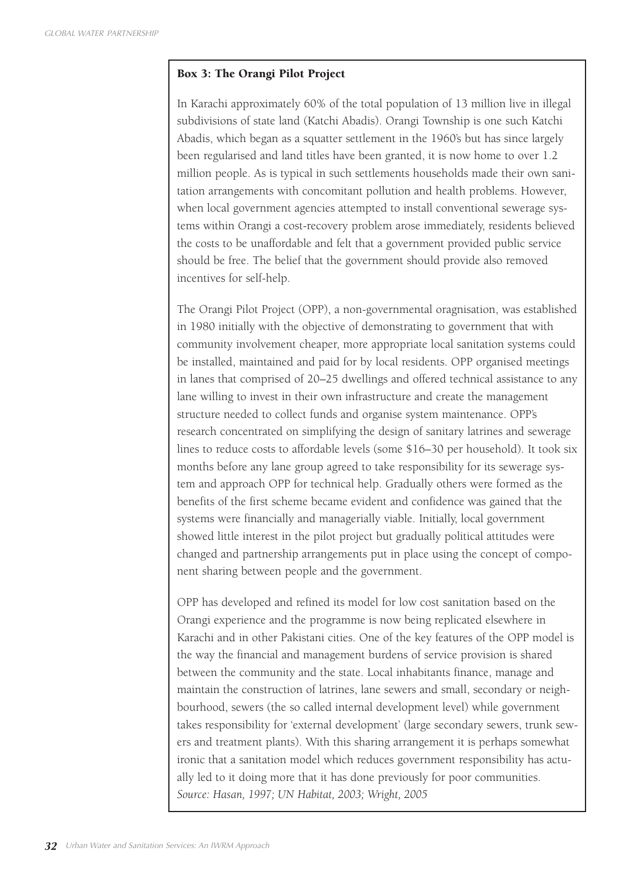**Box 3: The Orangi Pilot Project**

In Karachi approximately 60% of the total population of 13 million live in illegal subdivisions of state land (Katchi Abadis). Orangi Township is one such Katchi Abadis, which began as a squatter settlement in the 1960's but has since largely been regularised and land titles have been granted, it is now home to over 1.2 million people. As is typical in such settlements households made their own sanitation arrangements with concomitant pollution and health problems. However, when local government agencies attempted to install conventional sewerage systems within Orangi a cost-recovery problem arose immediately, residents believed the costs to be unaffordable and felt that a government provided public service should be free. The belief that the government should provide also removed incentives for self-help.

The Orangi Pilot Project (OPP), a non-governmental oragnisation, was established in 1980 initially with the objective of demonstrating to government that with community involvement cheaper, more appropriate local sanitation systems could be installed, maintained and paid for by local residents. OPP organised meetings in lanes that comprised of 20–25 dwellings and offered technical assistance to any lane willing to invest in their own infrastructure and create the management structure needed to collect funds and organise system maintenance. OPP's research concentrated on simplifying the design of sanitary latrines and sewerage lines to reduce costs to affordable levels (some $16–30 per household). It took six months before any lane group agreed to take responsibility for its sewerage system and approach OPP for technical help. Gradually others were formed as the benefits of the first scheme became evident and confidence was gained that the systems were financially and managerially viable. Initially, local government showed little interest in the pilot project but gradually political attitudes were changed and partnership arrangements put in place using the concept of component sharing between people and the government.

OPP has developed and refined its model for low cost sanitation based on the Orangi experience and the programme is now being replicated elsewhere in Karachi and in other Pakistani cities. One of the key features of the OPP model is the way the financial and management burdens of service provision is shared between the community and the state. Local inhabitants finance, manage and maintain the construction of latrines, lane sewers and small, secondary or neighbourhood, sewers (the so called internal development level) while government takes responsibility for 'external development' (large secondary sewers, trunk sewers and treatment plants). With this sharing arrangement it is perhaps somewhat ironic that a sanitation model which reduces government responsibility has actually led to it doing more that it has done previously for poor communities.
*Source: Hasan, 1997; UN Habitat, 2003; Wright, 2005*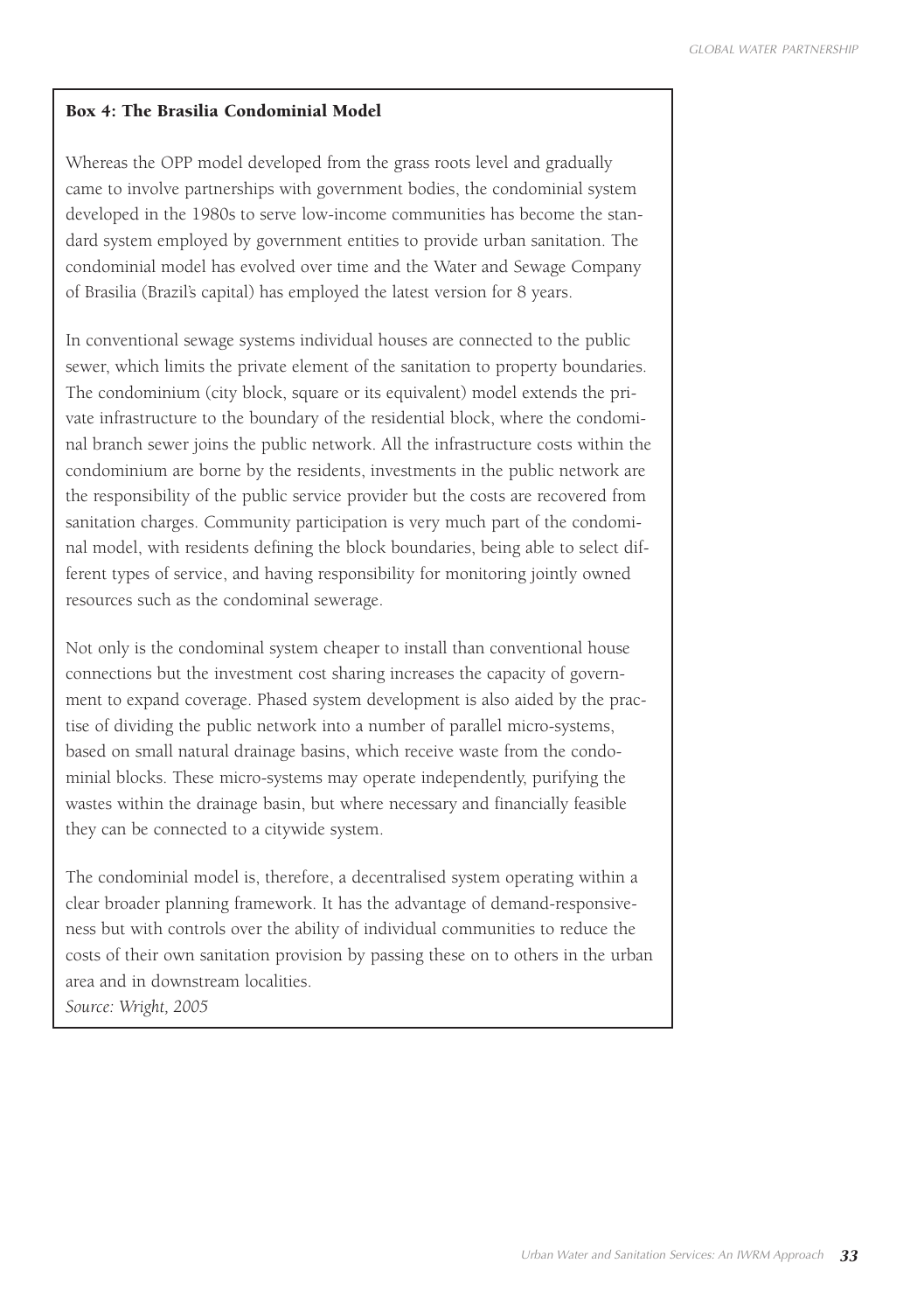**Box 4: The Brasilia Condominial Model**

Whereas the OPP model developed from the grass roots level and gradually came to involve partnerships with government bodies, the condominial system developed in the 1980s to serve low-income communities has become the standard system employed by government entities to provide urban sanitation. The condominial model has evolved over time and the Water and Sewage Company of Brasilia (Brazil's capital) has employed the latest version for 8 years.

In conventional sewage systems individual houses are connected to the public sewer, which limits the private element of the sanitation to property boundaries. The condominium (city block, square or its equivalent) model extends the private infrastructure to the boundary of the residential block, where the condominal branch sewer joins the public network. All the infrastructure costs within the condominium are borne by the residents, investments in the public network are the responsibility of the public service provider but the costs are recovered from sanitation charges. Community participation is very much part of the condominal model, with residents defining the block boundaries, being able to select different types of service, and having responsibility for monitoring jointly owned resources such as the condominal sewerage.

Not only is the condominal system cheaper to install than conventional house connections but the investment cost sharing increases the capacity of government to expand coverage. Phased system development is also aided by the practise of dividing the public network into a number of parallel micro-systems, based on small natural drainage basins, which receive waste from the condominial blocks. These micro-systems may operate independently, purifying the wastes within the drainage basin, but where necessary and financially feasible they can be connected to a citywide system.

The condominial model is, therefore, a decentralised system operating within a clear broader planning framework. It has the advantage of demand-responsiveness but with controls over the ability of individual communities to reduce the costs of their own sanitation provision by passing these on to others in the urban area and in downstream localities.

*Source: Wright, 2005*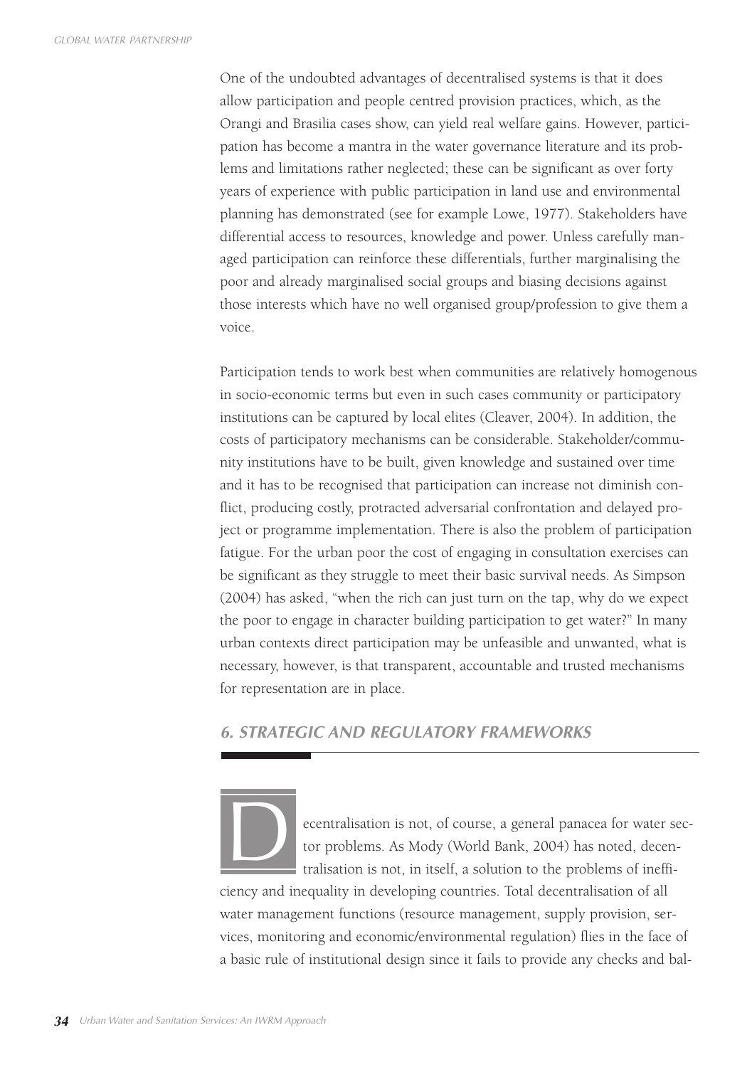One of the undoubted advantages of decentralised systems is that it does allow participation and people centred provision practices, which, as the Orangi and Brasilia cases show, can yield real welfare gains. However, participation has become a mantra in the water governance literature and its problems and limitations rather neglected; these can be significant as over forty years of experience with public participation in land use and environmental planning has demonstrated (see for example Lowe, 1977). Stakeholders have differential access to resources, knowledge and power. Unless carefully managed participation can reinforce these differentials, further marginalising the poor and already marginalised social groups and biasing decisions against those interests which have no well organised group/profession to give them a voice.

Participation tends to work best when communities are relatively homogenous in socio-economic terms but even in such cases community or participatory institutions can be captured by local elites (Cleaver, 2004). In addition, the costs of participatory mechanisms can be considerable. Stakeholder/community institutions have to be built, given knowledge and sustained over time and it has to be recognised that participation can increase not diminish conflict, producing costly, protracted adversarial confrontation and delayed project or programme implementation. There is also the problem of participation fatigue. For the urban poor the cost of engaging in consultation exercises can be significant as they struggle to meet their basic survival needs. As Simpson (2004) has asked, "when the rich can just turn on the tap, why do we expect the poor to engage in character building participation to get water?" In many urban contexts direct participation may be unfeasible and unwanted, what is necessary, however, is that transparent, accountable and trusted mechanisms for representation are in place.

## 6. STRATEGIC AND REGULATORY FRAMEWORKS

Decentralisation is not, of course, a general panacea for water sector problems. As Mody (World Bank, 2004) has noted, decentralisation is not, in itself, a solution to the problems of inefficiency and inequality in developing countries. Total decentralisation of all water management functions (resource management, supply provision, services, monitoring and economic/environmental regulation) flies in the face of a basic rule of institutional design since it fails to provide any checks and bal-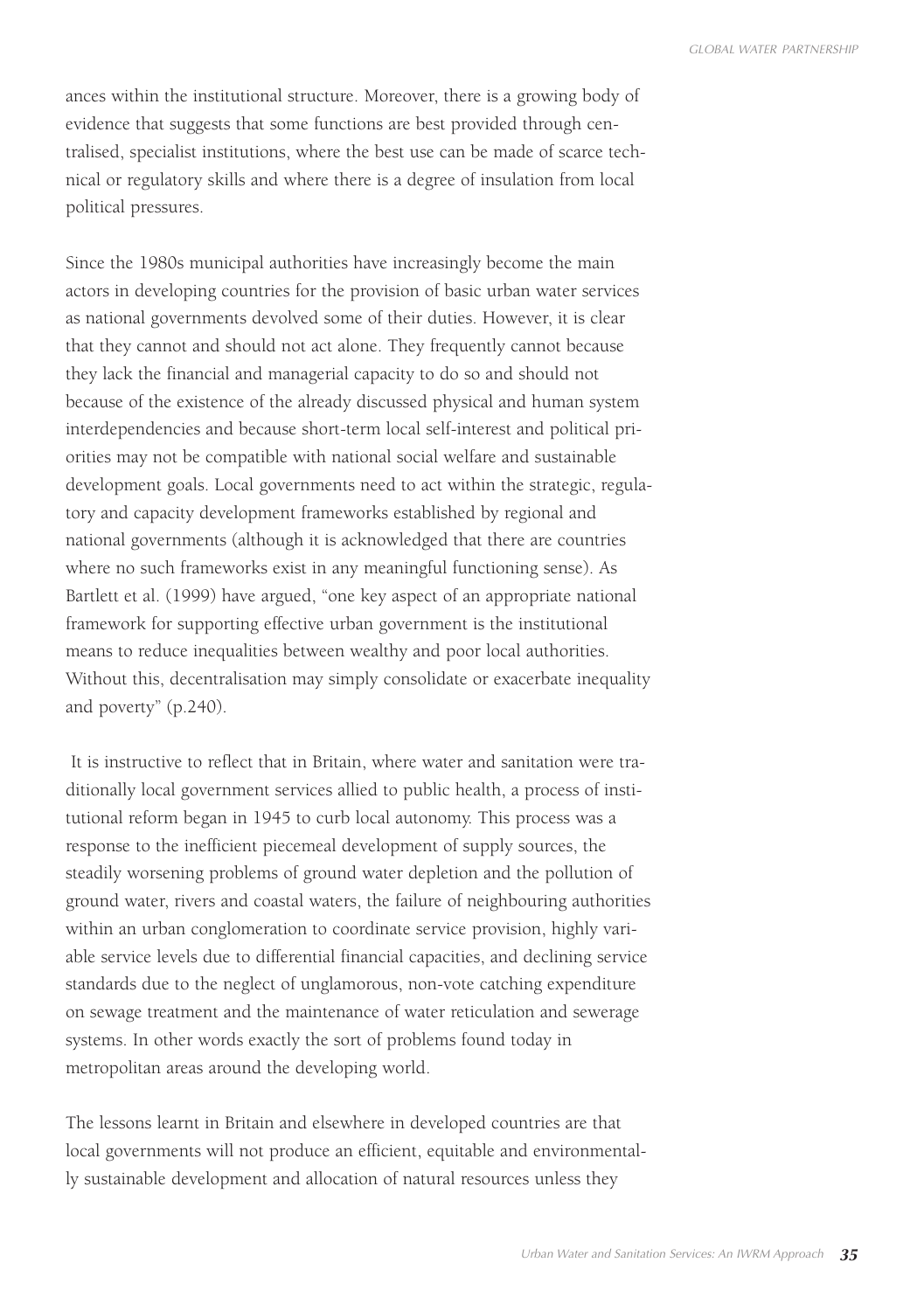ances within the institutional structure. Moreover, there is a growing body of evidence that suggests that some functions are best provided through centralised, specialist institutions, where the best use can be made of scarce technical or regulatory skills and where there is a degree of insulation from local political pressures.

Since the 1980s municipal authorities have increasingly become the main actors in developing countries for the provision of basic urban water services as national governments devolved some of their duties. However, it is clear that they cannot and should not act alone. They frequently cannot because they lack the financial and managerial capacity to do so and should not because of the existence of the already discussed physical and human system interdependencies and because short-term local self-interest and political priorities may not be compatible with national social welfare and sustainable development goals. Local governments need to act within the strategic, regulatory and capacity development frameworks established by regional and national governments (although it is acknowledged that there are countries where no such frameworks exist in any meaningful functioning sense). As Bartlett et al. (1999) have argued, "one key aspect of an appropriate national framework for supporting effective urban government is the institutional means to reduce inequalities between wealthy and poor local authorities. Without this, decentralisation may simply consolidate or exacerbate inequality and poverty" (p.240).

It is instructive to reflect that in Britain, where water and sanitation were traditionally local government services allied to public health, a process of institutional reform began in 1945 to curb local autonomy. This process was a response to the inefficient piecemeal development of supply sources, the steadily worsening problems of ground water depletion and the pollution of ground water, rivers and coastal waters, the failure of neighbouring authorities within an urban conglomeration to coordinate service provision, highly variable service levels due to differential financial capacities, and declining service standards due to the neglect of unglamorous, non-vote catching expenditure on sewage treatment and the maintenance of water reticulation and sewerage systems. In other words exactly the sort of problems found today in metropolitan areas around the developing world.

The lessons learnt in Britain and elsewhere in developed countries are that local governments will not produce an efficient, equitable and environmentally sustainable development and allocation of natural resources unless they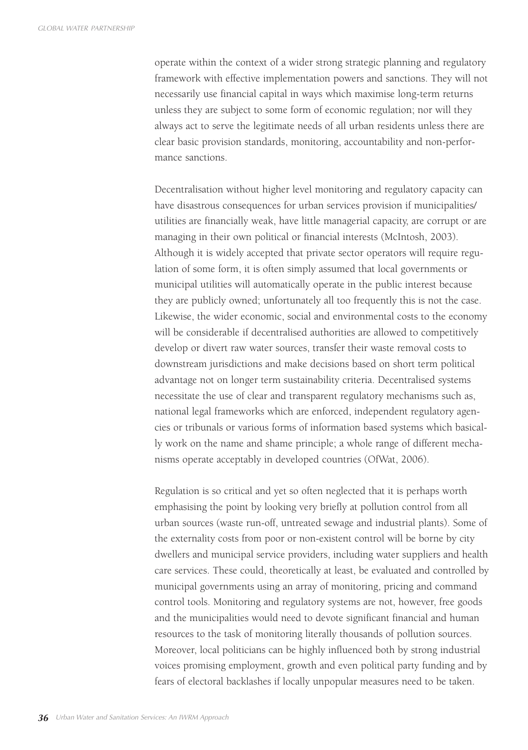operate within the context of a wider strong strategic planning and regulatory framework with effective implementation powers and sanctions. They will not necessarily use financial capital in ways which maximise long-term returns unless they are subject to some form of economic regulation; nor will they always act to serve the legitimate needs of all urban residents unless there are clear basic provision standards, monitoring, accountability and non-performance sanctions.

Decentralisation without higher level monitoring and regulatory capacity can have disastrous consequences for urban services provision if municipalities/ utilities are financially weak, have little managerial capacity, are corrupt or are managing in their own political or financial interests (McIntosh, 2003). Although it is widely accepted that private sector operators will require regulation of some form, it is often simply assumed that local governments or municipal utilities will automatically operate in the public interest because they are publicly owned; unfortunately all too frequently this is not the case. Likewise, the wider economic, social and environmental costs to the economy will be considerable if decentralised authorities are allowed to competitively develop or divert raw water sources, transfer their waste removal costs to downstream jurisdictions and make decisions based on short term political advantage not on longer term sustainability criteria. Decentralised systems necessitate the use of clear and transparent regulatory mechanisms such as, national legal frameworks which are enforced, independent regulatory agencies or tribunals or various forms of information based systems which basically work on the name and shame principle; a whole range of different mechanisms operate acceptably in developed countries (OfWat, 2006).

Regulation is so critical and yet so often neglected that it is perhaps worth emphasising the point by looking very briefly at pollution control from all urban sources (waste run-off, untreated sewage and industrial plants). Some of the externality costs from poor or non-existent control will be borne by city dwellers and municipal service providers, including water suppliers and health care services. These could, theoretically at least, be evaluated and controlled by municipal governments using an array of monitoring, pricing and command control tools. Monitoring and regulatory systems are not, however, free goods and the municipalities would need to devote significant financial and human resources to the task of monitoring literally thousands of pollution sources. Moreover, local politicians can be highly influenced both by strong industrial voices promising employment, growth and even political party funding and by fears of electoral backlashes if locally unpopular measures need to be taken.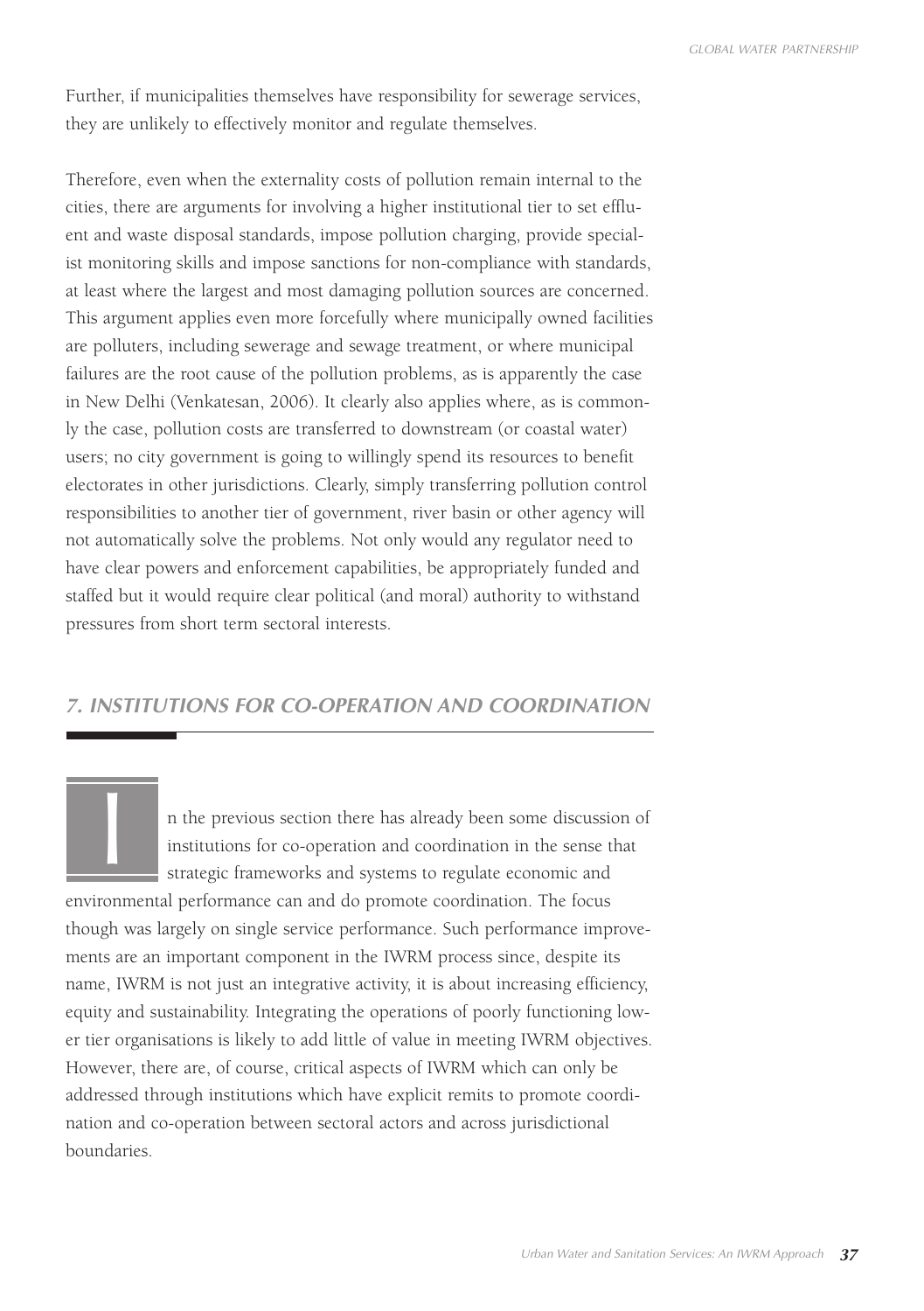Further, if municipalities themselves have responsibility for sewerage services, they are unlikely to effectively monitor and regulate themselves.

Therefore, even when the externality costs of pollution remain internal to the cities, there are arguments for involving a higher institutional tier to set effluent and waste disposal standards, impose pollution charging, provide specialist monitoring skills and impose sanctions for non-compliance with standards, at least where the largest and most damaging pollution sources are concerned. This argument applies even more forcefully where municipally owned facilities are polluters, including sewerage and sewage treatment, or where municipal failures are the root cause of the pollution problems, as is apparently the case in New Delhi (Venkatesan, 2006). It clearly also applies where, as is commonly the case, pollution costs are transferred to downstream (or coastal water) users; no city government is going to willingly spend its resources to benefit electorates in other jurisdictions. Clearly, simply transferring pollution control responsibilities to another tier of government, river basin or other agency will not automatically solve the problems. Not only would any regulator need to have clear powers and enforcement capabilities, be appropriately funded and staffed but it would require clear political (and moral) authority to withstand pressures from short term sectoral interests.

## *7. INSTITUTIONS FOR CO-OPERATION AND COORDINATION*

In the previous section there has already been some discussion of institutions for co-operation and coordination in the sense that strategic frameworks and systems to regulate economic and environmental performance can and do promote coordination. The focus though was largely on single service performance. Such performance improvements are an important component in the IWRM process since, despite its name, IWRM is not just an integrative activity, it is about increasing efficiency, equity and sustainability. Integrating the operations of poorly functioning lower tier organisations is likely to add little of value in meeting IWRM objectives. However, there are, of course, critical aspects of IWRM which can only be addressed through institutions which have explicit remits to promote coordination and co-operation between sectoral actors and across jurisdictional boundaries.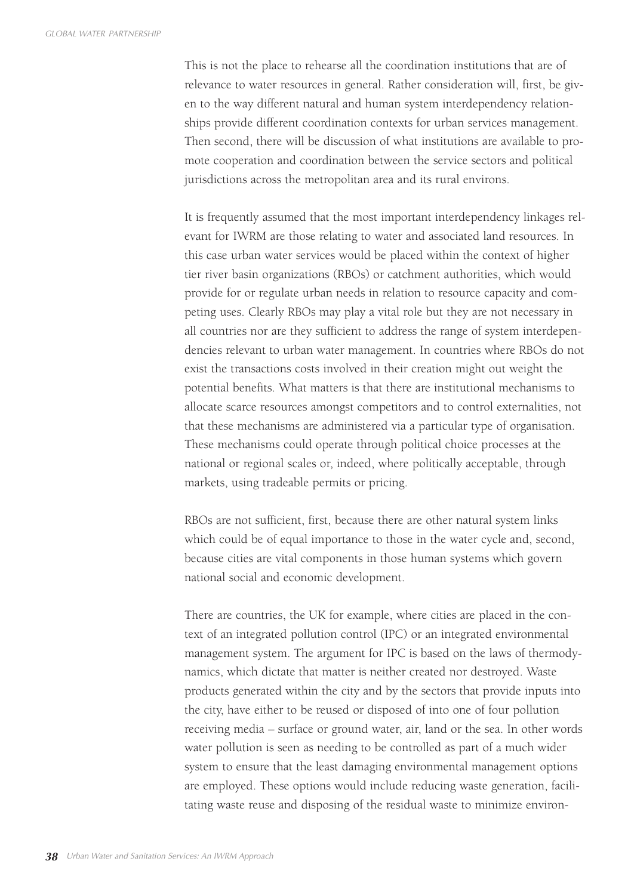This is not the place to rehearse all the coordination institutions that are of relevance to water resources in general. Rather consideration will, first, be given to the way different natural and human system interdependency relationships provide different coordination contexts for urban services management. Then second, there will be discussion of what institutions are available to promote cooperation and coordination between the service sectors and political jurisdictions across the metropolitan area and its rural environs.

It is frequently assumed that the most important interdependency linkages relevant for IWRM are those relating to water and associated land resources. In this case urban water services would be placed within the context of higher tier river basin organizations (RBOs) or catchment authorities, which would provide for or regulate urban needs in relation to resource capacity and competing uses. Clearly RBOs may play a vital role but they are not necessary in all countries nor are they sufficient to address the range of system interdependencies relevant to urban water management. In countries where RBOs do not exist the transactions costs involved in their creation might out weight the potential benefits. What matters is that there are institutional mechanisms to allocate scarce resources amongst competitors and to control externalities, not that these mechanisms are administered via a particular type of organisation. These mechanisms could operate through political choice processes at the national or regional scales or, indeed, where politically acceptable, through markets, using tradeable permits or pricing.

RBOs are not sufficient, first, because there are other natural system links which could be of equal importance to those in the water cycle and, second, because cities are vital components in those human systems which govern national social and economic development.

There are countries, the UK for example, where cities are placed in the context of an integrated pollution control (IPC) or an integrated environmental management system. The argument for IPC is based on the laws of thermodynamics, which dictate that matter is neither created nor destroyed. Waste products generated within the city and by the sectors that provide inputs into the city, have either to be reused or disposed of into one of four pollution receiving media – surface or ground water, air, land or the sea. In other words water pollution is seen as needing to be controlled as part of a much wider system to ensure that the least damaging environmental management options are employed. These options would include reducing waste generation, facilitating waste reuse and disposing of the residual waste to minimize environ-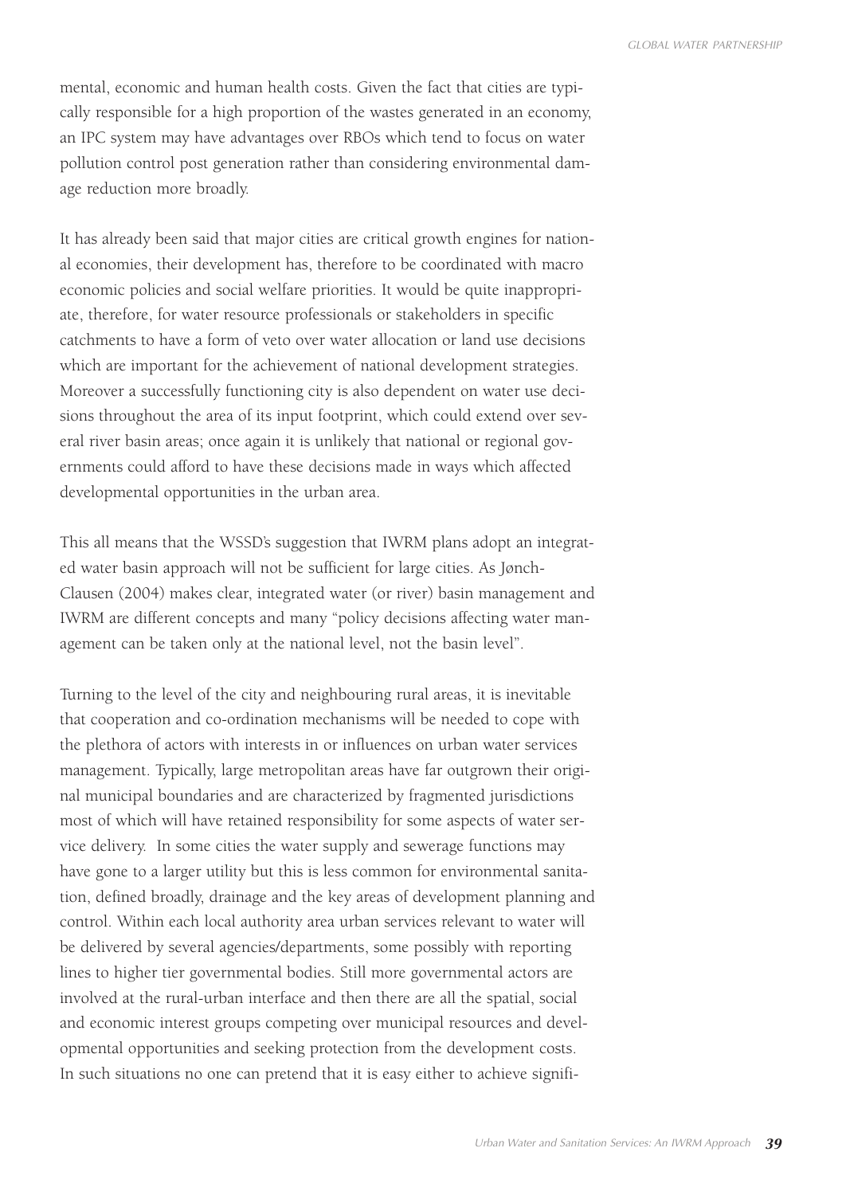mental, economic and human health costs. Given the fact that cities are typically responsible for a high proportion of the wastes generated in an economy, an IPC system may have advantages over RBOs which tend to focus on water pollution control post generation rather than considering environmental damage reduction more broadly.

It has already been said that major cities are critical growth engines for national economies, their development has, therefore to be coordinated with macro economic policies and social welfare priorities. It would be quite inappropriate, therefore, for water resource professionals or stakeholders in specific catchments to have a form of veto over water allocation or land use decisions which are important for the achievement of national development strategies. Moreover a successfully functioning city is also dependent on water use decisions throughout the area of its input footprint, which could extend over several river basin areas; once again it is unlikely that national or regional governments could afford to have these decisions made in ways which affected developmental opportunities in the urban area.

This all means that the WSSD's suggestion that IWRM plans adopt an integrated water basin approach will not be sufficient for large cities. As Jønch-Clausen (2004) makes clear, integrated water (or river) basin management and IWRM are different concepts and many "policy decisions affecting water management can be taken only at the national level, not the basin level".

Turning to the level of the city and neighbouring rural areas, it is inevitable that cooperation and co-ordination mechanisms will be needed to cope with the plethora of actors with interests in or influences on urban water services management. Typically, large metropolitan areas have far outgrown their original municipal boundaries and are characterized by fragmented jurisdictions most of which will have retained responsibility for some aspects of water service delivery. In some cities the water supply and sewerage functions may have gone to a larger utility but this is less common for environmental sanitation, defined broadly, drainage and the key areas of development planning and control. Within each local authority area urban services relevant to water will be delivered by several agencies/departments, some possibly with reporting lines to higher tier governmental bodies. Still more governmental actors are involved at the rural-urban interface and then there are all the spatial, social and economic interest groups competing over municipal resources and developmental opportunities and seeking protection from the development costs. In such situations no one can pretend that it is easy either to achieve signifi-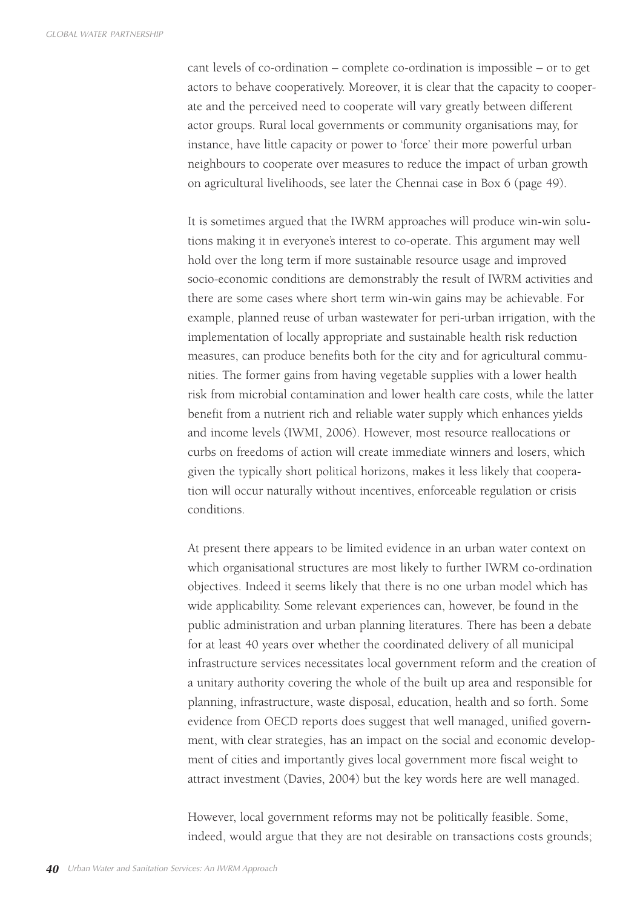cant levels of co-ordination – complete co-ordination is impossible – or to get actors to behave cooperatively. Moreover, it is clear that the capacity to cooperate and the perceived need to cooperate will vary greatly between different actor groups. Rural local governments or community organisations may, for instance, have little capacity or power to 'force' their more powerful urban neighbours to cooperate over measures to reduce the impact of urban growth on agricultural livelihoods, see later the Chennai case in Box 6 (page 49).

It is sometimes argued that the IWRM approaches will produce win-win solutions making it in everyone's interest to co-operate. This argument may well hold over the long term if more sustainable resource usage and improved socio-economic conditions are demonstrably the result of IWRM activities and there are some cases where short term win-win gains may be achievable. For example, planned reuse of urban wastewater for peri-urban irrigation, with the implementation of locally appropriate and sustainable health risk reduction measures, can produce benefits both for the city and for agricultural communities. The former gains from having vegetable supplies with a lower health risk from microbial contamination and lower health care costs, while the latter benefit from a nutrient rich and reliable water supply which enhances yields and income levels (IWMI, 2006). However, most resource reallocations or curbs on freedoms of action will create immediate winners and losers, which given the typically short political horizons, makes it less likely that cooperation will occur naturally without incentives, enforceable regulation or crisis conditions.

At present there appears to be limited evidence in an urban water context on which organisational structures are most likely to further IWRM co-ordination objectives. Indeed it seems likely that there is no one urban model which has wide applicability. Some relevant experiences can, however, be found in the public administration and urban planning literatures. There has been a debate for at least 40 years over whether the coordinated delivery of all municipal infrastructure services necessitates local government reform and the creation of a unitary authority covering the whole of the built up area and responsible for planning, infrastructure, waste disposal, education, health and so forth. Some evidence from OECD reports does suggest that well managed, unified government, with clear strategies, has an impact on the social and economic development of cities and importantly gives local government more fiscal weight to attract investment (Davies, 2004) but the key words here are well managed.

However, local government reforms may not be politically feasible. Some, indeed, would argue that they are not desirable on transactions costs grounds;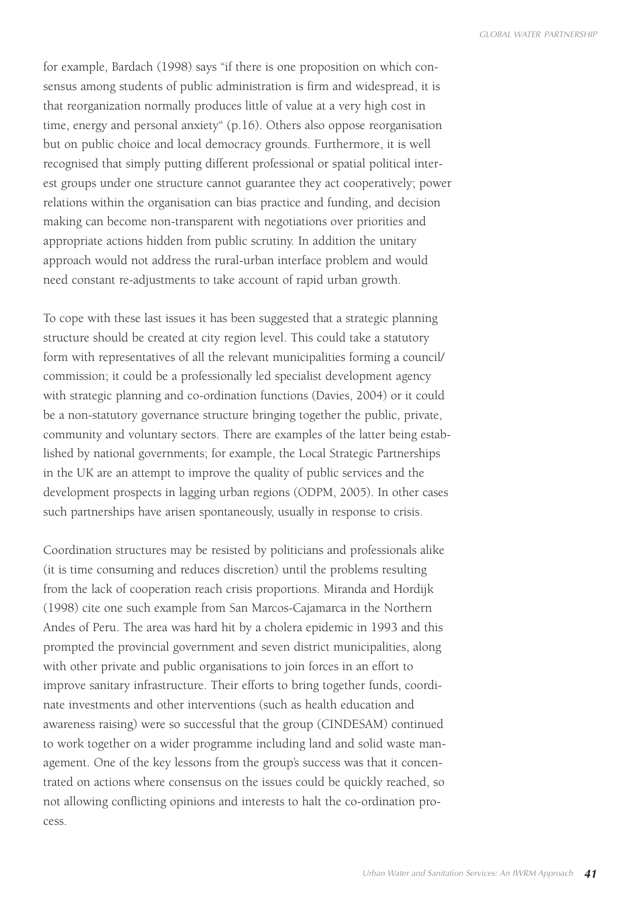for example, Bardach (1998) says "if there is one proposition on which consensus among students of public administration is firm and widespread, it is that reorganization normally produces little of value at a very high cost in time, energy and personal anxiety" (p.16). Others also oppose reorganisation but on public choice and local democracy grounds. Furthermore, it is well recognised that simply putting different professional or spatial political interest groups under one structure cannot guarantee they act cooperatively; power relations within the organisation can bias practice and funding, and decision making can become non-transparent with negotiations over priorities and appropriate actions hidden from public scrutiny. In addition the unitary approach would not address the rural-urban interface problem and would need constant re-adjustments to take account of rapid urban growth.

To cope with these last issues it has been suggested that a strategic planning structure should be created at city region level. This could take a statutory form with representatives of all the relevant municipalities forming a council/commission; it could be a professionally led specialist development agency with strategic planning and co-ordination functions (Davies, 2004) or it could be a non-statutory governance structure bringing together the public, private, community and voluntary sectors. There are examples of the latter being established by national governments; for example, the Local Strategic Partnerships in the UK are an attempt to improve the quality of public services and the development prospects in lagging urban regions (ODPM, 2005). In other cases such partnerships have arisen spontaneously, usually in response to crisis.

Coordination structures may be resisted by politicians and professionals alike (it is time consuming and reduces discretion) until the problems resulting from the lack of cooperation reach crisis proportions. Miranda and Hordijk (1998) cite one such example from San Marcos-Cajamarca in the Northern Andes of Peru. The area was hard hit by a cholera epidemic in 1993 and this prompted the provincial government and seven district municipalities, along with other private and public organisations to join forces in an effort to improve sanitary infrastructure. Their efforts to bring together funds, coordinate investments and other interventions (such as health education and awareness raising) were so successful that the group (CINDESAM) continued to work together on a wider programme including land and solid waste management. One of the key lessons from the group's success was that it concentrated on actions where consensus on the issues could be quickly reached, so not allowing conflicting opinions and interests to halt the co-ordination process.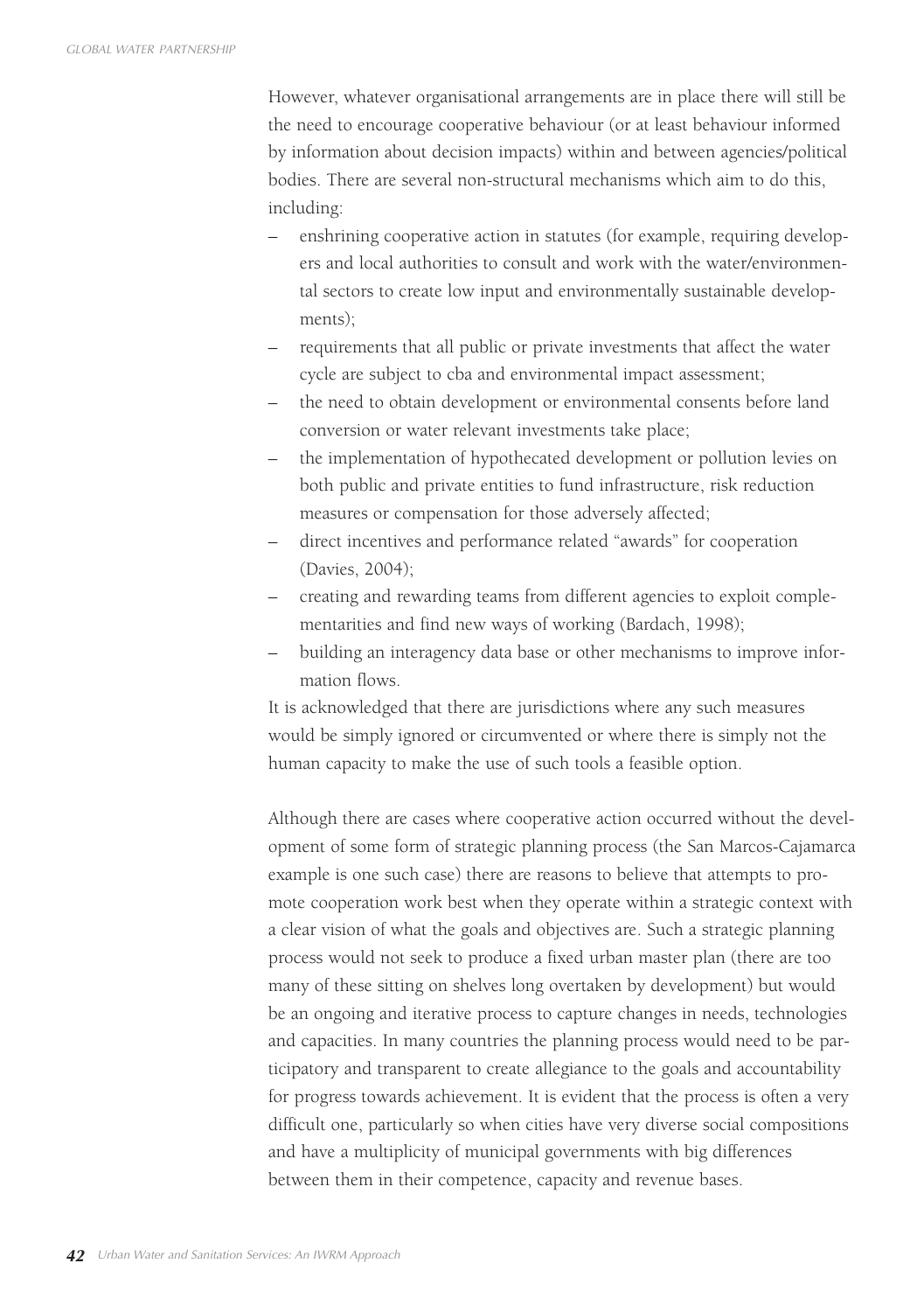However, whatever organisational arrangements are in place there will still be the need to encourage cooperative behaviour (or at least behaviour informed by information about decision impacts) within and between agencies/political bodies. There are several non-structural mechanisms which aim to do this, including:

- enshrining cooperative action in statutes (for example, requiring developers and local authorities to consult and work with the water/environmental sectors to create low input and environmentally sustainable developments);
- requirements that all public or private investments that affect the water cycle are subject to cba and environmental impact assessment;
- the need to obtain development or environmental consents before land conversion or water relevant investments take place;
- the implementation of hypothecated development or pollution levies on both public and private entities to fund infrastructure, risk reduction measures or compensation for those adversely affected;
- direct incentives and performance related "awards" for cooperation (Davies, 2004);
- creating and rewarding teams from different agencies to exploit complementarities and find new ways of working (Bardach, 1998);
- building an interagency data base or other mechanisms to improve information flows.

It is acknowledged that there are jurisdictions where any such measures would be simply ignored or circumvented or where there is simply not the human capacity to make the use of such tools a feasible option.

Although there are cases where cooperative action occurred without the development of some form of strategic planning process (the San Marcos-Cajamarca example is one such case) there are reasons to believe that attempts to promote cooperation work best when they operate within a strategic context with a clear vision of what the goals and objectives are. Such a strategic planning process would not seek to produce a fixed urban master plan (there are too many of these sitting on shelves long overtaken by development) but would be an ongoing and iterative process to capture changes in needs, technologies and capacities. In many countries the planning process would need to be participatory and transparent to create allegiance to the goals and accountability for progress towards achievement. It is evident that the process is often a very difficult one, particularly so when cities have very diverse social compositions and have a multiplicity of municipal governments with big differences between them in their competence, capacity and revenue bases.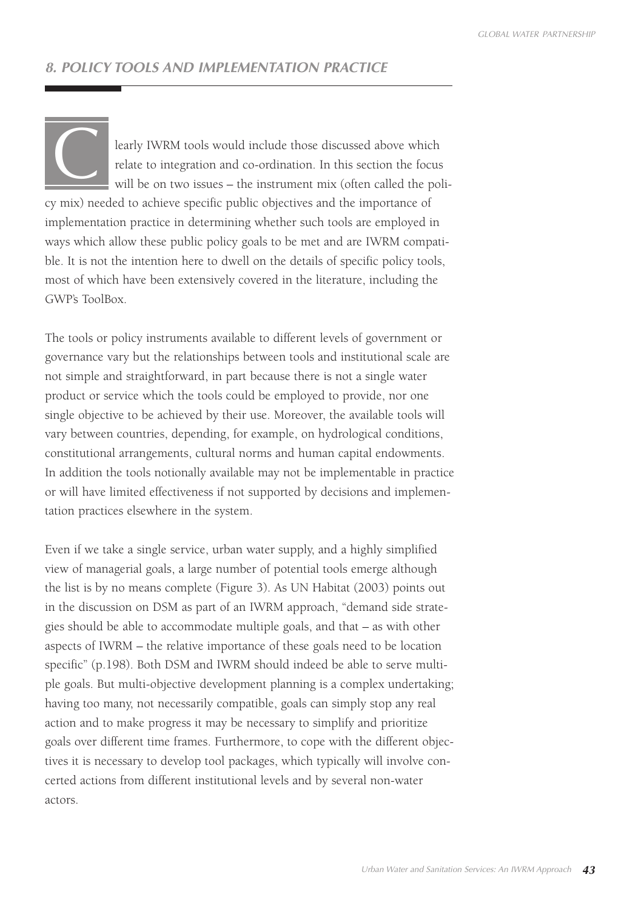## 8. POLICY TOOLS AND IMPLEMENTATION PRACTICE

Clearly IWRM tools would include those discussed above which relate to integration and co-ordination. In this section the focus will be on two issues – the instrument mix (often called the policy mix) needed to achieve specific public objectives and the importance of implementation practice in determining whether such tools are employed in ways which allow these public policy goals to be met and are IWRM compatible. It is not the intention here to dwell on the details of specific policy tools, most of which have been extensively covered in the literature, including the GWP's ToolBox.

The tools or policy instruments available to different levels of government or governance vary but the relationships between tools and institutional scale are not simple and straightforward, in part because there is not a single water product or service which the tools could be employed to provide, nor one single objective to be achieved by their use. Moreover, the available tools will vary between countries, depending, for example, on hydrological conditions, constitutional arrangements, cultural norms and human capital endowments. In addition the tools notionally available may not be implementable in practice or will have limited effectiveness if not supported by decisions and implementation practices elsewhere in the system.

Even if we take a single service, urban water supply, and a highly simplified view of managerial goals, a large number of potential tools emerge although the list is by no means complete (Figure 3). As UN Habitat (2003) points out in the discussion on DSM as part of an IWRM approach, "demand side strategies should be able to accommodate multiple goals, and that – as with other aspects of IWRM – the relative importance of these goals need to be location specific" (p.198). Both DSM and IWRM should indeed be able to serve multiple goals. But multi-objective development planning is a complex undertaking; having too many, not necessarily compatible, goals can simply stop any real action and to make progress it may be necessary to simplify and prioritize goals over different time frames. Furthermore, to cope with the different objectives it is necessary to develop tool packages, which typically will involve concerted actions from different institutional levels and by several non-water actors.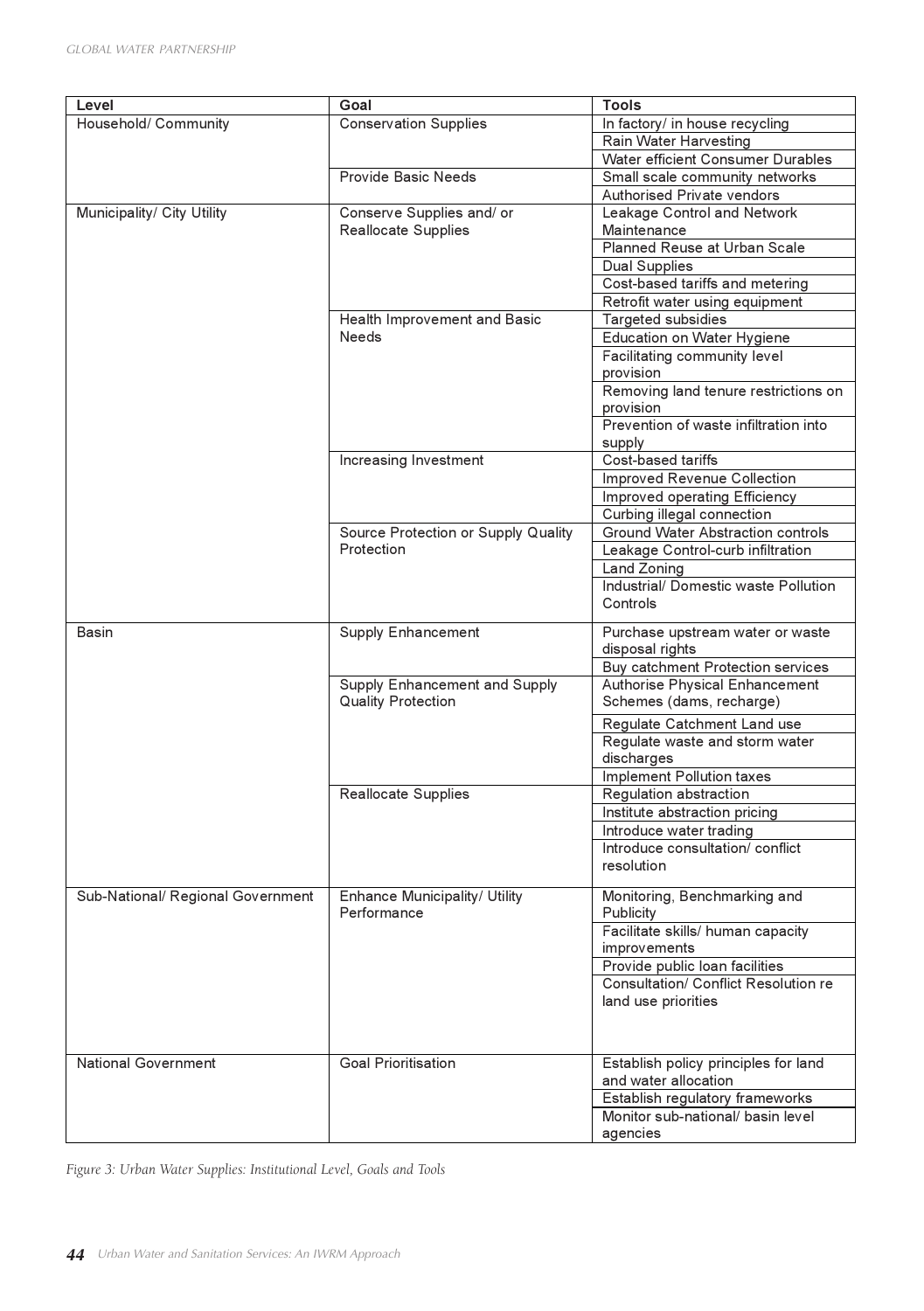| Level | Goal | Tools |
|---|---|---|
| Household/ Community | Conservation Supplies | In factory/ in house recycling |
| | | Rain Water Harvesting |
| | | Water efficient Consumer Durables |
| | Provide Basic Needs | Small scale community networks |
| | | Authorised Private vendors |
| Municipality/ City Utility | Conserve Supplies and/ or Reallocate Supplies | Leakage Control and Network Maintenance |
| | | Planned Reuse at Urban Scale |
| | | Dual Supplies |
| | | Cost-based tariffs and metering |
| | | Retrofit water using equipment |
| | Health Improvement and Basic Needs | Targeted subsidies |
| | | Education on Water Hygiene |
| | | Facilitating community level provision |
| | | Removing land tenure restrictions on provision |
| | | Prevention of waste infiltration into supply |
| | Increasing Investment | Cost-based tariffs |
| | | Improved Revenue Collection |
| | | Improved operating Efficiency |
| | | Curbing illegal connection |
| | Source Protection or Supply Quality Protection | Ground Water Abstraction controls |
| | | Leakage Control-curb infiltration |
| | | Land Zoning |
| | | Industrial/ Domestic waste Pollution Controls |
| Basin | Supply Enhancement | Purchase upstream water or waste disposal rights |
| | | Buy catchment Protection services |
| | Supply Enhancement and Supply Quality Protection | Authorise Physical Enhancement Schemes (dams, recharge) |
| | | Regulate Catchment Land use |
| | | Regulate waste and storm water discharges |
| | | Implement Pollution taxes |
| | Reallocate Supplies | Regulation abstraction |
| | | Institute abstraction pricing |
| | | Introduce water trading |
| | | Introduce consultation/ conflict resolution |
| Sub-National/ Regional Government | Enhance Municipality/ Utility Performance | Monitoring, Benchmarking and Publicity |
| | | Facilitate skills/ human capacity improvements |
| | | Provide public loan facilities |
| | | Consultation/ Conflict Resolution re land use priorities |
| National Government | Goal Prioritisation | Establish policy principles for land and water allocation |
| | | Establish regulatory frameworks |
| | | Monitor sub-national/ basin level agencies |

*Figure 3: Urban Water Supplies: Institutional Level, Goals and Tools*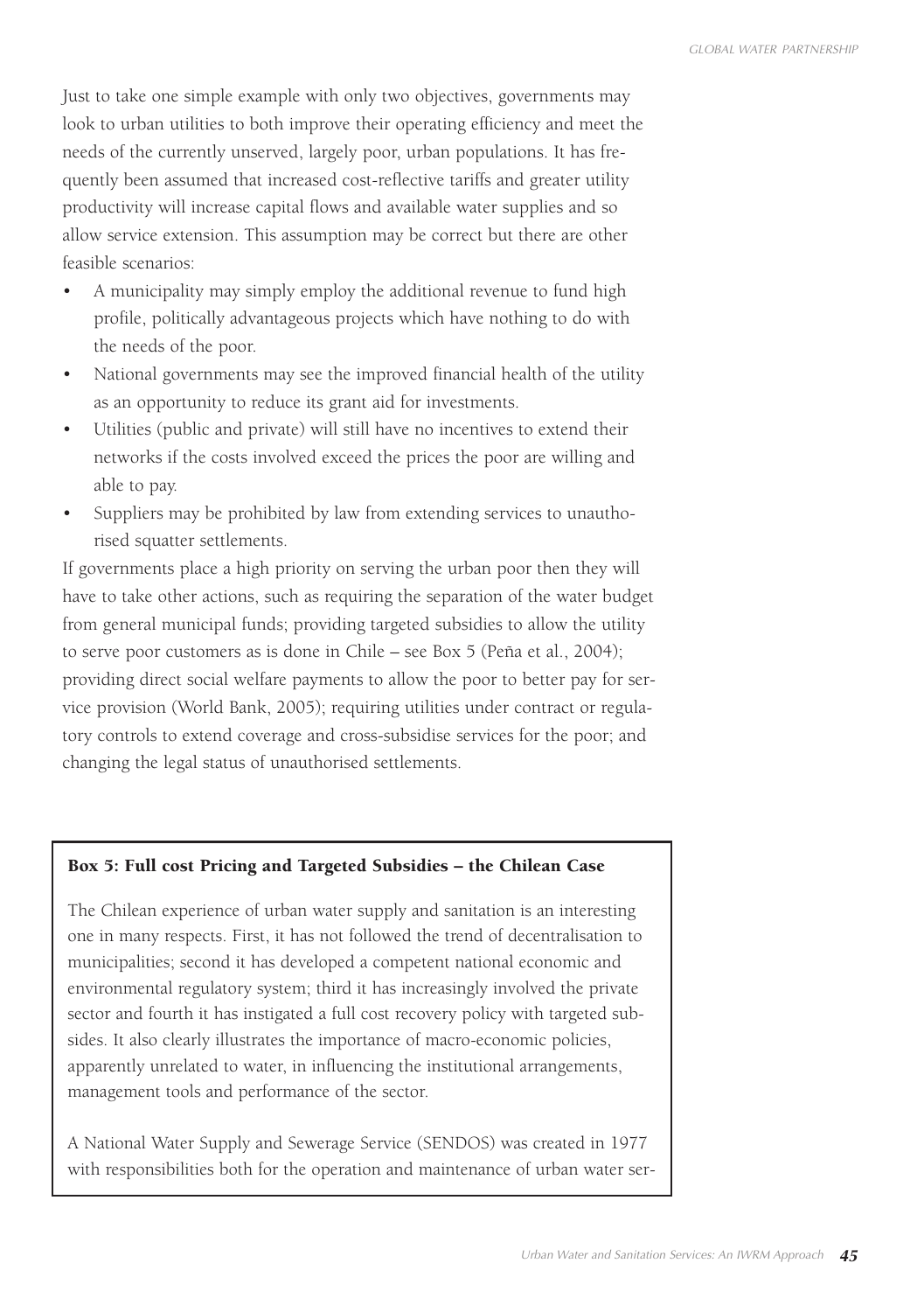Just to take one simple example with only two objectives, governments may look to urban utilities to both improve their operating efficiency and meet the needs of the currently unserved, largely poor, urban populations. It has frequently been assumed that increased cost-reflective tariffs and greater utility productivity will increase capital flows and available water supplies and so allow service extension. This assumption may be correct but there are other feasible scenarios:

- A municipality may simply employ the additional revenue to fund high profile, politically advantageous projects which have nothing to do with the needs of the poor.
- National governments may see the improved financial health of the utility as an opportunity to reduce its grant aid for investments.
- Utilities (public and private) will still have no incentives to extend their networks if the costs involved exceed the prices the poor are willing and able to pay.
- Suppliers may be prohibited by law from extending services to unauthorised squatter settlements.

If governments place a high priority on serving the urban poor then they will have to take other actions, such as requiring the separation of the water budget from general municipal funds; providing targeted subsidies to allow the utility to serve poor customers as is done in Chile – see Box 5 (Peña et al., 2004); providing direct social welfare payments to allow the poor to better pay for service provision (World Bank, 2005); requiring utilities under contract or regulatory controls to extend coverage and cross-subsidise services for the poor; and changing the legal status of unauthorised settlements.

**Box 5: Full cost Pricing and Targeted Subsidies – the Chilean Case**

The Chilean experience of urban water supply and sanitation is an interesting one in many respects. First, it has not followed the trend of decentralisation to municipalities; second it has developed a competent national economic and environmental regulatory system; third it has increasingly involved the private sector and fourth it has instigated a full cost recovery policy with targeted subsides. It also clearly illustrates the importance of macro-economic policies, apparently unrelated to water, in influencing the institutional arrangements, management tools and performance of the sector.

A National Water Supply and Sewerage Service (SENDOS) was created in 1977 with responsibilities both for the operation and maintenance of urban water ser-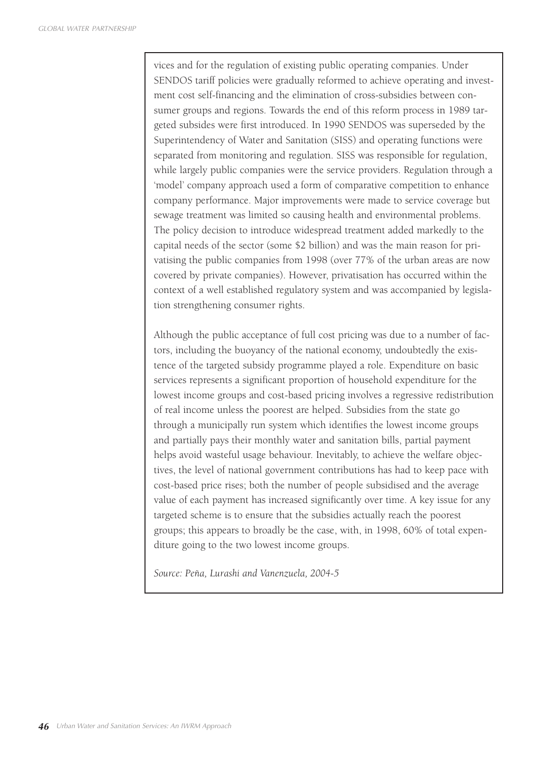vices and for the regulation of existing public operating companies. Under SENDOS tariff policies were gradually reformed to achieve operating and investment cost self-financing and the elimination of cross-subsidies between consumer groups and regions. Towards the end of this reform process in 1989 targeted subsides were first introduced. In 1990 SENDOS was superseded by the Superintendency of Water and Sanitation (SISS) and operating functions were separated from monitoring and regulation. SISS was responsible for regulation, while largely public companies were the service providers. Regulation through a 'model' company approach used a form of comparative competition to enhance company performance. Major improvements were made to service coverage but sewage treatment was limited so causing health and environmental problems. The policy decision to introduce widespread treatment added markedly to the capital needs of the sector (some $2 billion) and was the main reason for privatising the public companies from 1998 (over 77% of the urban areas are now covered by private companies). However, privatisation has occurred within the context of a well established regulatory system and was accompanied by legislation strengthening consumer rights.

Although the public acceptance of full cost pricing was due to a number of factors, including the buoyancy of the national economy, undoubtedly the existence of the targeted subsidy programme played a role. Expenditure on basic services represents a significant proportion of household expenditure for the lowest income groups and cost-based pricing involves a regressive redistribution of real income unless the poorest are helped. Subsidies from the state go through a municipally run system which identifies the lowest income groups and partially pays their monthly water and sanitation bills, partial payment helps avoid wasteful usage behaviour. Inevitably, to achieve the welfare objectives, the level of national government contributions has had to keep pace with cost-based price rises; both the number of people subsidised and the average value of each payment has increased significantly over time. A key issue for any targeted scheme is to ensure that the subsidies actually reach the poorest groups; this appears to broadly be the case, with, in 1998, 60% of total expenditure going to the two lowest income groups.

*Source: Peña, Lurashi and Vanenzuela, 2004-5*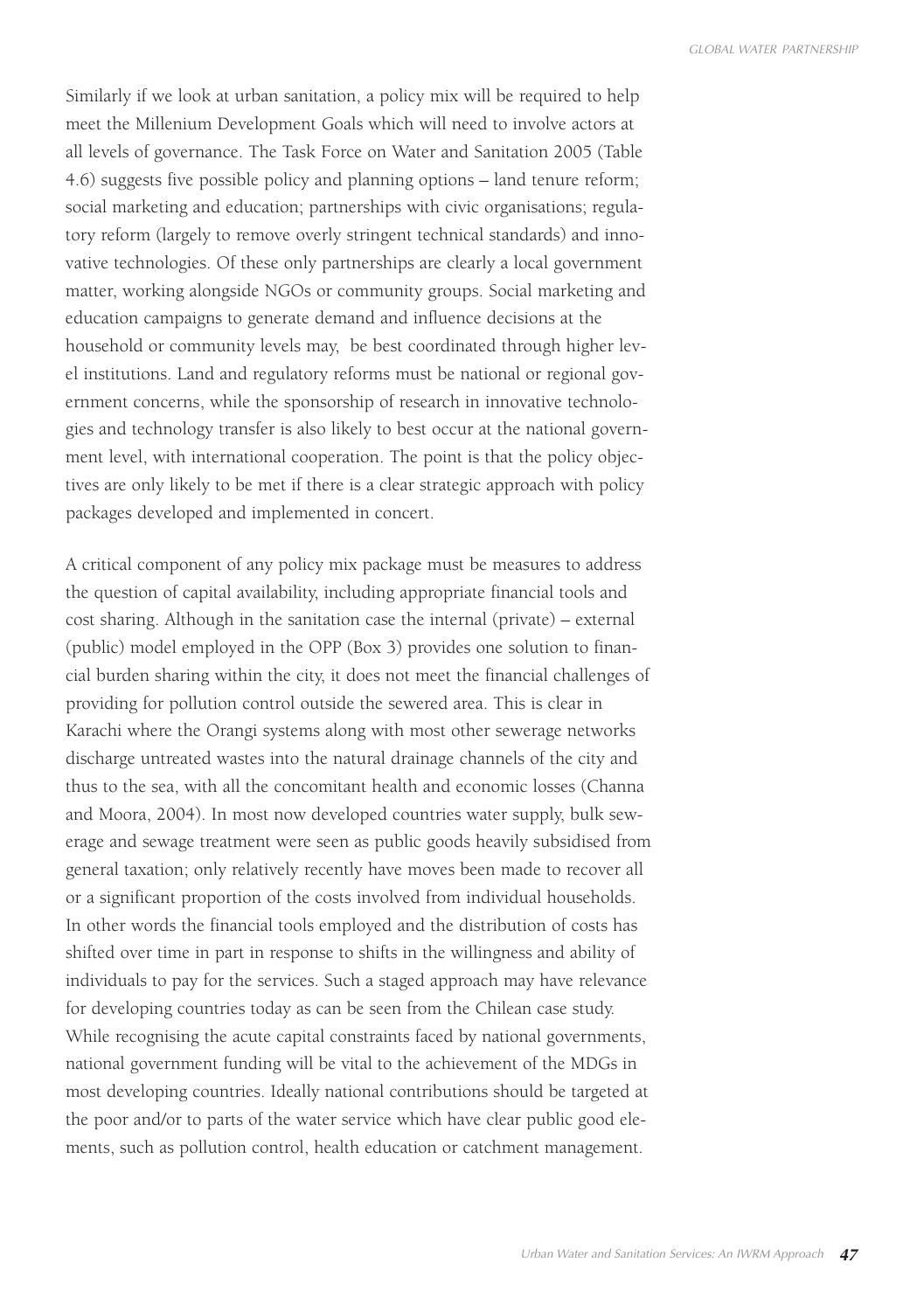Similarly if we look at urban sanitation, a policy mix will be required to help meet the Millenium Development Goals which will need to involve actors at all levels of governance. The Task Force on Water and Sanitation 2005 (Table 4.6) suggests five possible policy and planning options – land tenure reform; social marketing and education; partnerships with civic organisations; regulatory reform (largely to remove overly stringent technical standards) and innovative technologies. Of these only partnerships are clearly a local government matter, working alongside NGOs or community groups. Social marketing and education campaigns to generate demand and influence decisions at the household or community levels may, be best coordinated through higher level institutions. Land and regulatory reforms must be national or regional government concerns, while the sponsorship of research in innovative technologies and technology transfer is also likely to best occur at the national government level, with international cooperation. The point is that the policy objectives are only likely to be met if there is a clear strategic approach with policy packages developed and implemented in concert.

A critical component of any policy mix package must be measures to address the question of capital availability, including appropriate financial tools and cost sharing. Although in the sanitation case the internal (private) – external (public) model employed in the OPP (Box 3) provides one solution to financial burden sharing within the city, it does not meet the financial challenges of providing for pollution control outside the sewered area. This is clear in Karachi where the Orangi systems along with most other sewerage networks discharge untreated wastes into the natural drainage channels of the city and thus to the sea, with all the concomitant health and economic losses (Channa and Moora, 2004). In most now developed countries water supply, bulk sewerage and sewage treatment were seen as public goods heavily subsidised from general taxation; only relatively recently have moves been made to recover all or a significant proportion of the costs involved from individual households. In other words the financial tools employed and the distribution of costs has shifted over time in part in response to shifts in the willingness and ability of individuals to pay for the services. Such a staged approach may have relevance for developing countries today as can be seen from the Chilean case study. While recognising the acute capital constraints faced by national governments, national government funding will be vital to the achievement of the MDGs in most developing countries. Ideally national contributions should be targeted at the poor and/or to parts of the water service which have clear public good elements, such as pollution control, health education or catchment management.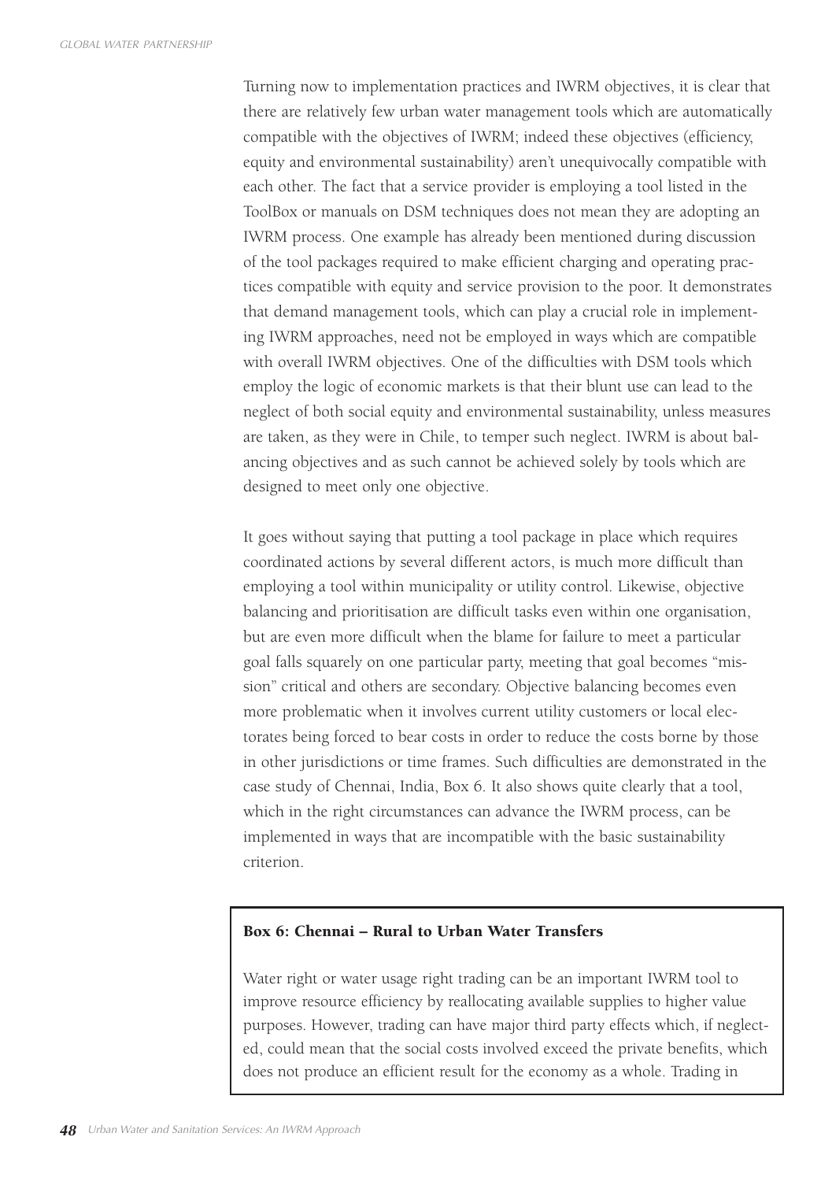Turning now to implementation practices and IWRM objectives, it is clear that there are relatively few urban water management tools which are automatically compatible with the objectives of IWRM; indeed these objectives (efficiency, equity and environmental sustainability) aren't unequivocally compatible with each other. The fact that a service provider is employing a tool listed in the ToolBox or manuals on DSM techniques does not mean they are adopting an IWRM process. One example has already been mentioned during discussion of the tool packages required to make efficient charging and operating practices compatible with equity and service provision to the poor. It demonstrates that demand management tools, which can play a crucial role in implementing IWRM approaches, need not be employed in ways which are compatible with overall IWRM objectives. One of the difficulties with DSM tools which employ the logic of economic markets is that their blunt use can lead to the neglect of both social equity and environmental sustainability, unless measures are taken, as they were in Chile, to temper such neglect. IWRM is about balancing objectives and as such cannot be achieved solely by tools which are designed to meet only one objective.

It goes without saying that putting a tool package in place which requires coordinated actions by several different actors, is much more difficult than employing a tool within municipality or utility control. Likewise, objective balancing and prioritisation are difficult tasks even within one organisation, but are even more difficult when the blame for failure to meet a particular goal falls squarely on one particular party, meeting that goal becomes "mission" critical and others are secondary. Objective balancing becomes even more problematic when it involves current utility customers or local electorates being forced to bear costs in order to reduce the costs borne by those in other jurisdictions or time frames. Such difficulties are demonstrated in the case study of Chennai, India, Box 6. It also shows quite clearly that a tool, which in the right circumstances can advance the IWRM process, can be implemented in ways that are incompatible with the basic sustainability criterion.

**Box 6: Chennai – Rural to Urban Water Transfers**

Water right or water usage right trading can be an important IWRM tool to improve resource efficiency by reallocating available supplies to higher value purposes. However, trading can have major third party effects which, if neglected, could mean that the social costs involved exceed the private benefits, which does not produce an efficient result for the economy as a whole. Trading in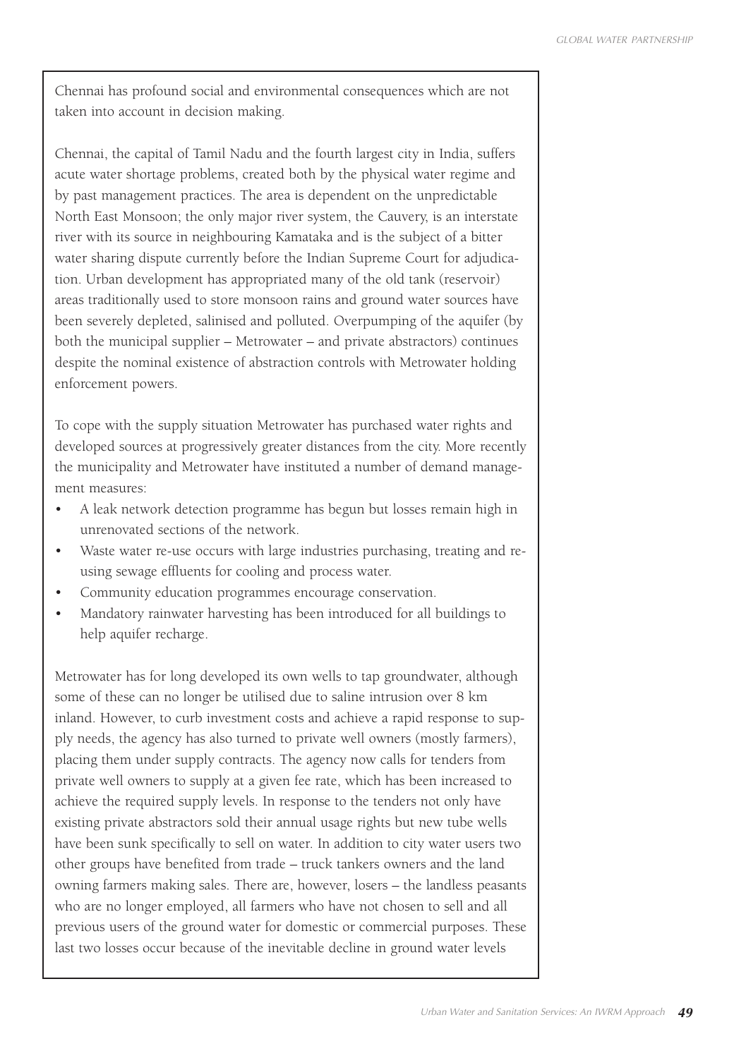Chennai has profound social and environmental consequences which are not taken into account in decision making.

Chennai, the capital of Tamil Nadu and the fourth largest city in India, suffers acute water shortage problems, created both by the physical water regime and by past management practices. The area is dependent on the unpredictable North East Monsoon; the only major river system, the Cauvery, is an interstate river with its source in neighbouring Kamataka and is the subject of a bitter water sharing dispute currently before the Indian Supreme Court for adjudication. Urban development has appropriated many of the old tank (reservoir) areas traditionally used to store monsoon rains and ground water sources have been severely depleted, salinised and polluted. Overpumping of the aquifer (by both the municipal supplier – Metrowater – and private abstractors) continues despite the nominal existence of abstraction controls with Metrowater holding enforcement powers.

To cope with the supply situation Metrowater has purchased water rights and developed sources at progressively greater distances from the city. More recently the municipality and Metrowater have instituted a number of demand management measures:

- A leak network detection programme has begun but losses remain high in unrenovated sections of the network.
- Waste water re-use occurs with large industries purchasing, treating and re-using sewage effluents for cooling and process water.
- Community education programmes encourage conservation.
- Mandatory rainwater harvesting has been introduced for all buildings to help aquifer recharge.

Metrowater has for long developed its own wells to tap groundwater, although some of these can no longer be utilised due to saline intrusion over 8 km inland. However, to curb investment costs and achieve a rapid response to supply needs, the agency has also turned to private well owners (mostly farmers), placing them under supply contracts. The agency now calls for tenders from private well owners to supply at a given fee rate, which has been increased to achieve the required supply levels. In response to the tenders not only have existing private abstractors sold their annual usage rights but new tube wells have been sunk specifically to sell on water. In addition to city water users two other groups have benefited from trade – truck tankers owners and the land owning farmers making sales. There are, however, losers – the landless peasants who are no longer employed, all farmers who have not chosen to sell and all previous users of the ground water for domestic or commercial purposes. These last two losses occur because of the inevitable decline in ground water levels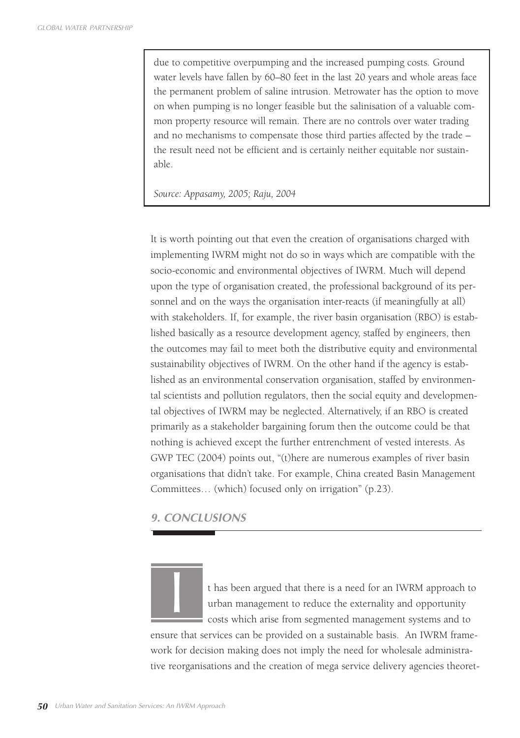due to competitive overpumping and the increased pumping costs. Ground water levels have fallen by 60–80 feet in the last 20 years and whole areas face the permanent problem of saline intrusion. Metrowater has the option to move on when pumping is no longer feasible but the salinisation of a valuable common property resource will remain. There are no controls over water trading and no mechanisms to compensate those third parties affected by the trade – the result need not be efficient and is certainly neither equitable nor sustainable.

*Source: Appasamy, 2005; Raju, 2004*

It is worth pointing out that even the creation of organisations charged with implementing IWRM might not do so in ways which are compatible with the socio-economic and environmental objectives of IWRM. Much will depend upon the type of organisation created, the professional background of its personnel and on the ways the organisation inter-reacts (if meaningfully at all) with stakeholders. If, for example, the river basin organisation (RBO) is established basically as a resource development agency, staffed by engineers, then the outcomes may fail to meet both the distributive equity and environmental sustainability objectives of IWRM. On the other hand if the agency is established as an environmental conservation organisation, staffed by environmental scientists and pollution regulators, then the social equity and developmental objectives of IWRM may be neglected. Alternatively, if an RBO is created primarily as a stakeholder bargaining forum then the outcome could be that nothing is achieved except the further entrenchment of vested interests. As GWP TEC (2004) points out, "(t)here are numerous examples of river basin organisations that didn't take. For example, China created Basin Management Committees… (which) focused only on irrigation" (p.23).

## 9. CONCLUSIONS

It has been argued that there is a need for an IWRM approach to urban management to reduce the externality and opportunity costs which arise from segmented management systems and to ensure that services can be provided on a sustainable basis. An IWRM framework for decision making does not imply the need for wholesale administrative reorganisations and the creation of mega service delivery agencies theoret-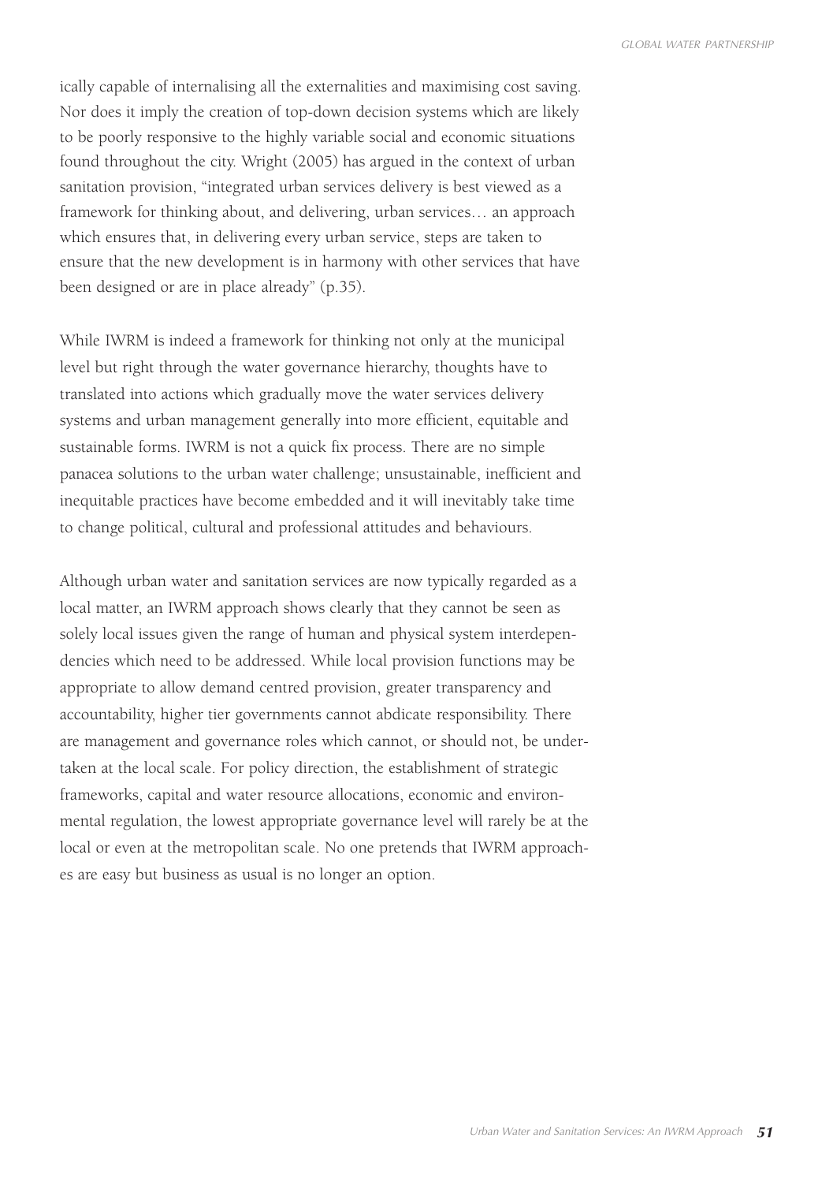ically capable of internalising all the externalities and maximising cost saving. Nor does it imply the creation of top-down decision systems which are likely to be poorly responsive to the highly variable social and economic situations found throughout the city. Wright (2005) has argued in the context of urban sanitation provision, "integrated urban services delivery is best viewed as a framework for thinking about, and delivering, urban services… an approach which ensures that, in delivering every urban service, steps are taken to ensure that the new development is in harmony with other services that have been designed or are in place already" (p.35).

While IWRM is indeed a framework for thinking not only at the municipal level but right through the water governance hierarchy, thoughts have to translated into actions which gradually move the water services delivery systems and urban management generally into more efficient, equitable and sustainable forms. IWRM is not a quick fix process. There are no simple panacea solutions to the urban water challenge; unsustainable, inefficient and inequitable practices have become embedded and it will inevitably take time to change political, cultural and professional attitudes and behaviours.

Although urban water and sanitation services are now typically regarded as a local matter, an IWRM approach shows clearly that they cannot be seen as solely local issues given the range of human and physical system interdependencies which need to be addressed. While local provision functions may be appropriate to allow demand centred provision, greater transparency and accountability, higher tier governments cannot abdicate responsibility. There are management and governance roles which cannot, or should not, be undertaken at the local scale. For policy direction, the establishment of strategic frameworks, capital and water resource allocations, economic and environmental regulation, the lowest appropriate governance level will rarely be at the local or even at the metropolitan scale. No one pretends that IWRM approaches are easy but business as usual is no longer an option.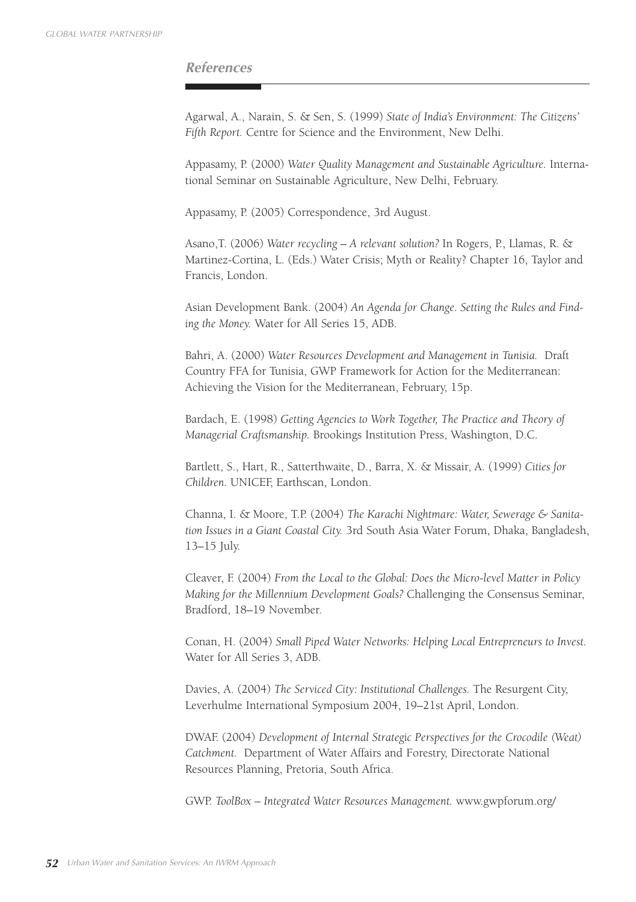## References

Agarwal, A., Narain, S. & Sen, S. (1999) *State of India's Environment: The Citizens' Fifth Report.* Centre for Science and the Environment, New Delhi.

Appasamy, P. (2000) *Water Quality Management and Sustainable Agriculture.* International Seminar on Sustainable Agriculture, New Delhi, February.

Appasamy, P. (2005) Correspondence, 3rd August.

Asano,T. (2006) *Water recycling – A relevant solution?* In Rogers, P., Llamas, R. & Martinez-Cortina, L. (Eds.) Water Crisis; Myth or Reality? Chapter 16, Taylor and Francis, London.

Asian Development Bank. (2004) *An Agenda for Change. Setting the Rules and Finding the Money.* Water for All Series 15, ADB.

Bahri, A. (2000) *Water Resources Development and Management in Tunisia.* Draft Country FFA for Tunisia, GWP Framework for Action for the Mediterranean: Achieving the Vision for the Mediterranean, February, 15p.

Bardach, E. (1998) *Getting Agencies to Work Together, The Practice and Theory of Managerial Craftsmanship.* Brookings Institution Press, Washington, D.C.

Bartlett, S., Hart, R., Satterthwaite, D., Barra, X. & Missair, A. (1999) *Cities for Children.* UNICEF, Earthscan, London.

Channa, I. & Moore, T.P. (2004) *The Karachi Nightmare: Water, Sewerage & Sanitation Issues in a Giant Coastal City.* 3rd South Asia Water Forum, Dhaka, Bangladesh, 13–15 July.

Cleaver, F. (2004) *From the Local to the Global: Does the Micro-level Matter in Policy Making for the Millennium Development Goals?* Challenging the Consensus Seminar, Bradford, 18–19 November.

Conan, H. (2004) *Small Piped Water Networks: Helping Local Entrepreneurs to Invest.* Water for All Series 3, ADB.

Davies, A. (2004) *The Serviced City: Institutional Challenges.* The Resurgent City, Leverhulme International Symposium 2004, 19–21st April, London.

DWAF. (2004) *Development of Internal Strategic Perspectives for the Crocodile (Weat) Catchment.* Department of Water Affairs and Forestry, Directorate National Resources Planning, Pretoria, South Africa.

GWP. *ToolBox – Integrated Water Resources Management.* www.gwpforum.org/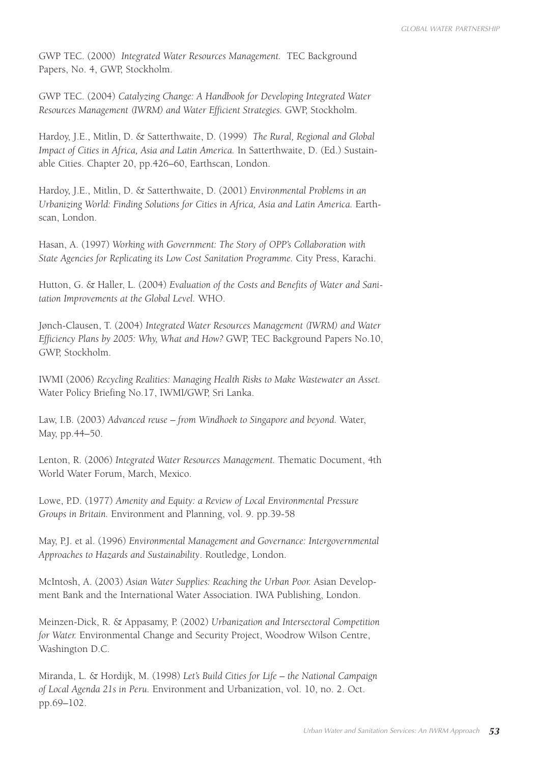GWP TEC. (2000) *Integrated Water Resources Management.* TEC Background Papers, No. 4, GWP, Stockholm.

GWP TEC. (2004) *Catalyzing Change: A Handbook for Developing Integrated Water Resources Management (IWRM) and Water Efficient Strategies.* GWP, Stockholm.

Hardoy, J.E., Mitlin, D. & Satterthwaite, D. (1999) *The Rural, Regional and Global Impact of Cities in Africa, Asia and Latin America.* In Satterthwaite, D. (Ed.) Sustainable Cities. Chapter 20, pp.426–60, Earthscan, London.

Hardoy, J.E., Mitlin, D. & Satterthwaite, D. (2001) *Environmental Problems in an Urbanizing World: Finding Solutions for Cities in Africa, Asia and Latin America.* Earthscan, London.

Hasan, A. (1997) *Working with Government: The Story of OPP's Collaboration with State Agencies for Replicating its Low Cost Sanitation Programme.* City Press, Karachi.

Hutton, G. & Haller, L. (2004) *Evaluation of the Costs and Benefits of Water and Sanitation Improvements at the Global Level.* WHO.

Jønch-Clausen, T. (2004) *Integrated Water Resources Management (IWRM) and Water Efficiency Plans by 2005: Why, What and How?* GWP, TEC Background Papers No.10, GWP, Stockholm.

IWMI (2006) *Recycling Realities: Managing Health Risks to Make Wastewater an Asset.* Water Policy Briefing No.17, IWMI/GWP, Sri Lanka.

Law, I.B. (2003) *Advanced reuse – from Windhoek to Singapore and beyond.* Water, May, pp.44–50.

Lenton, R. (2006) *Integrated Water Resources Management.* Thematic Document, 4th World Water Forum, March, Mexico.

Lowe, P.D. (1977) *Amenity and Equity: a Review of Local Environmental Pressure Groups in Britain.* Environment and Planning, vol. 9. pp.39-58

May, P.J. et al. (1996) *Environmental Management and Governance: Intergovernmental Approaches to Hazards and Sustainability*. Routledge, London.

McIntosh, A. (2003) *Asian Water Supplies: Reaching the Urban Poor.* Asian Development Bank and the International Water Association. IWA Publishing, London.

Meinzen-Dick, R. & Appasamy, P. (2002) *Urbanization and Intersectoral Competition for Water.* Environmental Change and Security Project, Woodrow Wilson Centre, Washington D.C.

Miranda, L. & Hordijk, M. (1998) *Let's Build Cities for Life – the National Campaign of Local Agenda 21s in Peru.* Environment and Urbanization, vol. 10, no. 2. Oct. pp.69–102.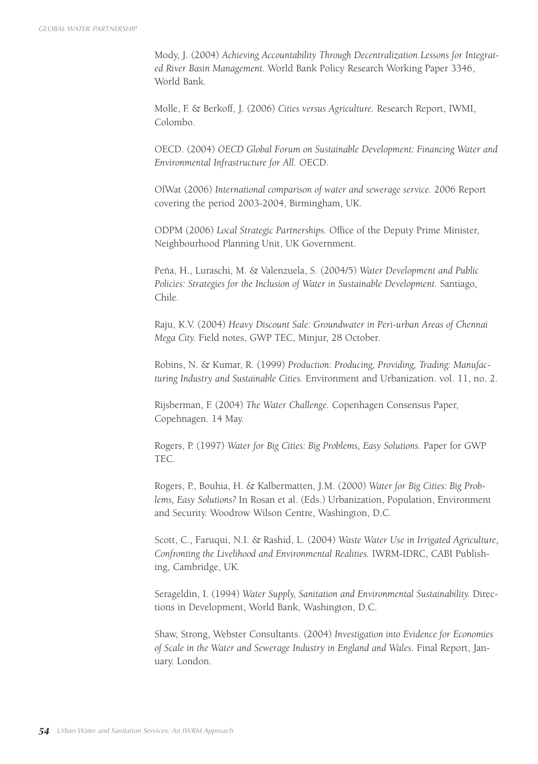Mody, J. (2004) *Achieving Accountability Through Decentralization Lessons for Integrated River Basin Management.* World Bank Policy Research Working Paper 3346, World Bank.

Molle, F. & Berkoff, J. (2006) *Cities versus Agriculture.* Research Report, IWMI, Colombo.

OECD. (2004) *OECD Global Forum on Sustainable Development: Financing Water and Environmental Infrastructure for All.* OECD.

OfWat (2006) *International comparison of water and sewerage service.* 2006 Report covering the period 2003-2004, Birmingham, UK.

ODPM (2006) *Local Strategic Partnerships.* Office of the Deputy Prime Minister, Neighbourhood Planning Unit, UK Government.

Peña, H., Luraschi, M. & Valenzuela, S. (2004/5) *Water Development and Public Policies: Strategies for the Inclusion of Water in Sustainable Development.* Santiago, Chile.

Raju, K.V. (2004) *Heavy Discount Sale: Groundwater in Peri-urban Areas of Chennai Mega City.* Field notes, GWP TEC, Minjur, 28 October.

Robins, N. & Kumar, R. (1999) *Production: Producing, Providing, Trading: Manufacturing Industry and Sustainable Cities.* Environment and Urbanization. vol. 11, no. 2.

Rijsberman, F. (2004) *The Water Challenge.* Copenhagen Consensus Paper, Copehnagen. 14 May.

Rogers, P. (1997) *Water for Big Cities: Big Problems, Easy Solutions.* Paper for GWP TEC.

Rogers, P., Bouhia, H. & Kalbermatten, J.M. (2000) *Water for Big Cities: Big Problems, Easy Solutions?* In Rosan et al. (Eds.) Urbanization, Population, Environment and Security. Woodrow Wilson Centre, Washington, D.C.

Scott, C., Faruqui, N.I. & Rashid, L. (2004) *Waste Water Use in Irrigated Agriculture, Confronting the Livelihood and Environmental Realities.* IWRM-IDRC, CABI Publishing, Cambridge, UK.

Serageldin, I. (1994) *Water Supply, Sanitation and Environmental Sustainability.* Directions in Development, World Bank, Washington, D.C.

Shaw, Strong, Webster Consultants. (2004) *Investigation into Evidence for Economies of Scale in the Water and Sewerage Industry in England and Wales.* Final Report, January. London.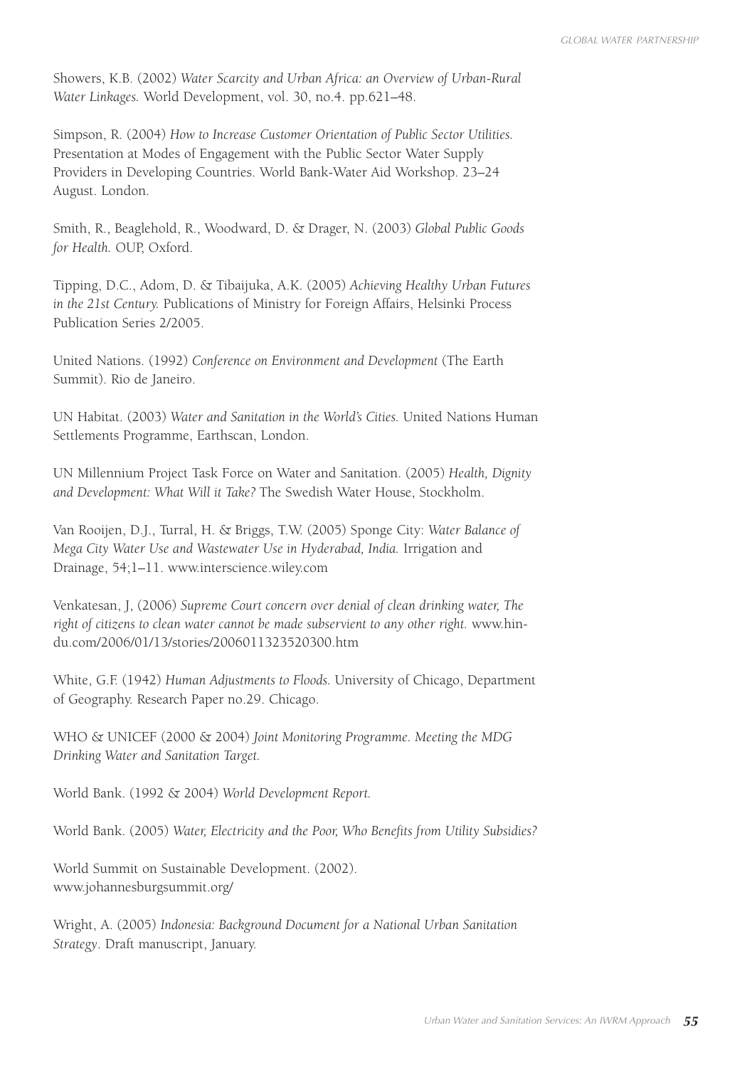Showers, K.B. (2002) *Water Scarcity and Urban Africa: an Overview of Urban-Rural Water Linkages.* World Development, vol. 30, no.4. pp.621–48.

Simpson, R. (2004) *How to Increase Customer Orientation of Public Sector Utilities.* Presentation at Modes of Engagement with the Public Sector Water Supply Providers in Developing Countries. World Bank-Water Aid Workshop. 23–24 August. London.

Smith, R., Beaglehold, R., Woodward, D. & Drager, N. (2003) *Global Public Goods for Health.* OUP, Oxford.

Tipping, D.C., Adom, D. & Tibaijuka, A.K. (2005) *Achieving Healthy Urban Futures in the 21st Century.* Publications of Ministry for Foreign Affairs, Helsinki Process Publication Series 2/2005.

United Nations. (1992) *Conference on Environment and Development* (The Earth Summit). Rio de Janeiro.

UN Habitat. (2003) *Water and Sanitation in the World's Cities.* United Nations Human Settlements Programme, Earthscan, London.

UN Millennium Project Task Force on Water and Sanitation. (2005) *Health, Dignity and Development: What Will it Take?* The Swedish Water House, Stockholm.

Van Rooijen, D.J., Turral, H. & Briggs, T.W. (2005) Sponge City: *Water Balance of Mega City Water Use and Wastewater Use in Hyderabad, India.* Irrigation and Drainage, 54;1–11. www.interscience.wiley.com

Venkatesan, J, (2006) *Supreme Court concern over denial of clean drinking water, The right of citizens to clean water cannot be made subservient to any other right.* www.hindu.com/2006/01/13/stories/2006011323520300.htm

White, G.F. (1942) *Human Adjustments to Floods.* University of Chicago, Department of Geography. Research Paper no.29. Chicago.

WHO & UNICEF (2000 & 2004) *Joint Monitoring Programme. Meeting the MDG Drinking Water and Sanitation Target.*

World Bank. (1992 & 2004) *World Development Report.*

World Bank. (2005) *Water, Electricity and the Poor, Who Benefits from Utility Subsidies?*

World Summit on Sustainable Development. (2002). www.johannesburgsummit.org/

Wright, A. (2005) *Indonesia: Background Document for a National Urban Sanitation Strategy*. Draft manuscript, January.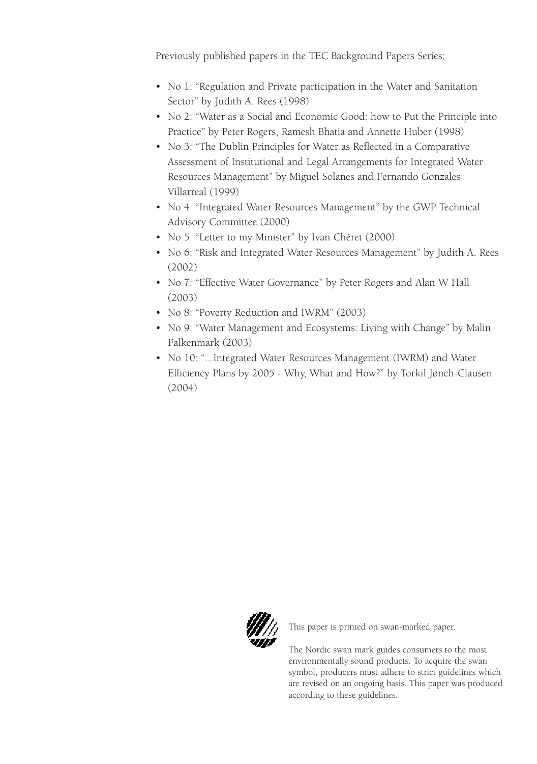Previously published papers in the TEC Background Papers Series:

- No 1: "Regulation and Private participation in the Water and Sanitation Sector" by Judith A. Rees (1998)
- No 2: "Water as a Social and Economic Good: how to Put the Principle into Practice" by Peter Rogers, Ramesh Bhatia and Annette Huber (1998)
- No 3: "The Dublin Principles for Water as Reflected in a Comparative Assessment of Institutional and Legal Arrangements for Integrated Water Resources Management" by Miguel Solanes and Fernando Gonzales Villarreal (1999)
- No 4: "Integrated Water Resources Management" by the GWP Technical Advisory Committee (2000)
- No 5: "Letter to my Minister" by Ivan Chéret (2000)
- No 6: "Risk and Integrated Water Resources Management" by Judith A. Rees (2002)
- No 7: "Effective Water Governance" by Peter Rogers and Alan W Hall (2003)
- No 8: "Poverty Reduction and IWRM" (2003)
- No 9: "Water Management and Ecosystems: Living with Change" by Malin Falkenmark (2003)
- No 10: "...Integrated Water Resources Management (IWRM) and Water Efficiency Plans by 2005 - Why, What and How?" by Torkil Jønch-Clausen (2004)

This paper is printed on swan-marked paper.

The Nordic swan mark guides consumers to the most environmentally sound products. To acquire the swan symbol, producers must adhere to strict guidelines which are revised on an ongoing basis. This paper was produced according to these guidelines.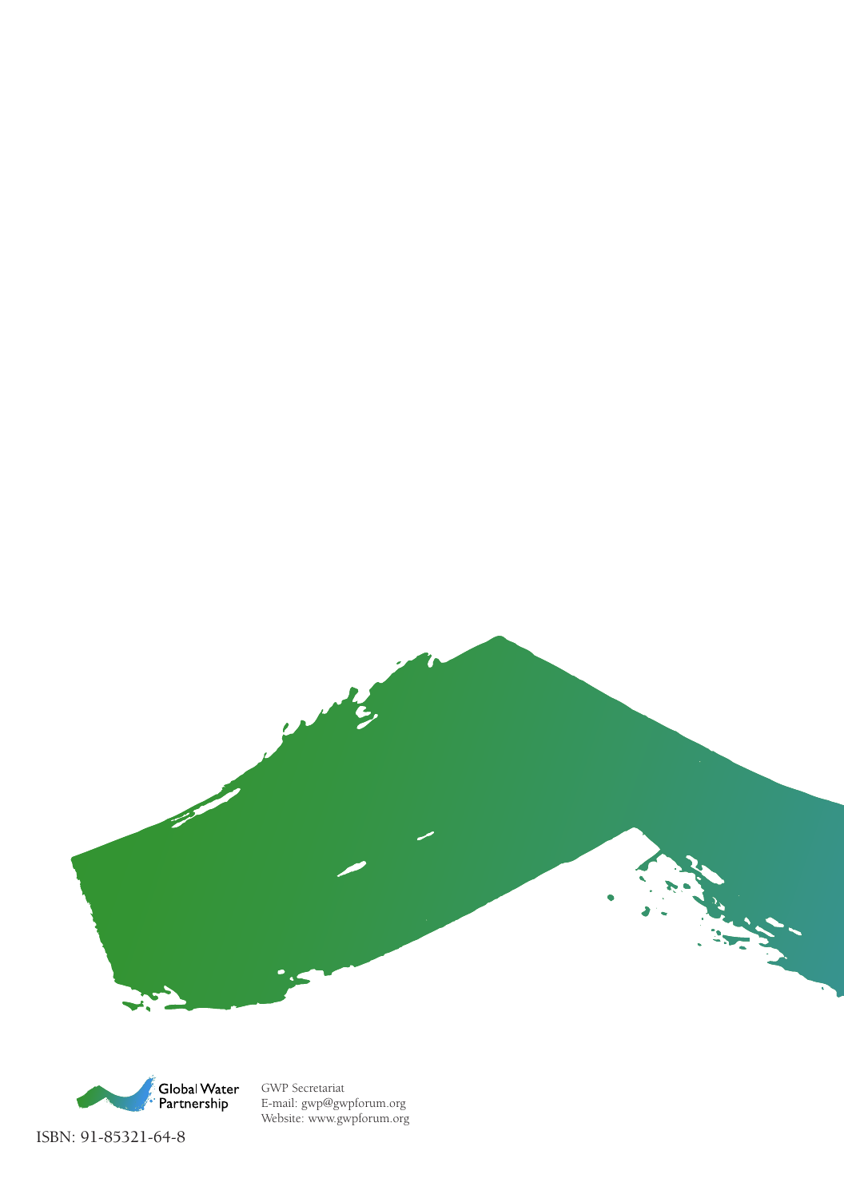Global Water Partnership

GWP Secretariat
E-mail: gwp@gwpforum.org
Website: www.gwpforum.org

ISBN: 91-85321-64-8